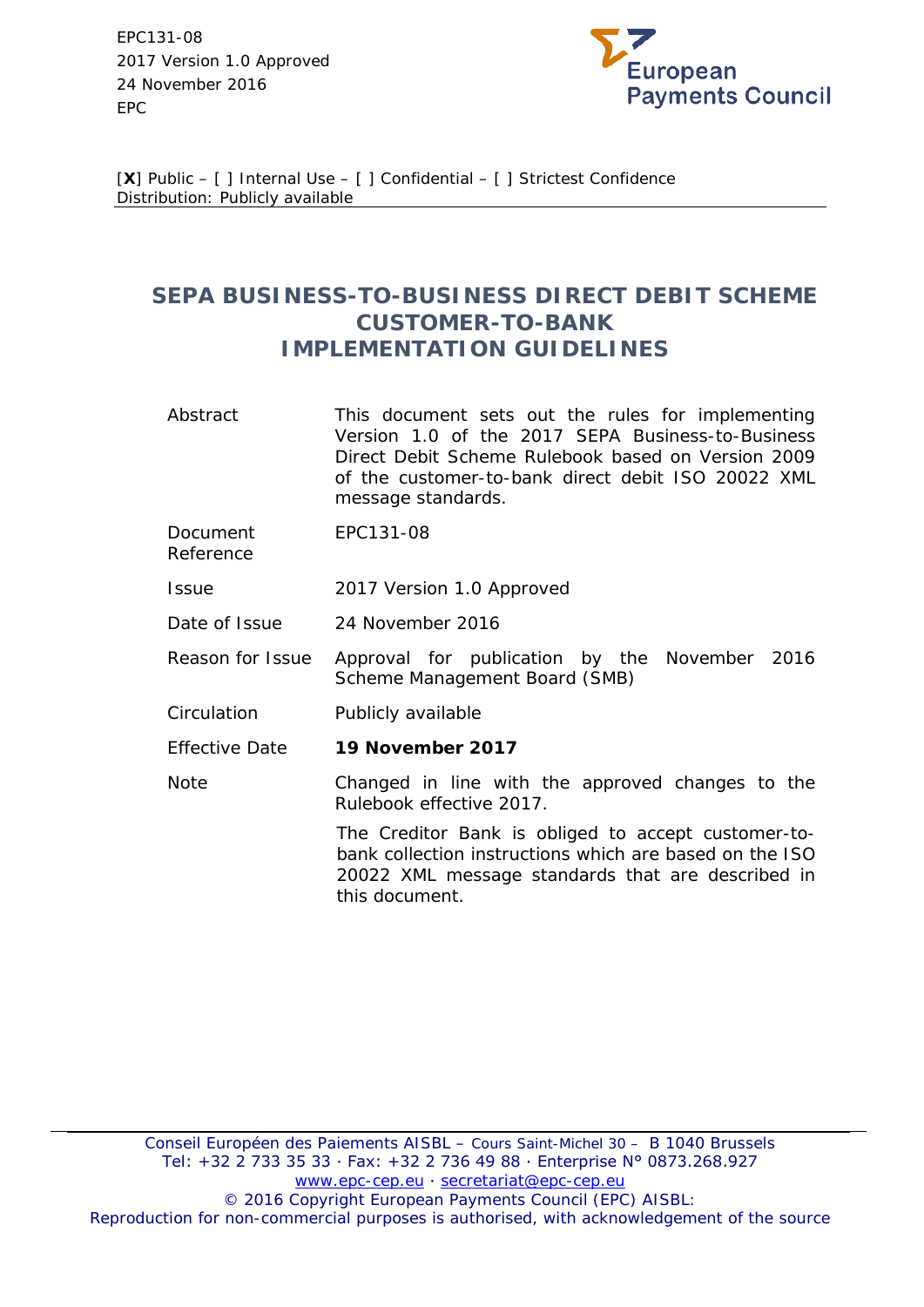EPC131-08
2017 Version 1.0 Approved
24 November 2016
EPC

European Payments Council

[**X**] Public – [ ] Internal Use – [ ] Confidential – [ ] Strictest Confidence
Distribution: Publicly available

# SEPA BUSINESS-TO-BUSINESS DIRECT DEBIT SCHEME CUSTOMER-TO-BANK IMPLEMENTATION GUIDELINES

| | |
|---|---|
| Abstract | This document sets out the rules for implementing Version 1.0 of the 2017 SEPA Business-to-Business Direct Debit Scheme Rulebook based on Version 2009 of the customer-to-bank direct debit ISO 20022 XML message standards. |
| Document Reference | EPC131-08 |
| Issue | 2017 Version 1.0 Approved |
| Date of Issue | 24 November 2016 |
| Reason for Issue | Approval for publication by the November 2016 Scheme Management Board (SMB) |
| Circulation | Publicly available |
| Effective Date | **19 November 2017** |
| Note | Changed in line with the approved changes to the Rulebook effective 2017.<br>The Creditor Bank is obliged to accept customer-to-bank collection instructions which are based on the ISO 20022 XML message standards that are described in this document. |

Conseil Européen des Paiements AISBL – Cours Saint-Michel 30 – B 1040 Brussels
Tel: +32 2 733 35 33 · Fax: +32 2 736 49 88 · Enterprise N° 0873.268.927
www.epc-cep.eu · secretariat@epc-cep.eu
© 2016 Copyright European Payments Council (EPC) AISBL:
Reproduction for non-commercial purposes is authorised, with acknowledgement of the source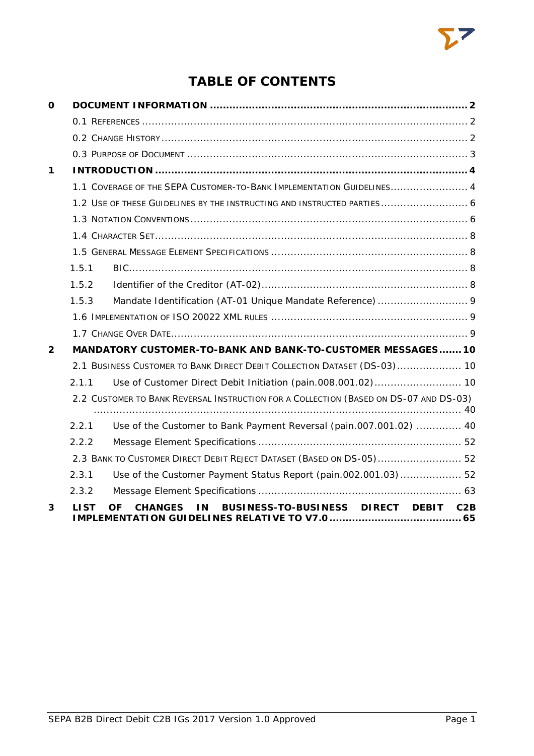# TABLE OF CONTENTS

**0 DOCUMENT INFORMATION .......... 2**

- 0.1 REFERENCES .......... 2
- 0.2 CHANGE HISTORY .......... 2
- 0.3 PURPOSE OF DOCUMENT .......... 3

**1 INTRODUCTION .......... 4**

- 1.1 COVERAGE OF THE SEPA CUSTOMER-TO-BANK IMPLEMENTATION GUIDELINES .......... 4
- 1.2 USE OF THESE GUIDELINES BY THE INSTRUCTING AND INSTRUCTED PARTIES .......... 6
- 1.3 NOTATION CONVENTIONS .......... 6
- 1.4 CHARACTER SET .......... 8
- 1.5 GENERAL MESSAGE ELEMENT SPECIFICATIONS .......... 8
  - 1.5.1 BIC .......... 8
  - 1.5.2 Identifier of the Creditor (AT-02) .......... 8
  - 1.5.3 Mandate Identification (AT-01 Unique Mandate Reference) .......... 9
- 1.6 IMPLEMENTATION OF ISO 20022 XML RULES .......... 9
- 1.7 CHANGE OVER DATE .......... 9

**2 MANDATORY CUSTOMER-TO-BANK AND BANK-TO-CUSTOMER MESSAGES .......... 10**

- 2.1 BUSINESS CUSTOMER TO BANK DIRECT DEBIT COLLECTION DATASET (DS-03) .......... 10
  - 2.1.1 Use of Customer Direct Debit Initiation (pain.008.001.02) .......... 10
- 2.2 CUSTOMER TO BANK REVERSAL INSTRUCTION FOR A COLLECTION (BASED ON DS-07 AND DS-03) .......... 40
  - 2.2.1 Use of the Customer to Bank Payment Reversal (pain.007.001.02) .......... 40
  - 2.2.2 Message Element Specifications .......... 52
- 2.3 BANK TO CUSTOMER DIRECT DEBIT REJECT DATASET (BASED ON DS-05) .......... 52
  - 2.3.1 Use of the Customer Payment Status Report (pain.002.001.03) .......... 52
  - 2.3.2 Message Element Specifications .......... 63

**3 LIST OF CHANGES IN BUSINESS-TO-BUSINESS DIRECT DEBIT C2B IMPLEMENTATION GUIDELINES RELATIVE TO V7.0 .......... 65**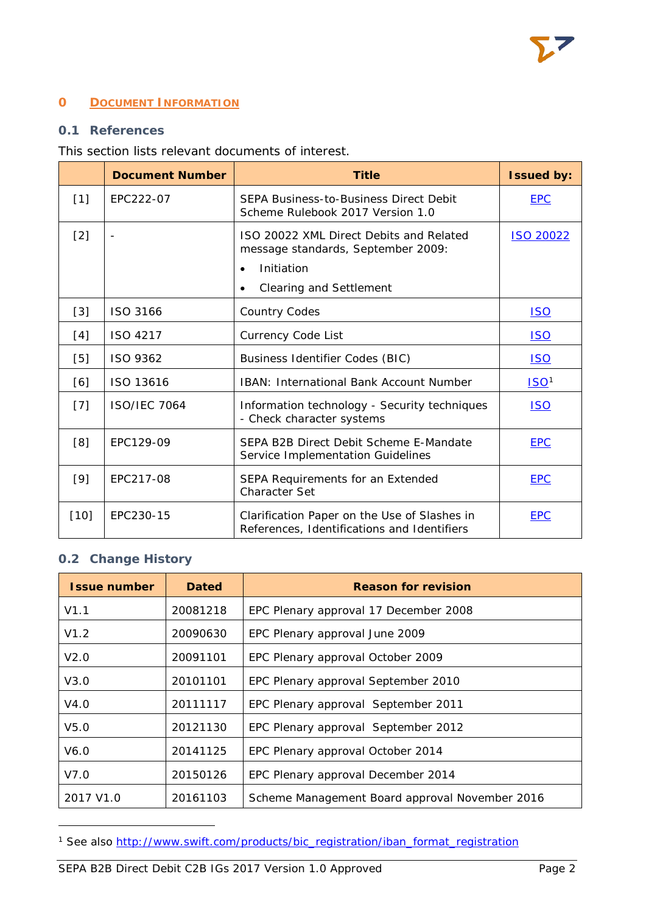# 0 DOCUMENT INFORMATION

## 0.1 References

This section lists relevant documents of interest.

| | Document Number | Title | Issued by: |
|---|---|---|---|
| [1] | EPC222-07 | SEPA Business-to-Business Direct Debit Scheme Rulebook 2017 Version 1.0 | EPC |
| [2] | - | ISO 20022 XML Direct Debits and Related message standards, September 2009:<br>• Initiation<br>• Clearing and Settlement | ISO 20022 |
| [3] | ISO 3166 | Country Codes | ISO |
| [4] | ISO 4217 | Currency Code List | ISO |
| [5] | ISO 9362 | Business Identifier Codes (BIC) | ISO |
| [6] | ISO 13616 | IBAN: International Bank Account Number | ISO[1] |
| [7] | ISO/IEC 7064 | Information technology - Security techniques - Check character systems | ISO |
| [8] | EPC129-09 | SEPA B2B Direct Debit Scheme E-Mandate Service Implementation Guidelines | EPC |
| [9] | EPC217-08 | SEPA Requirements for an Extended Character Set | EPC |
| [10] | EPC230-15 | Clarification Paper on the Use of Slashes in References, Identifications and Identifiers | EPC |

## 0.2 Change History

| Issue number | Dated | Reason for revision |
|---|---|---|
| V1.1 | 20081218 | EPC Plenary approval 17 December 2008 |
| V1.2 | 20090630 | EPC Plenary approval June 2009 |
| V2.0 | 20091101 | EPC Plenary approval October 2009 |
| V3.0 | 20101101 | EPC Plenary approval September 2010 |
| V4.0 | 20111117 | EPC Plenary approval September 2011 |
| V5.0 | 20121130 | EPC Plenary approval September 2012 |
| V6.0 | 20141125 | EPC Plenary approval October 2014 |
| V7.0 | 20150126 | EPC Plenary approval December 2014 |
| 2017 V1.0 | 20161103 | Scheme Management Board approval November 2016 |

[1] See also http://www.swift.com/products/bic_registration/iban_format_registration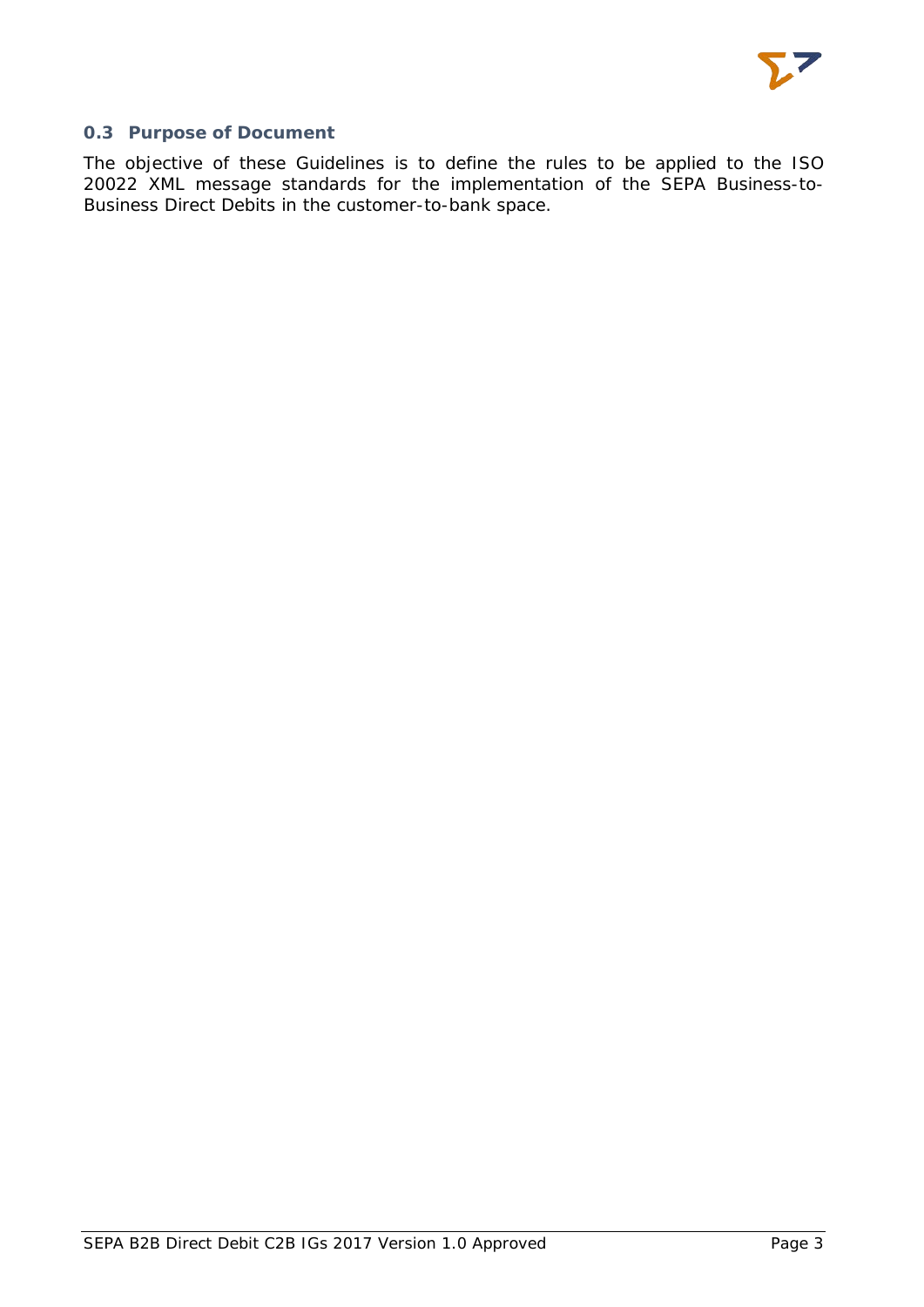## 0.3 Purpose of Document

The objective of these Guidelines is to define the rules to be applied to the ISO 20022 XML message standards for the implementation of the SEPA Business-to-Business Direct Debits in the customer-to-bank space.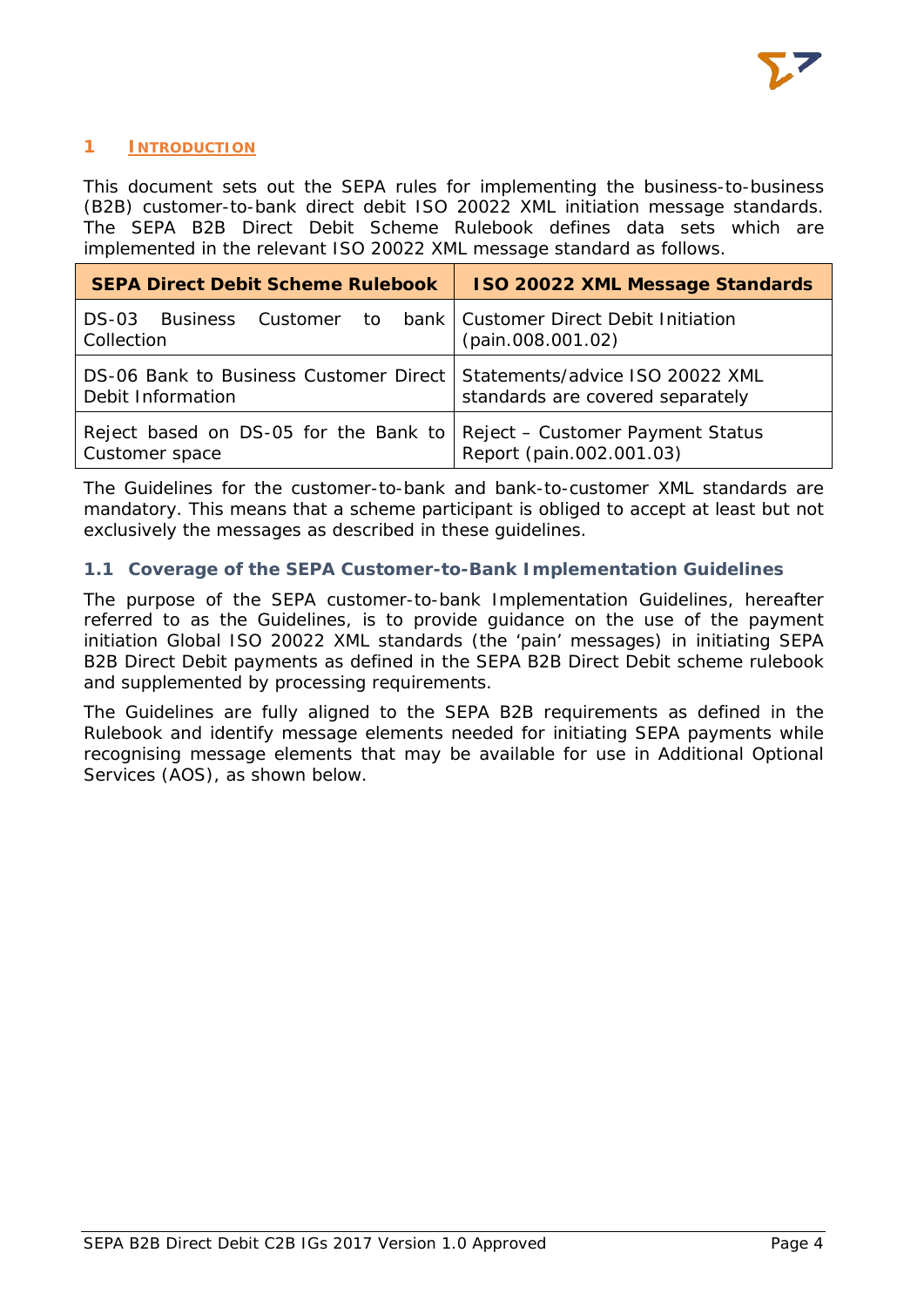# 1 INTRODUCTION

This document sets out the SEPA rules for implementing the business-to-business (B2B) customer-to-bank direct debit ISO 20022 XML initiation message standards. The SEPA B2B Direct Debit Scheme Rulebook defines data sets which are implemented in the relevant ISO 20022 XML message standard as follows.

| SEPA Direct Debit Scheme Rulebook | ISO 20022 XML Message Standards |
|---|---|
| DS-03 Business Customer to bank Collection | Customer Direct Debit Initiation (pain.008.001.02) |
| DS-06 Bank to Business Customer Direct Debit Information | Statements/advice ISO 20022 XML standards are covered separately |
| Reject based on DS-05 for the Bank to Customer space | Reject – Customer Payment Status Report (pain.002.001.03) |

The Guidelines for the customer-to-bank and bank-to-customer XML standards are mandatory. This means that a scheme participant is obliged to accept at least but not exclusively the messages as described in these guidelines.

## 1.1 Coverage of the SEPA Customer-to-Bank Implementation Guidelines

The purpose of the SEPA customer-to-bank Implementation Guidelines, hereafter referred to as the Guidelines, is to provide guidance on the use of the payment initiation Global ISO 20022 XML standards (the 'pain' messages) in initiating SEPA B2B Direct Debit payments as defined in the SEPA B2B Direct Debit scheme rulebook and supplemented by processing requirements.

The Guidelines are fully aligned to the SEPA B2B requirements as defined in the Rulebook and identify message elements needed for initiating SEPA payments while recognising message elements that may be available for use in Additional Optional Services (AOS), as shown below.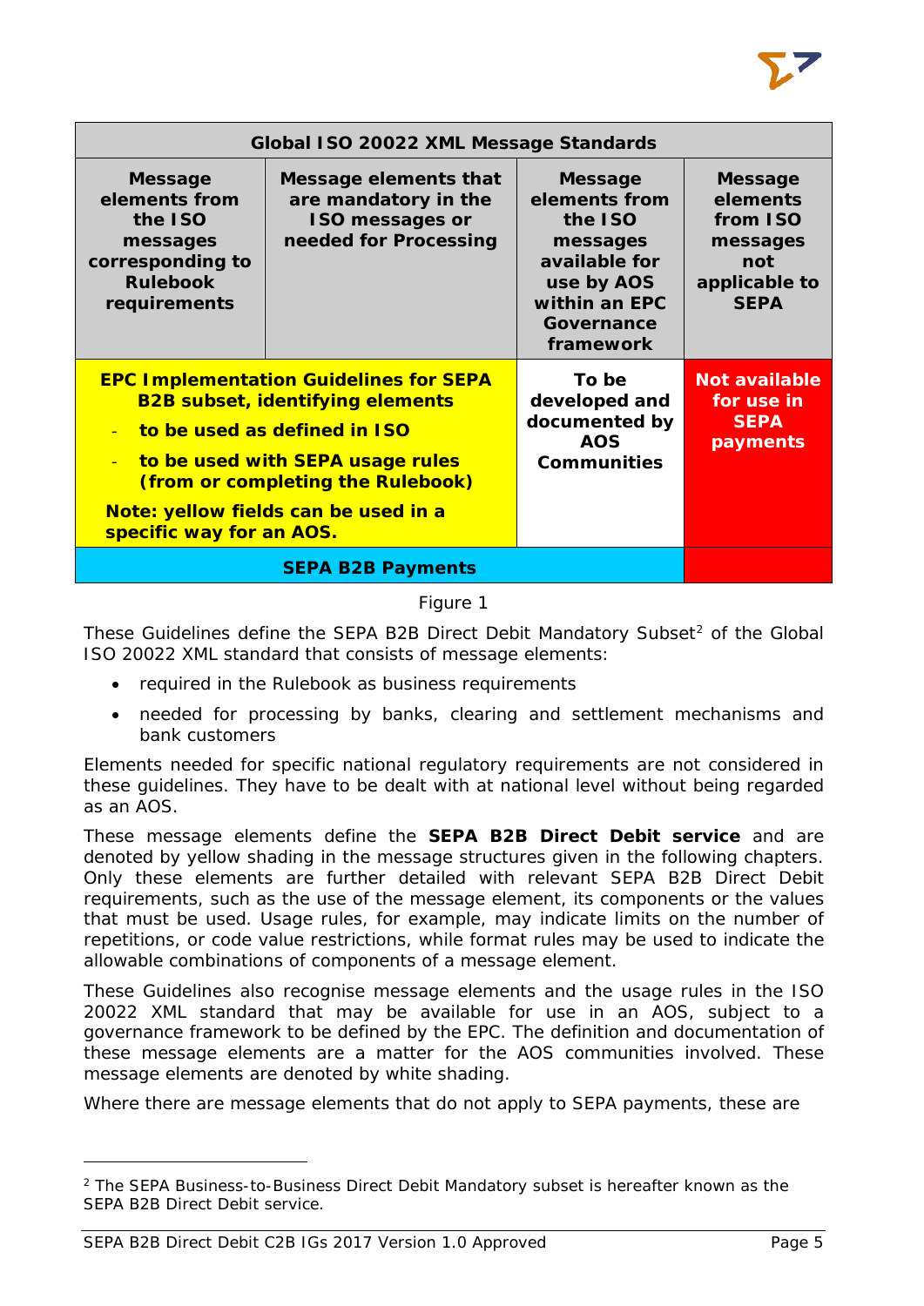| Global ISO 20022 XML Message Standards | | | |
|---|---|---|---|
| **Message elements from the ISO messages corresponding to Rulebook requirements** | **Message elements that are mandatory in the ISO messages or needed for Processing** | **Message elements from the ISO messages available for use by AOS within an EPC Governance framework** | **Message elements from ISO messages not applicable to SEPA** |
| **EPC Implementation Guidelines for SEPA B2B subset, identifying elements**<br>- **to be used as defined in ISO**<br>- **to be used with SEPA usage rules (from or completing the Rulebook)**<br>**Note: yellow fields can be used in a specific way for an AOS.** | | **To be developed and documented by AOS Communities** | **Not available for use in SEPA payments** |
| **SEPA B2B Payments** | | | |

Figure 1

These Guidelines define the SEPA B2B Direct Debit Mandatory Subset[2] of the Global ISO 20022 XML standard that consists of message elements:

- required in the Rulebook as business requirements
- needed for processing by banks, clearing and settlement mechanisms and bank customers

Elements needed for specific national regulatory requirements are not considered in these guidelines. They have to be dealt with at national level without being regarded as an AOS.

These message elements define the **SEPA B2B Direct Debit service** and are denoted by yellow shading in the message structures given in the following chapters. Only these elements are further detailed with relevant SEPA B2B Direct Debit requirements, such as the use of the message element, its components or the values that must be used. Usage rules, for example, may indicate limits on the number of repetitions, or code value restrictions, while format rules may be used to indicate the allowable combinations of components of a message element.

These Guidelines also recognise message elements and the usage rules in the ISO 20022 XML standard that may be available for use in an AOS, subject to a governance framework to be defined by the EPC. The definition and documentation of these message elements are a matter for the AOS communities involved. These message elements are denoted by white shading.

Where there are message elements that do not apply to SEPA payments, these are

[2] The SEPA Business-to-Business Direct Debit Mandatory subset is hereafter known as the SEPA B2B Direct Debit service.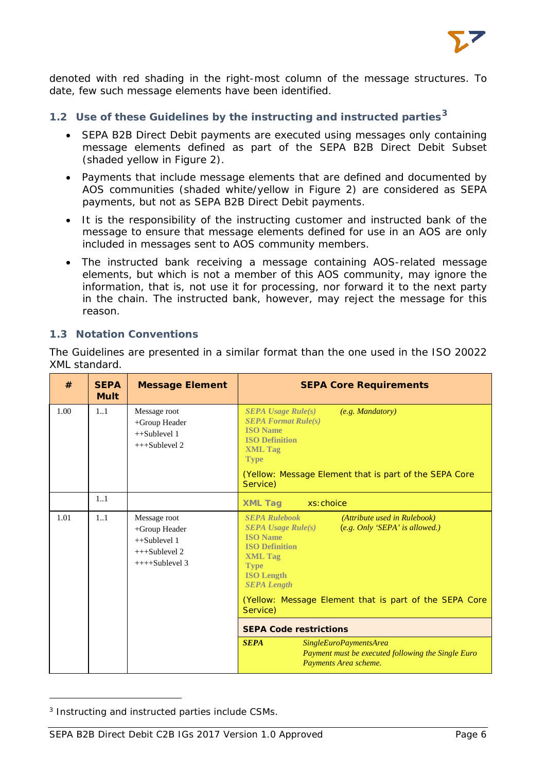denoted with red shading in the right-most column of the message structures. To date, few such message elements have been identified.

### 1.2 Use of these Guidelines by the instructing and instructed parties[3]

- SEPA B2B Direct Debit payments are executed using messages only containing message elements defined as part of the SEPA B2B Direct Debit Subset (shaded yellow in Figure 2).
- Payments that include message elements that are defined and documented by AOS communities (shaded white/yellow in Figure 2) are considered as SEPA payments, but not as SEPA B2B Direct Debit payments.
- It is the responsibility of the instructing customer and instructed bank of the message to ensure that message elements defined for use in an AOS are only included in messages sent to AOS community members.
- The instructed bank receiving a message containing AOS-related message elements, but which is not a member of this AOS community, may ignore the information, that is, not use it for processing, nor forward it to the next party in the chain. The instructed bank, however, may reject the message for this reason.

### 1.3 Notation Conventions

The Guidelines are presented in a similar format than the one used in the ISO 20022 XML standard.

| # | SEPA Mult | Message Element | SEPA Core Requirements |
|---|---|---|---|
| 1.00 | 1..1 | Message root<br>+Group Header<br>++Sublevel 1<br>+++Sublevel 2 | ***SEPA Usage Rule(s)*** *(e.g. Mandatory)*<br>***SEPA Format Rule(s)***<br>**ISO Name**<br>**ISO Definition**<br>**XML Tag**<br>**Type**<br><br>(Yellow: Message Element that is part of the SEPA Core Service) |
| | 1..1 | | **XML Tag** xs:choice |
| 1.01 | 1..1 | Message root<br>+Group Header<br>++Sublevel 1<br>+++Sublevel 2<br>++++Sublevel 3 | ***SEPA Rulebook*** *(Attribute used in Rulebook)*<br>***SEPA Usage Rule(s)*** *(e.g. Only 'SEPA' is allowed.)*<br>**ISO Name**<br>**ISO Definition**<br>**XML Tag**<br>**Type**<br>**ISO Length**<br>***SEPA Length***<br><br>(Yellow: Message Element that is part of the SEPA Core Service)<br><br>**SEPA Code restrictions**<br>***SEPA*** *SingleEuroPaymentsArea* *Payment must be executed following the Single Euro Payments Area scheme.* |

[3] Instructing and instructed parties include CSMs.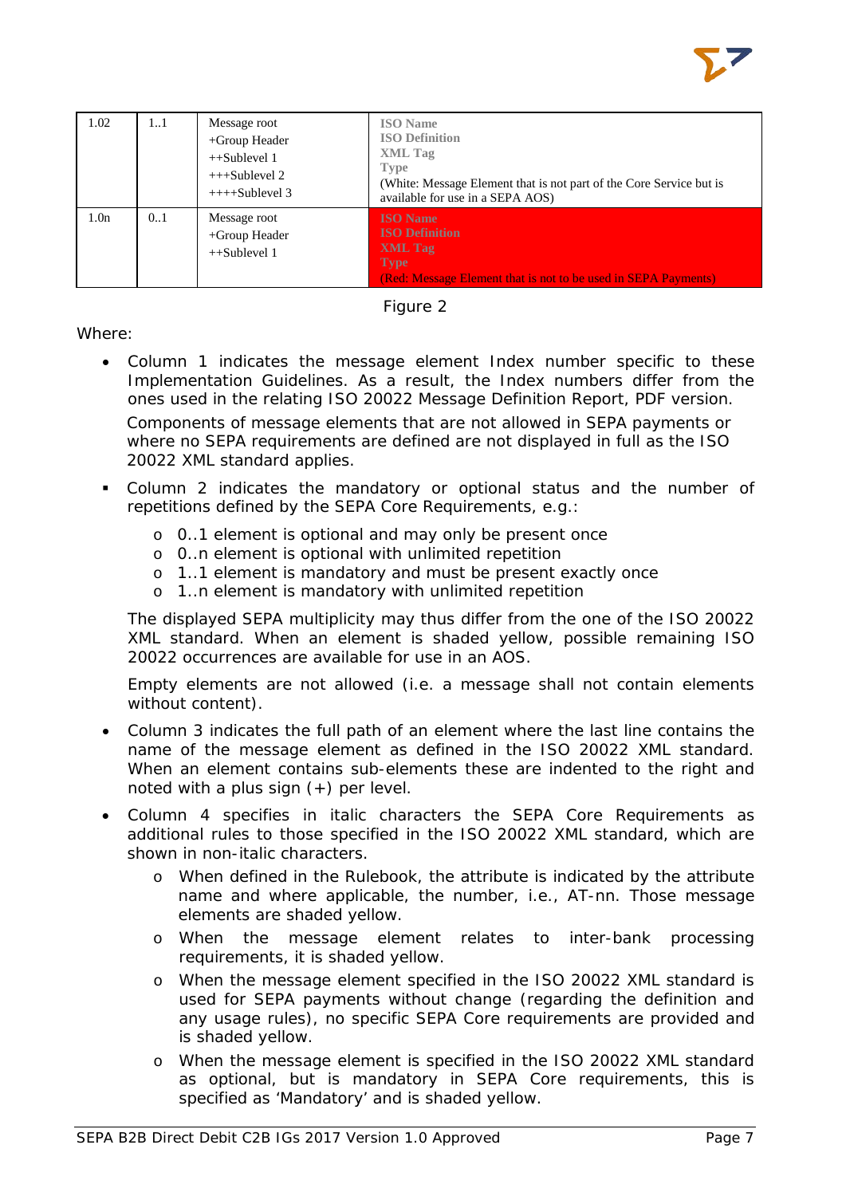| | | | |
|---|---|---|---|
| 1.02 | 1..1 | Message root<br>+Group Header<br>++Sublevel 1<br>+++Sublevel 2<br>++++Sublevel 3 | **ISO Name**<br>**ISO Definition**<br>**XML Tag**<br>**Type**<br>(White: Message Element that is not part of the Core Service but is available for use in a SEPA AOS) |
| 1.0n | 0..1 | Message root<br>+Group Header<br>++Sublevel 1 | **ISO Name**<br>**ISO Definition**<br>**XML Tag**<br>**Type**<br>(Red: Message Element that is not to be used in SEPA Payments) |

Figure 2

Where:

- Column 1 indicates the message element Index number specific to these Implementation Guidelines. As a result, the Index numbers differ from the ones used in the relating ISO 20022 Message Definition Report, PDF version.

  Components of message elements that are not allowed in SEPA payments or where no SEPA requirements are defined are not displayed in full as the ISO 20022 XML standard applies.

- Column 2 indicates the mandatory or optional status and the number of repetitions defined by the SEPA Core Requirements, e.g.:
  - 0..1 element is optional and may only be present once
  - 0..n element is optional with unlimited repetition
  - 1..1 element is mandatory and must be present exactly once
  - 1..n element is mandatory with unlimited repetition

  The displayed SEPA multiplicity may thus differ from the one of the ISO 20022 XML standard. When an element is shaded yellow, possible remaining ISO 20022 occurrences are available for use in an AOS.

  Empty elements are not allowed (i.e. a message shall not contain elements without content).

- Column 3 indicates the full path of an element where the last line contains the name of the message element as defined in the ISO 20022 XML standard. When an element contains sub-elements these are indented to the right and noted with a plus sign (+) per level.

- Column 4 specifies in italic characters the SEPA Core Requirements as additional rules to those specified in the ISO 20022 XML standard, which are shown in non-italic characters.
  - When defined in the Rulebook, the attribute is indicated by the attribute name and where applicable, the number, i.e., AT-nn. Those message elements are shaded yellow.
  - When the message element relates to inter-bank processing requirements, it is shaded yellow.
  - When the message element specified in the ISO 20022 XML standard is used for SEPA payments without change (regarding the definition and any usage rules), no specific SEPA Core requirements are provided and is shaded yellow.
  - When the message element is specified in the ISO 20022 XML standard as optional, but is mandatory in SEPA Core requirements, this is specified as 'Mandatory' and is shaded yellow.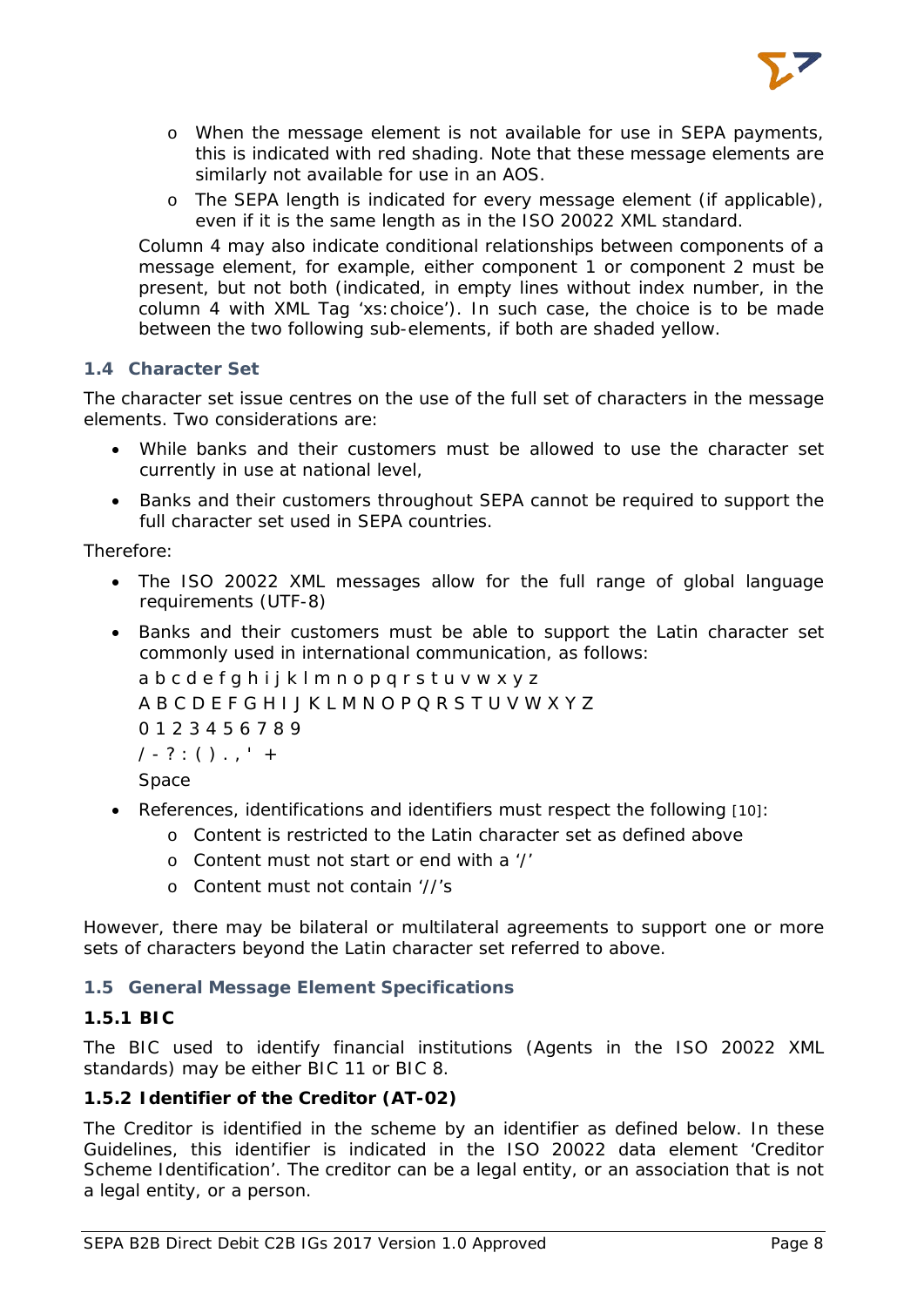- When the message element is not available for use in SEPA payments, this is indicated with red shading. Note that these message elements are similarly not available for use in an AOS.
   - The SEPA length is indicated for every message element (if applicable), even if it is the same length as in the ISO 20022 XML standard.

  Column 4 may also indicate conditional relationships between components of a message element, for example, either component 1 or component 2 must be present, but not both (indicated, in empty lines without index number, in the column 4 with XML Tag 'xs:choice'). In such case, the choice is to be made between the two following sub-elements, if both are shaded yellow.

## 1.4 Character Set

The character set issue centres on the use of the full set of characters in the message elements. Two considerations are:

- While banks and their customers must be allowed to use the character set currently in use at national level,
- Banks and their customers throughout SEPA cannot be required to support the full character set used in SEPA countries.

Therefore:

- The ISO 20022 XML messages allow for the full range of global language requirements (UTF-8)
- Banks and their customers must be able to support the Latin character set commonly used in international communication, as follows:

  a b c d e f g h i j k l m n o p q r s t u v w x y z

  A B C D E F G H I J K L M N O P Q R S T U V W X Y Z

  0 1 2 3 4 5 6 7 8 9

  / - ? : ( ) . , ' +

  Space

- References, identifications and identifiers must respect the following [10]:
  - Content is restricted to the Latin character set as defined above
  - Content must not start or end with a '/'
  - Content must not contain '//'s

However, there may be bilateral or multilateral agreements to support one or more sets of characters beyond the Latin character set referred to above.

## 1.5 General Message Element Specifications

### 1.5.1 BIC

The BIC used to identify financial institutions (Agents in the ISO 20022 XML standards) may be either BIC 11 or BIC 8.

### 1.5.2 Identifier of the Creditor (AT-02)

The Creditor is identified in the scheme by an identifier as defined below. In these Guidelines, this identifier is indicated in the ISO 20022 data element 'Creditor Scheme Identification'. The creditor can be a legal entity, or an association that is not a legal entity, or a person.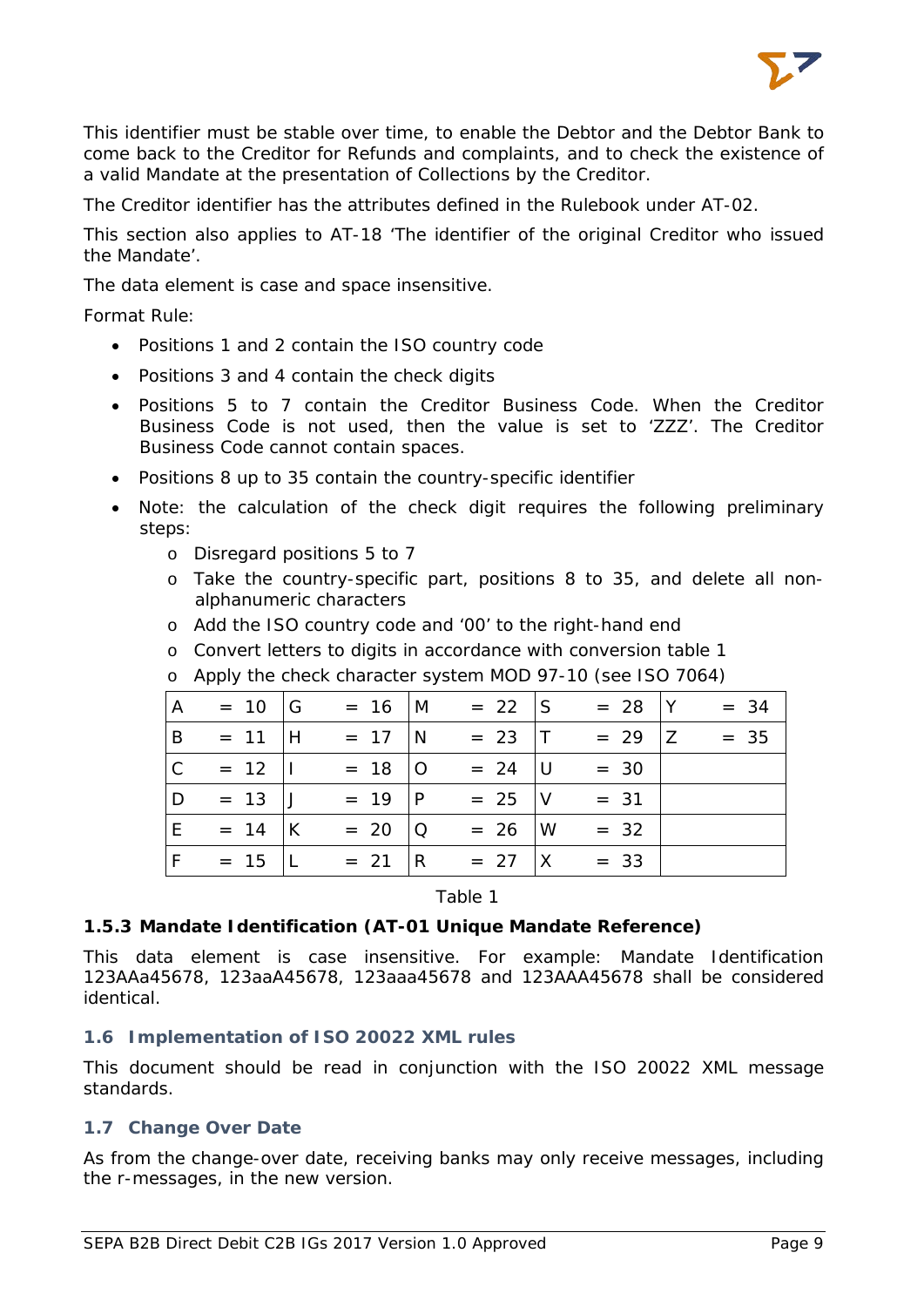This identifier must be stable over time, to enable the Debtor and the Debtor Bank to come back to the Creditor for Refunds and complaints, and to check the existence of a valid Mandate at the presentation of Collections by the Creditor.

The Creditor identifier has the attributes defined in the Rulebook under AT-02.

This section also applies to AT-18 'The identifier of the original Creditor who issued the Mandate'.

The data element is case and space insensitive.

Format Rule:

- Positions 1 and 2 contain the ISO country code
- Positions 3 and 4 contain the check digits
- Positions 5 to 7 contain the Creditor Business Code. When the Creditor Business Code is not used, then the value is set to 'ZZZ'. The Creditor Business Code cannot contain spaces.
- Positions 8 up to 35 contain the country-specific identifier
- Note: the calculation of the check digit requires the following preliminary steps:
  - Disregard positions 5 to 7
  - Take the country-specific part, positions 8 to 35, and delete all non-alphanumeric characters
  - Add the ISO country code and '00' to the right-hand end
  - Convert letters to digits in accordance with conversion table 1
  - Apply the check character system MOD 97-10 (see ISO 7064)

| | | | | |
|---|---|---|---|---|
| A = 10 | G = 16 | M = 22 | S = 28 | Y = 34 |
| B = 11 | H = 17 | N = 23 | T = 29 | Z = 35 |
| C = 12 | I = 18 | O = 24 | U = 30 | |
| D = 13 | J = 19 | P = 25 | V = 31 | |
| E = 14 | K = 20 | Q = 26 | W = 32 | |
| F = 15 | L = 21 | R = 27 | X = 33 | |

Table 1

### 1.5.3 Mandate Identification (AT-01 Unique Mandate Reference)

This data element is case insensitive. For example: Mandate Identification 123AAa45678, 123aaA45678, 123aaa45678 and 123AAA45678 shall be considered identical.

## 1.6 Implementation of ISO 20022 XML rules

This document should be read in conjunction with the ISO 20022 XML message standards.

## 1.7 Change Over Date

As from the change-over date, receiving banks may only receive messages, including the r-messages, in the new version.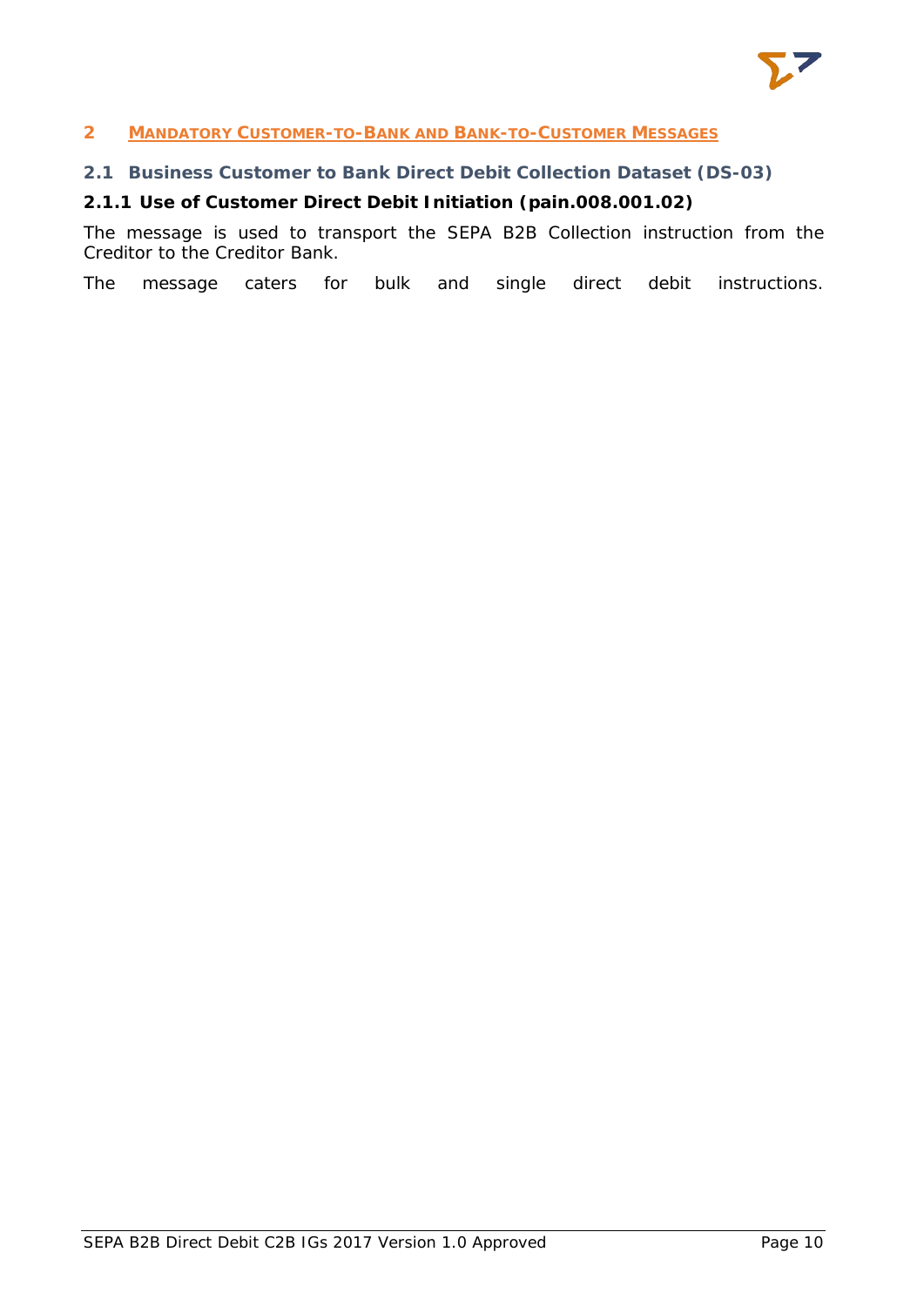# 2 MANDATORY CUSTOMER-TO-BANK AND BANK-TO-CUSTOMER MESSAGES

## 2.1 Business Customer to Bank Direct Debit Collection Dataset (DS-03)

### 2.1.1 Use of Customer Direct Debit Initiation (pain.008.001.02)

The message is used to transport the SEPA B2B Collection instruction from the Creditor to the Creditor Bank.

The message caters for bulk and single direct debit instructions.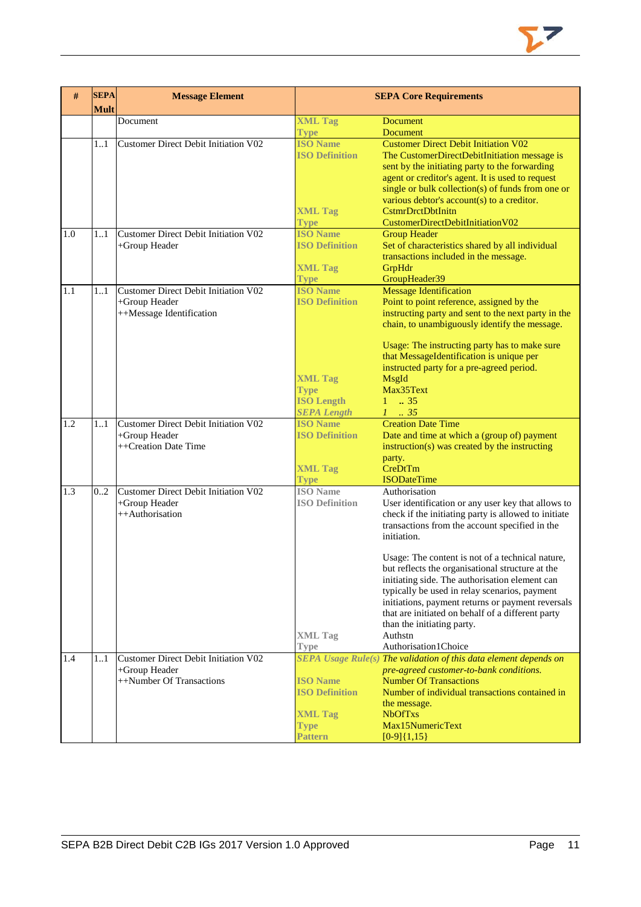| # | SEPA Mult | Message Element | SEPA Core Requirements | |
|---|---|---|---|---|
| | | Document | XML Tag | Document |
| | | | Type | Document |
| | 1..1 | Customer Direct Debit Initiation V02 | ISO Name | Customer Direct Debit Initiation V02 |
| | | | ISO Definition | The CustomerDirectDebitInitiation message is sent by the initiating party to the forwarding agent or creditor's agent. It is used to request single or bulk collection(s) of funds from one or various debtor's account(s) to a creditor. |
| | | | XML Tag | CstmrDrctDbtInitn |
| | | | Type | CustomerDirectDebitInitiationV02 |
| 1.0 | 1..1 | Customer Direct Debit Initiation V02<br>+Group Header | ISO Name | Group Header |
| | | | ISO Definition | Set of characteristics shared by all individual transactions included in the message. |
| | | | XML Tag | GrpHdr |
| | | | Type | GroupHeader39 |
| 1.1 | 1..1 | Customer Direct Debit Initiation V02<br>+Group Header<br>++Message Identification | ISO Name | Message Identification |
| | | | ISO Definition | Point to point reference, assigned by the instructing party and sent to the next party in the chain, to unambiguously identify the message.<br><br>Usage: The instructing party has to make sure that MessageIdentification is unique per instructed party for a pre-agreed period. |
| | | | XML Tag | MsgId |
| | | | Type | Max35Text |
| | | | ISO Length | 1 .. 35 |
| | | | *SEPA Length* | *1 .. 35* |
| 1.2 | 1..1 | Customer Direct Debit Initiation V02<br>+Group Header<br>++Creation Date Time | ISO Name | Creation Date Time |
| | | | ISO Definition | Date and time at which a (group of) payment instruction(s) was created by the instructing party. |
| | | | XML Tag | CreDtTm |
| | | | Type | ISODateTime |
| 1.3 | 0..2 | Customer Direct Debit Initiation V02<br>+Group Header<br>++Authorisation | ISO Name | Authorisation |
| | | | ISO Definition | User identification or any user key that allows to check if the initiating party is allowed to initiate transactions from the account specified in the initiation.<br><br>Usage: The content is not of a technical nature, but reflects the organisational structure at the initiating side. The authorisation element can typically be used in relay scenarios, payment initiations, payment returns or payment reversals that are initiated on behalf of a different party than the initiating party. |
| | | | XML Tag | Authstn |
| | | | Type | Authorisation1Choice |
| 1.4 | 1..1 | Customer Direct Debit Initiation V02<br>+Group Header<br>++Number Of Transactions | *SEPA Usage Rule(s)* | *The validation of this data element depends on pre-agreed customer-to-bank conditions.* |
| | | | ISO Name | Number Of Transactions |
| | | | ISO Definition | Number of individual transactions contained in the message. |
| | | | XML Tag | NbOfTxs |
| | | | Type | Max15NumericText |
| | | | Pattern | [0-9]{1,15} |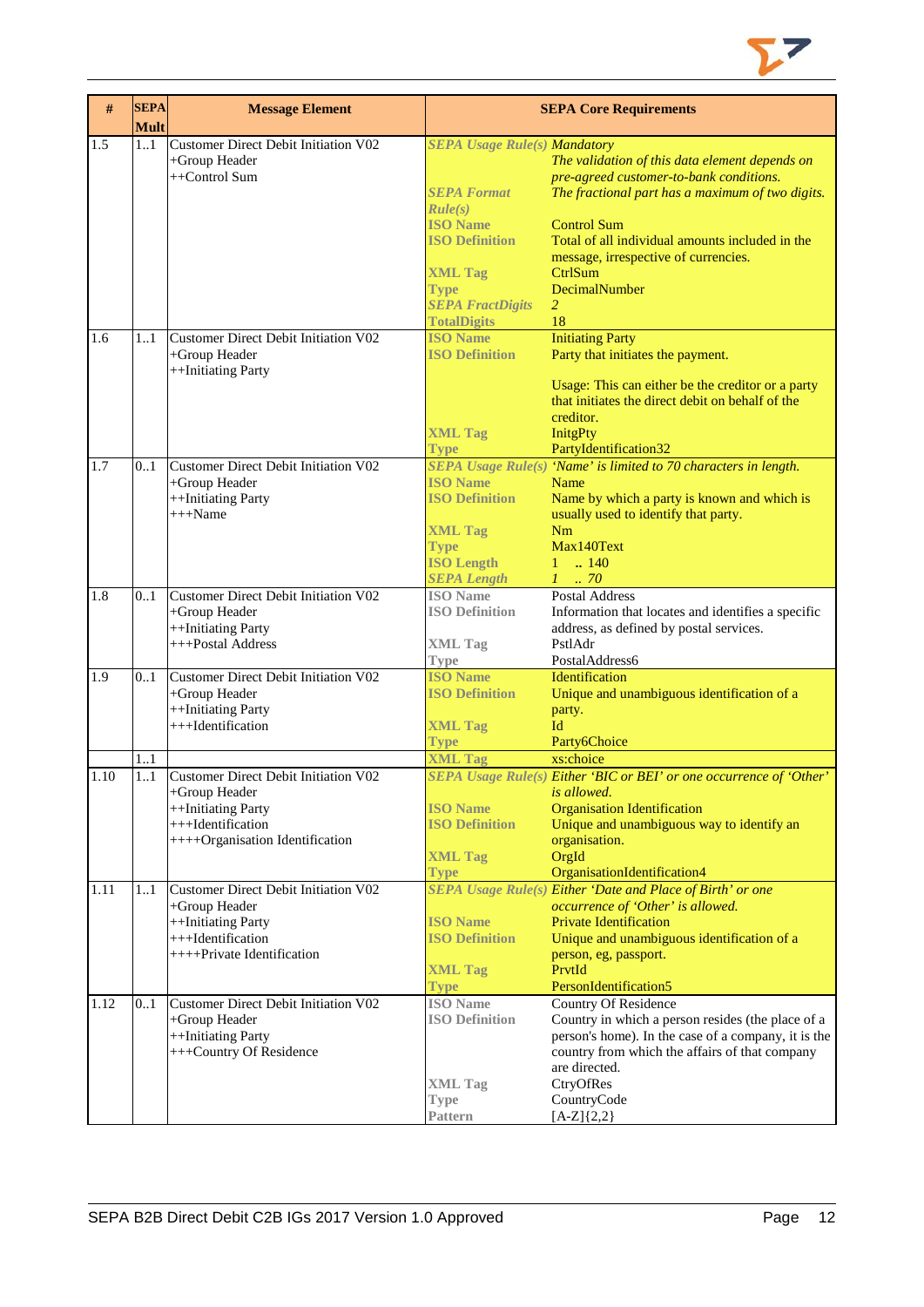| # | SEPA Mult | Message Element | SEPA Core Requirements | |
|---|---|---|---|---|
| 1.5 | 1..1 | Customer Direct Debit Initiation V02<br>+Group Header<br>++Control Sum | *SEPA Usage Rule(s)* | *Mandatory*<br>*The validation of this data element depends on pre-agreed customer-to-bank conditions.* |
| | | | *SEPA Format Rule(s)* | *The fractional part has a maximum of two digits.* |
| | | | ISO Name | Control Sum |
| | | | ISO Definition | Total of all individual amounts included in the message, irrespective of currencies. |
| | | | XML Tag | CtrlSum |
| | | | Type | DecimalNumber |
| | | | *SEPA FractDigits* | *2* |
| | | | TotalDigits | 18 |
| 1.6 | 1..1 | Customer Direct Debit Initiation V02<br>+Group Header<br>++Initiating Party | ISO Name | Initiating Party |
| | | | ISO Definition | Party that initiates the payment.<br><br>Usage: This can either be the creditor or a party that initiates the direct debit on behalf of the creditor. |
| | | | XML Tag | InitgPty |
| | | | Type | PartyIdentification32 |
| 1.7 | 0..1 | Customer Direct Debit Initiation V02<br>+Group Header<br>++Initiating Party<br>+++Name | *SEPA Usage Rule(s)* | *'Name' is limited to 70 characters in length.* |
| | | | ISO Name | Name |
| | | | ISO Definition | Name by which a party is known and which is usually used to identify that party. |
| | | | XML Tag | Nm |
| | | | Type | Max140Text |
| | | | ISO Length | 1 .. 140 |
| | | | *SEPA Length* | *1 .. 70* |
| 1.8 | 0..1 | Customer Direct Debit Initiation V02<br>+Group Header<br>++Initiating Party<br>+++Postal Address | ISO Name | Postal Address |
| | | | ISO Definition | Information that locates and identifies a specific address, as defined by postal services. |
| | | | XML Tag | PstlAdr |
| | | | Type | PostalAddress6 |
| 1.9 | 0..1 | Customer Direct Debit Initiation V02<br>+Group Header<br>++Initiating Party<br>+++Identification | ISO Name | Identification |
| | | | ISO Definition | Unique and unambiguous identification of a party. |
| | | | XML Tag | Id |
| | | | Type | Party6Choice |
| | 1..1 | | XML Tag | xs:choice |
| 1.10 | 1..1 | Customer Direct Debit Initiation V02<br>+Group Header<br>++Initiating Party<br>+++Identification<br>++++Organisation Identification | *SEPA Usage Rule(s)* | *Either 'BIC or BEI' or one occurrence of 'Other' is allowed.* |
| | | | ISO Name | Organisation Identification |
| | | | ISO Definition | Unique and unambiguous way to identify an organisation. |
| | | | XML Tag | OrgId |
| | | | Type | OrganisationIdentification4 |
| 1.11 | 1..1 | Customer Direct Debit Initiation V02<br>+Group Header<br>++Initiating Party<br>+++Identification<br>++++Private Identification | *SEPA Usage Rule(s)* | *Either 'Date and Place of Birth' or one occurrence of 'Other' is allowed.* |
| | | | ISO Name | Private Identification |
| | | | ISO Definition | Unique and unambiguous identification of a person, eg, passport. |
| | | | XML Tag | PrvtId |
| | | | Type | PersonIdentification5 |
| 1.12 | 0..1 | Customer Direct Debit Initiation V02<br>+Group Header<br>++Initiating Party<br>+++Country Of Residence | ISO Name | Country Of Residence |
| | | | ISO Definition | Country in which a person resides (the place of a person's home). In the case of a company, it is the country from which the affairs of that company are directed. |
| | | | XML Tag | CtryOfRes |
| | | | Type | CountryCode |
| | | | Pattern | [A-Z]{2,2} |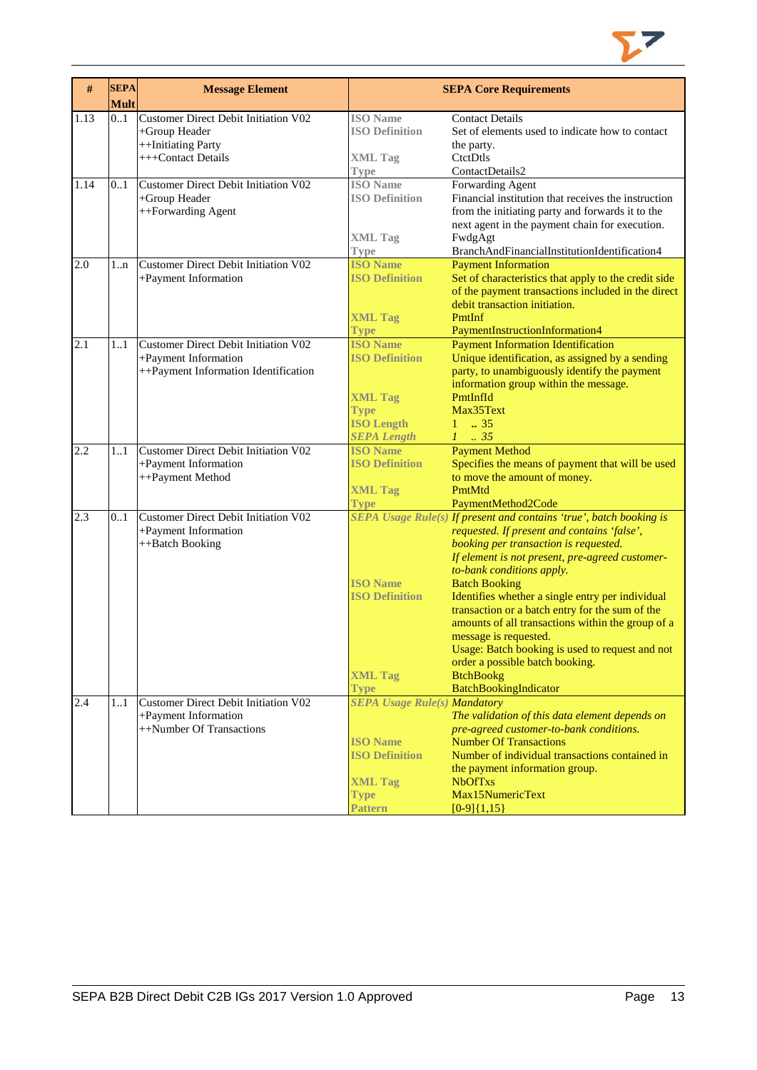| # | SEPA Mult | Message Element | SEPA Core Requirements | |
|---|---|---|---|---|
| 1.13 | 0..1 | Customer Direct Debit Initiation V02<br>+Group Header<br>++Initiating Party<br>+++Contact Details | **ISO Name**<br>**ISO Definition**<br><br>**XML Tag**<br>**Type** | Contact Details<br>Set of elements used to indicate how to contact the party.<br>CtctDtls<br>ContactDetails2 |
| 1.14 | 0..1 | Customer Direct Debit Initiation V02<br>+Group Header<br>++Forwarding Agent | **ISO Name**<br>**ISO Definition**<br><br><br>**XML Tag**<br>**Type** | Forwarding Agent<br>Financial institution that receives the instruction from the initiating party and forwards it to the next agent in the payment chain for execution.<br>FwdgAgt<br>BranchAndFinancialInstitutionIdentification4 |
| 2.0 | 1..n | Customer Direct Debit Initiation V02<br>+Payment Information | **ISO Name**<br>**ISO Definition**<br><br><br>**XML Tag**<br>**Type** | Payment Information<br>Set of characteristics that apply to the credit side of the payment transactions included in the direct debit transaction initiation.<br>PmtInf<br>PaymentInstructionInformation4 |
| 2.1 | 1..1 | Customer Direct Debit Initiation V02<br>+Payment Information<br>++Payment Information Identification | **ISO Name**<br>**ISO Definition**<br><br><br>**XML Tag**<br>**Type**<br>**ISO Length**<br>***SEPA Length*** | Payment Information Identification<br>Unique identification, as assigned by a sending party, to unambiguously identify the payment information group within the message.<br>PmtInfId<br>Max35Text<br>1 .. 35<br>*1 .. 35* |
| 2.2 | 1..1 | Customer Direct Debit Initiation V02<br>+Payment Information<br>++Payment Method | **ISO Name**<br>**ISO Definition**<br><br>**XML Tag**<br>**Type** | Payment Method<br>Specifies the means of payment that will be used to move the amount of money.<br>PmtMtd<br>PaymentMethod2Code |
| 2.3 | 0..1 | Customer Direct Debit Initiation V02<br>+Payment Information<br>++Batch Booking | ***SEPA Usage Rule(s)***<br><br><br><br><br>**ISO Name**<br>**ISO Definition**<br><br><br><br><br><br>**XML Tag**<br>**Type** | *If present and contains 'true', batch booking is requested. If present and contains 'false', booking per transaction is requested.*<br>*If element is not present, pre-agreed customer-to-bank conditions apply.*<br>Batch Booking<br>Identifies whether a single entry per individual transaction or a batch entry for the sum of the amounts of all transactions within the group of a message is requested.<br>Usage: Batch booking is used to request and not order a possible batch booking.<br>BtchBookg<br>BatchBookingIndicator |
| 2.4 | 1..1 | Customer Direct Debit Initiation V02<br>+Payment Information<br>++Number Of Transactions | ***SEPA Usage Rule(s)***<br><br><br>**ISO Name**<br>**ISO Definition**<br><br>**XML Tag**<br>**Type**<br>**Pattern** | *Mandatory*<br>*The validation of this data element depends on pre-agreed customer-to-bank conditions.*<br>Number Of Transactions<br>Number of individual transactions contained in the payment information group.<br>NbOfTxs<br>Max15NumericText<br>[0-9]{1,15} |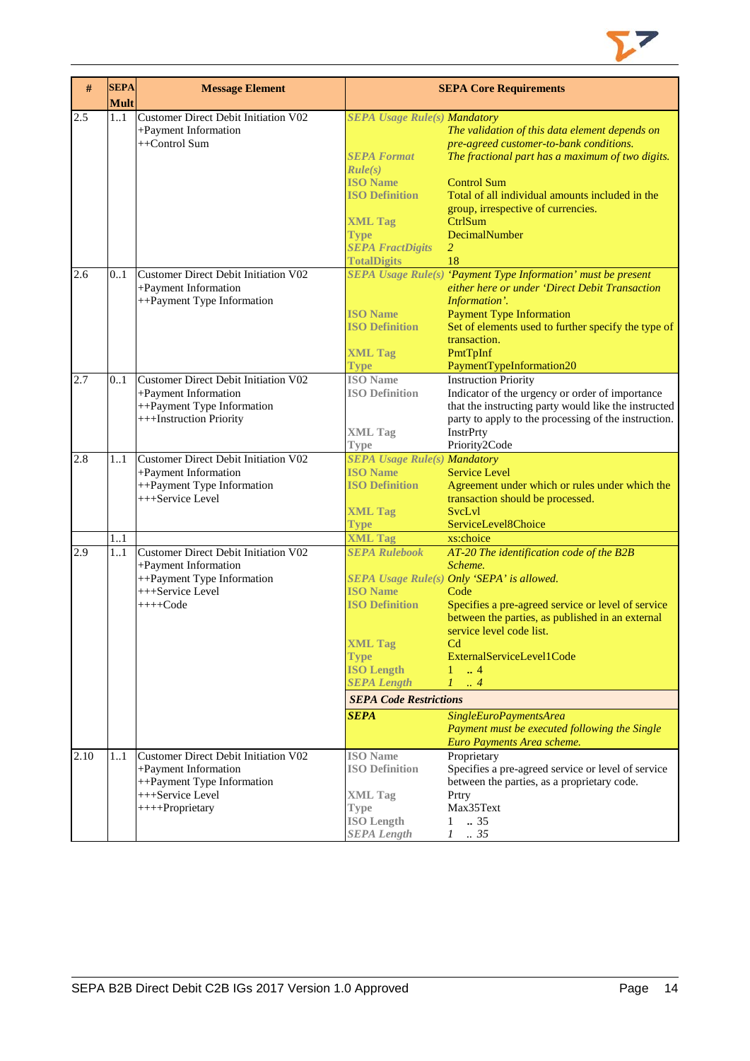| # | SEPA Mult | Message Element | SEPA Core Requirements |
|---|---|---|---|
| 2.5 | 1..1 | Customer Direct Debit Initiation V02<br>+Payment Information<br>++Control Sum | ***SEPA Usage Rule(s)*** *Mandatory*<br>*The validation of this data element depends on pre-agreed customer-to-bank conditions.*<br>***SEPA Format Rule(s)*** *The fractional part has a maximum of two digits.*<br>**ISO Name** Control Sum<br>**ISO Definition** Total of all individual amounts included in the group, irrespective of currencies.<br>**XML Tag** CtrlSum<br>**Type** DecimalNumber<br>***SEPA FractDigits*** *2*<br>**TotalDigits** 18 |
| 2.6 | 0..1 | Customer Direct Debit Initiation V02<br>+Payment Information<br>++Payment Type Information | ***SEPA Usage Rule(s)*** *'Payment Type Information' must be present either here or under 'Direct Debit Transaction Information'.*<br>**ISO Name** Payment Type Information<br>**ISO Definition** Set of elements used to further specify the type of transaction.<br>**XML Tag** PmtTpInf<br>**Type** PaymentTypeInformation20 |
| 2.7 | 0..1 | Customer Direct Debit Initiation V02<br>+Payment Information<br>++Payment Type Information<br>+++Instruction Priority | **ISO Name** Instruction Priority<br>**ISO Definition** Indicator of the urgency or order of importance that the instructing party would like the instructed party to apply to the processing of the instruction.<br>**XML Tag** InstrPrty<br>**Type** Priority2Code |
| 2.8 | 1..1 | Customer Direct Debit Initiation V02<br>+Payment Information<br>++Payment Type Information<br>+++Service Level | ***SEPA Usage Rule(s)*** *Mandatory*<br>**ISO Name** Service Level<br>**ISO Definition** Agreement under which or rules under which the transaction should be processed.<br>**XML Tag** SvcLvl<br>**Type** ServiceLevel8Choice |
| | 1..1 | | **XML Tag** xs:choice |
| 2.9 | 1..1 | Customer Direct Debit Initiation V02<br>+Payment Information<br>++Payment Type Information<br>+++Service Level<br>++++Code | ***SEPA Rulebook*** *AT-20 The identification code of the B2B Scheme.*<br>***SEPA Usage Rule(s)*** *Only 'SEPA' is allowed.*<br>**ISO Name** Code<br>**ISO Definition** Specifies a pre-agreed service or level of service between the parties, as published in an external service level code list.<br>**XML Tag** Cd<br>**Type** ExternalServiceLevel1Code<br>**ISO Length** 1 .. 4<br>***SEPA Length*** *1 .. 4*<br>***SEPA Code Restrictions***<br>***SEPA*** *SingleEuroPaymentsArea*<br>*Payment must be executed following the Single Euro Payments Area scheme.* |
| 2.10 | 1..1 | Customer Direct Debit Initiation V02<br>+Payment Information<br>++Payment Type Information<br>+++Service Level<br>++++Proprietary | **ISO Name** Proprietary<br>**ISO Definition** Specifies a pre-agreed service or level of service between the parties, as a proprietary code.<br>**XML Tag** Prtry<br>**Type** Max35Text<br>**ISO Length** 1 .. 35<br>***SEPA Length*** *1 .. 35* |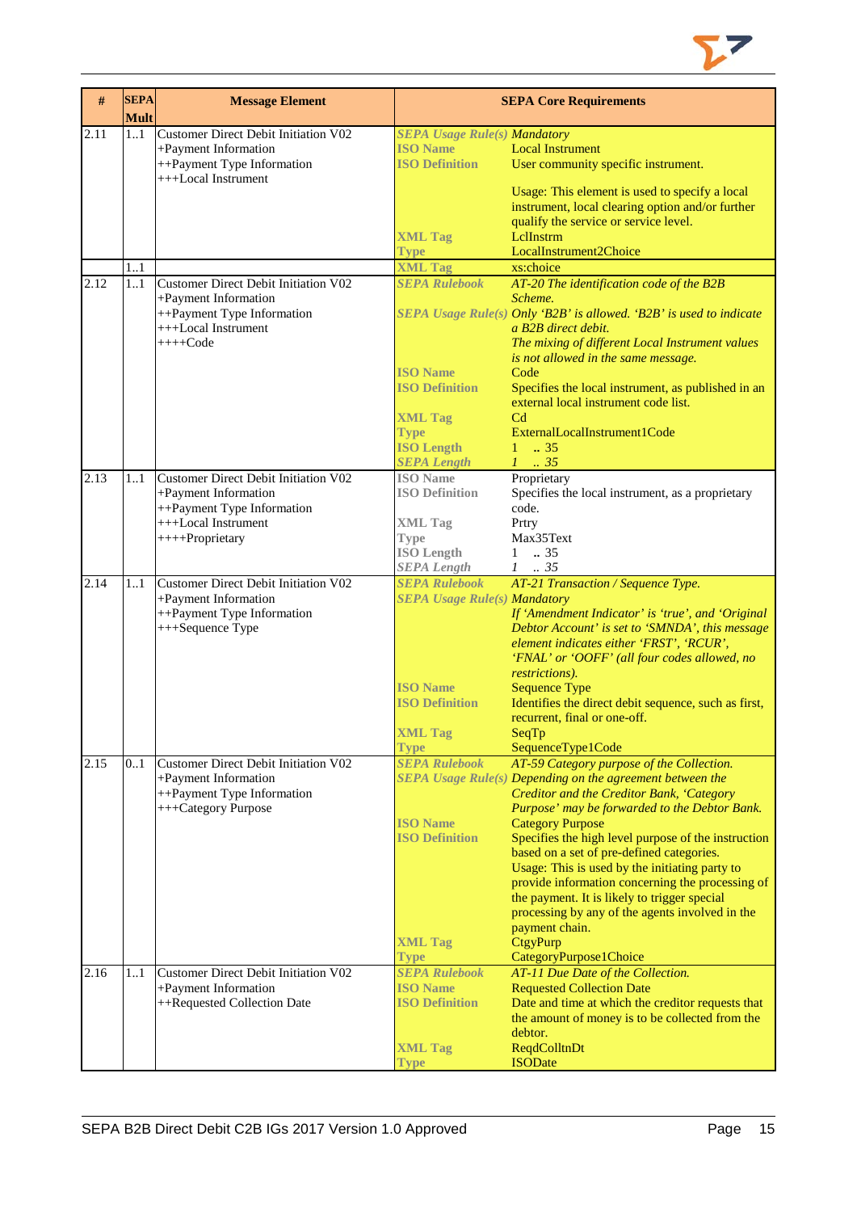| # | SEPA Mult | Message Element | SEPA Core Requirements | |
|---|---|---|---|---|
| 2.11 | 1..1 | Customer Direct Debit Initiation V02<br>+Payment Information<br>++Payment Type Information<br>+++Local Instrument | *SEPA Usage Rule(s)*<br>**ISO Name**<br>**ISO Definition**<br><br><br><br><br>**XML Tag**<br>**Type** | *Mandatory*<br>Local Instrument<br>User community specific instrument.<br><br>Usage: This element is used to specify a local instrument, local clearing option and/or further qualify the service or service level.<br>LclInstrm<br>LocalInstrument2Choice |
| | 1..1 | | **XML Tag** | xs:choice |
| 2.12 | 1..1 | Customer Direct Debit Initiation V02<br>+Payment Information<br>++Payment Type Information<br>+++Local Instrument<br>++++Code | *SEPA Rulebook*<br><br>*SEPA Usage Rule(s)*<br><br><br><br>**ISO Name**<br>**ISO Definition**<br><br>**XML Tag**<br>**Type**<br>**ISO Length**<br>*SEPA Length* | *AT-20 The identification code of the B2B Scheme.*<br>*Only 'B2B' is allowed. 'B2B' is used to indicate a B2B direct debit.*<br>*The mixing of different Local Instrument values is not allowed in the same message.*<br>Code<br>Specifies the local instrument, as published in an external local instrument code list.<br>Cd<br>ExternalLocalInstrument1Code<br>1 .. 35<br>*1 .. 35* |
| 2.13 | 1..1 | Customer Direct Debit Initiation V02<br>+Payment Information<br>++Payment Type Information<br>+++Local Instrument<br>++++Proprietary | **ISO Name**<br>**ISO Definition**<br><br>**XML Tag**<br>**Type**<br>**ISO Length**<br>*SEPA Length* | Proprietary<br>Specifies the local instrument, as a proprietary code.<br>Prtry<br>Max35Text<br>1 .. 35<br>1 .. 35 |
| 2.14 | 1..1 | Customer Direct Debit Initiation V02<br>+Payment Information<br>++Payment Type Information<br>+++Sequence Type | *SEPA Rulebook*<br>*SEPA Usage Rule(s)*<br><br><br><br><br><br>**ISO Name**<br>**ISO Definition**<br><br>**XML Tag**<br>**Type** | *AT-21 Transaction / Sequence Type.*<br>*Mandatory*<br>*If 'Amendment Indicator' is 'true', and 'Original Debtor Account' is set to 'SMNDA', this message element indicates either 'FRST', 'RCUR', 'FNAL' or 'OOFF' (all four codes allowed, no restrictions).*<br>Sequence Type<br>Identifies the direct debit sequence, such as first, recurrent, final or one-off.<br>SeqTp<br>SequenceType1Code |
| 2.15 | 0..1 | Customer Direct Debit Initiation V02<br>+Payment Information<br>++Payment Type Information<br>+++Category Purpose | *SEPA Rulebook*<br>*SEPA Usage Rule(s)*<br><br><br>**ISO Name**<br>**ISO Definition**<br><br><br><br><br><br><br><br>**XML Tag**<br>**Type** | *AT-59 Category purpose of the Collection.*<br>*Depending on the agreement between the Creditor and the Creditor Bank, 'Category Purpose' may be forwarded to the Debtor Bank.*<br>Category Purpose<br>Specifies the high level purpose of the instruction based on a set of pre-defined categories.<br>Usage: This is used by the initiating party to provide information concerning the processing of the payment. It is likely to trigger special processing by any of the agents involved in the payment chain.<br>CtgyPurp<br>CategoryPurpose1Choice |
| 2.16 | 1..1 | Customer Direct Debit Initiation V02<br>+Payment Information<br>++Requested Collection Date | *SEPA Rulebook*<br>**ISO Name**<br>**ISO Definition**<br><br><br>**XML Tag**<br>**Type** | *AT-11 Due Date of the Collection.*<br>Requested Collection Date<br>Date and time at which the creditor requests that the amount of money is to be collected from the debtor.<br>ReqdColltnDt<br>ISODate |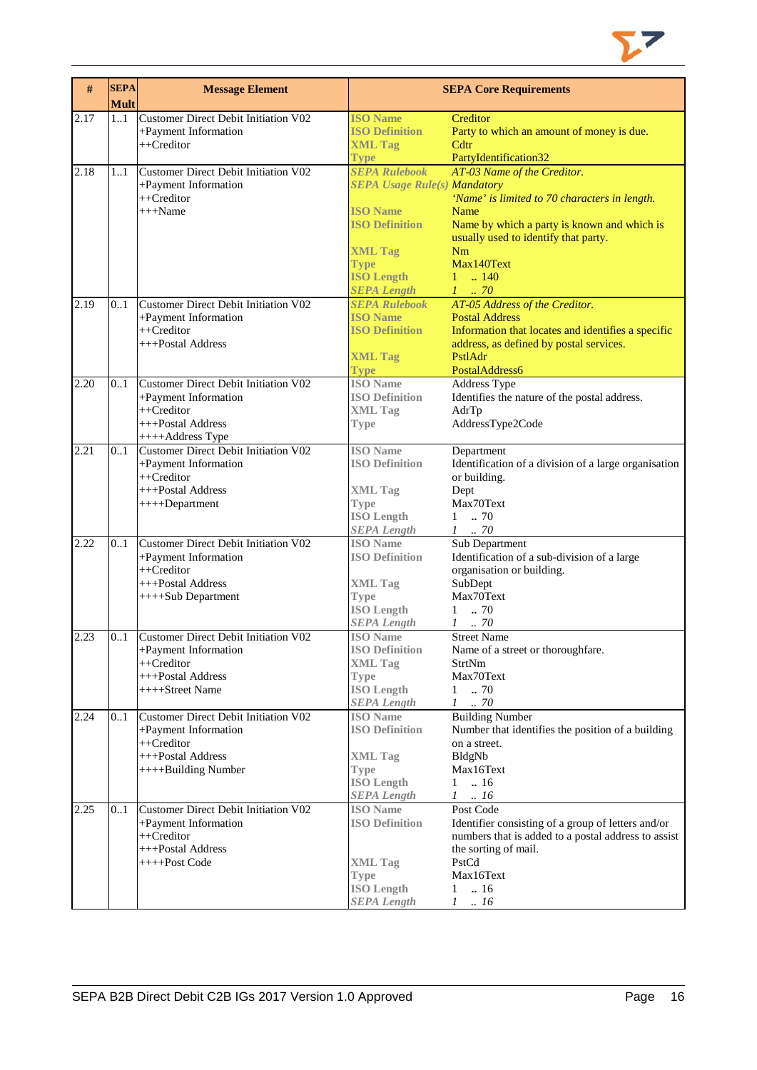| # | SEPA Mult | Message Element | SEPA Core Requirements | |
|---|---|---|---|---|
| 2.17 | 1..1 | Customer Direct Debit Initiation V02<br>+Payment Information<br>++Creditor | **ISO Name**<br>**ISO Definition**<br>**XML Tag**<br>**Type** | Creditor<br>Party to which an amount of money is due.<br>Cdtr<br>PartyIdentification32 |
| 2.18 | 1..1 | Customer Direct Debit Initiation V02<br>+Payment Information<br>++Creditor<br>+++Name | ***SEPA Rulebook***<br>***SEPA Usage Rule(s)***<br><br>**ISO Name**<br>**ISO Definition**<br><br>**XML Tag**<br>**Type**<br>**ISO Length**<br>***SEPA Length*** | *AT-03 Name of the Creditor.*<br>*Mandatory*<br>*'Name' is limited to 70 characters in length.*<br>Name<br>Name by which a party is known and which is usually used to identify that party.<br>Nm<br>Max140Text<br>1 .. 140<br>*1 .. 70* |
| 2.19 | 0..1 | Customer Direct Debit Initiation V02<br>+Payment Information<br>++Creditor<br>+++Postal Address | ***SEPA Rulebook***<br>**ISO Name**<br>**ISO Definition**<br><br>**XML Tag**<br>**Type** | *AT-05 Address of the Creditor.*<br>Postal Address<br>Information that locates and identifies a specific address, as defined by postal services.<br>PstlAdr<br>PostalAddress6 |
| 2.20 | 0..1 | Customer Direct Debit Initiation V02<br>+Payment Information<br>++Creditor<br>+++Postal Address<br>++++Address Type | **ISO Name**<br>**ISO Definition**<br>**XML Tag**<br>**Type** | Address Type<br>Identifies the nature of the postal address.<br>AdrTp<br>AddressType2Code |
| 2.21 | 0..1 | Customer Direct Debit Initiation V02<br>+Payment Information<br>++Creditor<br>+++Postal Address<br>++++Department | **ISO Name**<br>**ISO Definition**<br><br>**XML Tag**<br>**Type**<br>**ISO Length**<br>***SEPA Length*** | Department<br>Identification of a division of a large organisation or building.<br>Dept<br>Max70Text<br>1 .. 70<br>*1 .. 70* |
| 2.22 | 0..1 | Customer Direct Debit Initiation V02<br>+Payment Information<br>++Creditor<br>+++Postal Address<br>++++Sub Department | **ISO Name**<br>**ISO Definition**<br><br>**XML Tag**<br>**Type**<br>**ISO Length**<br>***SEPA Length*** | Sub Department<br>Identification of a sub-division of a large organisation or building.<br>SubDept<br>Max70Text<br>1 .. 70<br>*1 .. 70* |
| 2.23 | 0..1 | Customer Direct Debit Initiation V02<br>+Payment Information<br>++Creditor<br>+++Postal Address<br>++++Street Name | **ISO Name**<br>**ISO Definition**<br>**XML Tag**<br>**Type**<br>**ISO Length**<br>***SEPA Length*** | Street Name<br>Name of a street or thoroughfare.<br>StrtNm<br>Max70Text<br>1 .. 70<br>*1 .. 70* |
| 2.24 | 0..1 | Customer Direct Debit Initiation V02<br>+Payment Information<br>++Creditor<br>+++Postal Address<br>++++Building Number | **ISO Name**<br>**ISO Definition**<br><br>**XML Tag**<br>**Type**<br>**ISO Length**<br>***SEPA Length*** | Building Number<br>Number that identifies the position of a building on a street.<br>BldgNb<br>Max16Text<br>1 .. 16<br>*1 .. 16* |
| 2.25 | 0..1 | Customer Direct Debit Initiation V02<br>+Payment Information<br>++Creditor<br>+++Postal Address<br>++++Post Code | **ISO Name**<br>**ISO Definition**<br><br><br>**XML Tag**<br>**Type**<br>**ISO Length**<br>***SEPA Length*** | Post Code<br>Identifier consisting of a group of letters and/or numbers that is added to a postal address to assist the sorting of mail.<br>PstCd<br>Max16Text<br>1 .. 16<br>*1 .. 16* |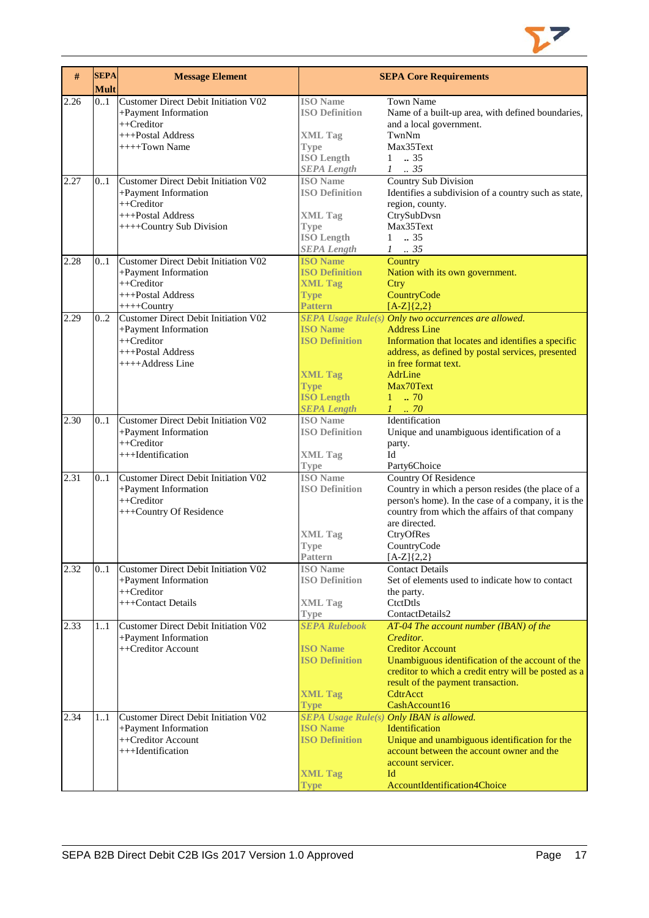| # | SEPA Mult | Message Element | SEPA Core Requirements | |
|---|---|---|---|---|
| 2.26 | 0..1 | Customer Direct Debit Initiation V02<br>+Payment Information<br>++Creditor<br>+++Postal Address<br>++++Town Name | **ISO Name**<br>**ISO Definition**<br><br>**XML Tag**<br>**Type**<br>**ISO Length**<br>***SEPA Length*** | Town Name<br>Name of a built-up area, with defined boundaries, and a local government.<br>TwnNm<br>Max35Text<br>1 .. 35<br>*1 .. 35* |
| 2.27 | 0..1 | Customer Direct Debit Initiation V02<br>+Payment Information<br>++Creditor<br>+++Postal Address<br>++++Country Sub Division | **ISO Name**<br>**ISO Definition**<br><br>**XML Tag**<br>**Type**<br>**ISO Length**<br>***SEPA Length*** | Country Sub Division<br>Identifies a subdivision of a country such as state, region, county.<br>CtrySubDvsn<br>Max35Text<br>1 .. 35<br>*1 .. 35* |
| 2.28 | 0..1 | Customer Direct Debit Initiation V02<br>+Payment Information<br>++Creditor<br>+++Postal Address<br>++++Country | **ISO Name**<br>**ISO Definition**<br>**XML Tag**<br>**Type**<br>**Pattern** | Country<br>Nation with its own government.<br>Ctry<br>CountryCode<br>[A-Z]{2,2} |
| 2.29 | 0..2 | Customer Direct Debit Initiation V02<br>+Payment Information<br>++Creditor<br>+++Postal Address<br>++++Address Line | ***SEPA Usage Rule(s)***<br>**ISO Name**<br>**ISO Definition**<br><br><br>**XML Tag**<br>**Type**<br>**ISO Length**<br>***SEPA Length*** | *Only two occurrences are allowed.*<br>Address Line<br>Information that locates and identifies a specific address, as defined by postal services, presented in free format text.<br>AdrLine<br>Max70Text<br>1 .. 70<br>*1 .. 70* |
| 2.30 | 0..1 | Customer Direct Debit Initiation V02<br>+Payment Information<br>++Creditor<br>+++Identification | **ISO Name**<br>**ISO Definition**<br><br>**XML Tag**<br>**Type** | Identification<br>Unique and unambiguous identification of a party.<br>Id<br>Party6Choice |
| 2.31 | 0..1 | Customer Direct Debit Initiation V02<br>+Payment Information<br>++Creditor<br>+++Country Of Residence | **ISO Name**<br>**ISO Definition**<br><br><br><br>**XML Tag**<br>**Type**<br>**Pattern** | Country Of Residence<br>Country in which a person resides (the place of a person's home). In the case of a company, it is the country from which the affairs of that company are directed.<br>CtryOfRes<br>CountryCode<br>[A-Z]{2,2} |
| 2.32 | 0..1 | Customer Direct Debit Initiation V02<br>+Payment Information<br>++Creditor<br>+++Contact Details | **ISO Name**<br>**ISO Definition**<br><br>**XML Tag**<br>**Type** | Contact Details<br>Set of elements used to indicate how to contact the party.<br>CtctDtls<br>ContactDetails2 |
| 2.33 | 1..1 | Customer Direct Debit Initiation V02<br>+Payment Information<br>++Creditor Account | ***SEPA Rulebook***<br><br>**ISO Name**<br>**ISO Definition**<br><br><br>**XML Tag**<br>**Type** | *AT-04 The account number (IBAN) of the Creditor.*<br>Creditor Account<br>Unambiguous identification of the account of the creditor to which a credit entry will be posted as a result of the payment transaction.<br>CdtrAcct<br>CashAccount16 |
| 2.34 | 1..1 | Customer Direct Debit Initiation V02<br>+Payment Information<br>++Creditor Account<br>+++Identification | ***SEPA Usage Rule(s)***<br>**ISO Name**<br>**ISO Definition**<br><br><br>**XML Tag**<br>**Type** | *Only IBAN is allowed.*<br>Identification<br>Unique and unambiguous identification for the account between the account owner and the account servicer.<br>Id<br>AccountIdentification4Choice |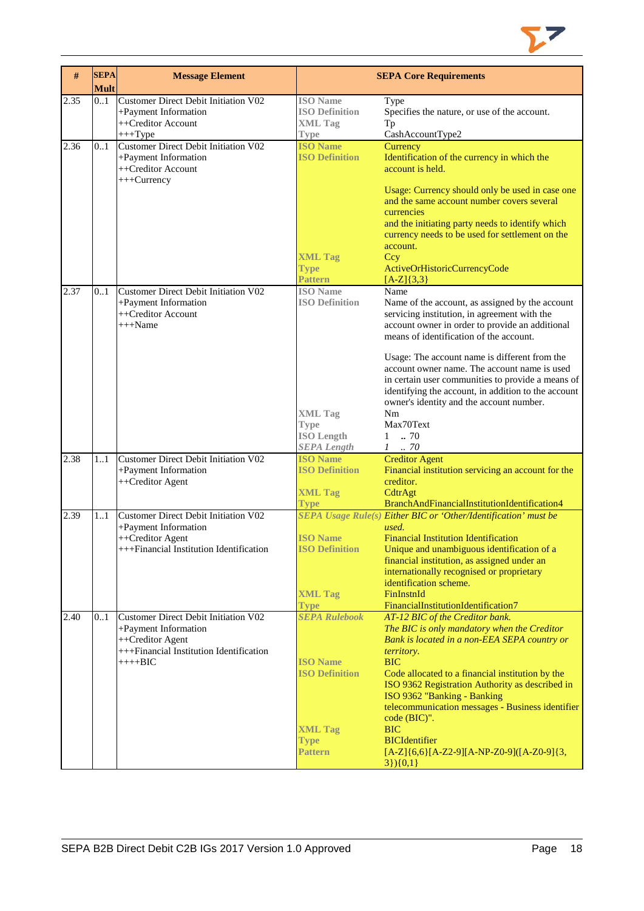| # | SEPA Mult | Message Element | SEPA Core Requirements | |
|---|---|---|---|---|
| 2.35 | 0..1 | Customer Direct Debit Initiation V02<br>+Payment Information<br>++Creditor Account<br>+++Type | **ISO Name**<br>**ISO Definition**<br>**XML Tag**<br>**Type** | Type<br>Specifies the nature, or use of the account.<br>Tp<br>CashAccountType2 |
| 2.36 | 0..1 | Customer Direct Debit Initiation V02<br>+Payment Information<br>++Creditor Account<br>+++Currency | **ISO Name**<br>**ISO Definition**<br><br><br><br><br><br><br><br>**XML Tag**<br>**Type**<br>**Pattern** | Currency<br>Identification of the currency in which the account is held.<br><br>Usage: Currency should only be used in case one and the same account number covers several currencies<br>and the initiating party needs to identify which currency needs to be used for settlement on the account.<br>Ccy<br>ActiveOrHistoricCurrencyCode<br>[A-Z]{3,3} |
| 2.37 | 0..1 | Customer Direct Debit Initiation V02<br>+Payment Information<br>++Creditor Account<br>+++Name | **ISO Name**<br>**ISO Definition**<br><br><br><br><br><br><br><br><br><br>**XML Tag**<br>**Type**<br>**ISO Length**<br>***SEPA Length*** | Name<br>Name of the account, as assigned by the account servicing institution, in agreement with the account owner in order to provide an additional means of identification of the account.<br><br>Usage: The account name is different from the account owner name. The account name is used in certain user communities to provide a means of identifying the account, in addition to the account owner's identity and the account number.<br>Nm<br>Max70Text<br>1 .. 70<br>*1 .. 70* |
| 2.38 | 1..1 | Customer Direct Debit Initiation V02<br>+Payment Information<br>++Creditor Agent | **ISO Name**<br>**ISO Definition**<br><br>**XML Tag**<br>**Type** | Creditor Agent<br>Financial institution servicing an account for the creditor.<br>CdtrAgt<br>BranchAndFinancialInstitutionIdentification4 |
| 2.39 | 1..1 | Customer Direct Debit Initiation V02<br>+Payment Information<br>++Creditor Agent<br>+++Financial Institution Identification | ***SEPA Usage Rule(s)***<br><br>**ISO Name**<br>**ISO Definition**<br><br><br><br>**XML Tag**<br>**Type** | *Either BIC or 'Other/Identification' must be used.*<br>Financial Institution Identification<br>Unique and unambiguous identification of a financial institution, as assigned under an internationally recognised or proprietary identification scheme.<br>FinInstnId<br>FinancialInstitutionIdentification7 |
| 2.40 | 0..1 | Customer Direct Debit Initiation V02<br>+Payment Information<br>++Creditor Agent<br>+++Financial Institution Identification<br>++++BIC | ***SEPA Rulebook***<br><br><br><br>**ISO Name**<br>**ISO Definition**<br><br><br><br><br>**XML Tag**<br>**Type**<br>**Pattern** | *AT-12 BIC of the Creditor bank.*<br>*The BIC is only mandatory when the Creditor Bank is located in a non-EEA SEPA country or territory.*<br>BIC<br>Code allocated to a financial institution by the ISO 9362 Registration Authority as described in ISO 9362 "Banking - Banking telecommunication messages - Business identifier code (BIC)".<br>BIC<br>BICIdentifier<br>[A-Z]{6,6}[A-Z2-9][A-NP-Z0-9]([A-Z0-9]{3,3}){0,1} |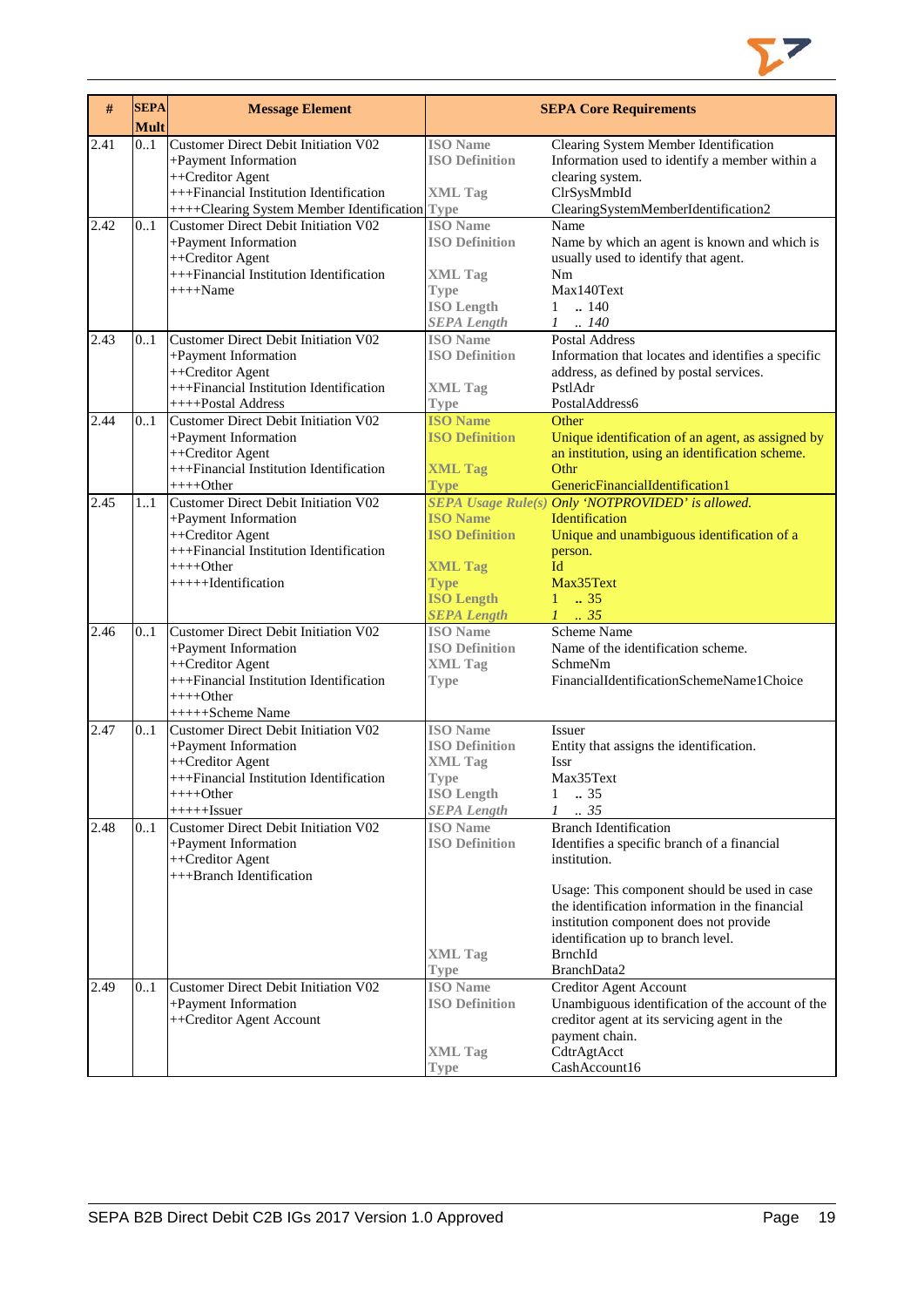| # | SEPA Mult | Message Element | SEPA Core Requirements | |
|---|---|---|---|---|
| 2.41 | 0..1 | Customer Direct Debit Initiation V02<br>+Payment Information<br>++Creditor Agent<br>+++Financial Institution Identification<br>++++Clearing System Member Identification | **ISO Name**<br>**ISO Definition**<br><br>**XML Tag**<br>**Type** | Clearing System Member Identification<br>Information used to identify a member within a clearing system.<br>ClrSysMmbId<br>ClearingSystemMemberIdentification2 |
| 2.42 | 0..1 | Customer Direct Debit Initiation V02<br>+Payment Information<br>++Creditor Agent<br>+++Financial Institution Identification<br>++++Name | **ISO Name**<br>**ISO Definition**<br><br>**XML Tag**<br>**Type**<br>**ISO Length**<br>***SEPA Length*** | Name<br>Name by which an agent is known and which is usually used to identify that agent.<br>Nm<br>Max140Text<br>1 .. 140<br>*1 .. 140* |
| 2.43 | 0..1 | Customer Direct Debit Initiation V02<br>+Payment Information<br>++Creditor Agent<br>+++Financial Institution Identification<br>++++Postal Address | **ISO Name**<br>**ISO Definition**<br><br>**XML Tag**<br>**Type** | Postal Address<br>Information that locates and identifies a specific address, as defined by postal services.<br>PstlAdr<br>PostalAddress6 |
| 2.44 | 0..1 | Customer Direct Debit Initiation V02<br>+Payment Information<br>++Creditor Agent<br>+++Financial Institution Identification<br>++++Other | **ISO Name**<br>**ISO Definition**<br><br>**XML Tag**<br>**Type** | Other<br>Unique identification of an agent, as assigned by an institution, using an identification scheme.<br>Othr<br>GenericFinancialIdentification1 |
| 2.45 | 1..1 | Customer Direct Debit Initiation V02<br>+Payment Information<br>++Creditor Agent<br>+++Financial Institution Identification<br>++++Other<br>+++++Identification | ***SEPA Usage Rule(s)***<br>**ISO Name**<br>**ISO Definition**<br><br>**XML Tag**<br>**Type**<br>**ISO Length**<br>***SEPA Length*** | *Only 'NOTPROVIDED' is allowed.*<br>Identification<br>Unique and unambiguous identification of a person.<br>Id<br>Max35Text<br>1 .. 35<br>*1 .. 35* |
| 2.46 | 0..1 | Customer Direct Debit Initiation V02<br>+Payment Information<br>++Creditor Agent<br>+++Financial Institution Identification<br>++++Other<br>+++++Scheme Name | **ISO Name**<br>**ISO Definition**<br>**XML Tag**<br>**Type** | Scheme Name<br>Name of the identification scheme.<br>SchmeNm<br>FinancialIdentificationSchemeName1Choice |
| 2.47 | 0..1 | Customer Direct Debit Initiation V02<br>+Payment Information<br>++Creditor Agent<br>+++Financial Institution Identification<br>++++Other<br>+++++Issuer | **ISO Name**<br>**ISO Definition**<br>**XML Tag**<br>**Type**<br>**ISO Length**<br>***SEPA Length*** | Issuer<br>Entity that assigns the identification.<br>Issr<br>Max35Text<br>1 .. 35<br>*1 .. 35* |
| 2.48 | 0..1 | Customer Direct Debit Initiation V02<br>+Payment Information<br>++Creditor Agent<br>+++Branch Identification | **ISO Name**<br>**ISO Definition**<br><br><br><br><br><br><br>**XML Tag**<br>**Type** | Branch Identification<br>Identifies a specific branch of a financial institution.<br><br>Usage: This component should be used in case the identification information in the financial institution component does not provide identification up to branch level.<br>BrnchId<br>BranchData2 |
| 2.49 | 0..1 | Customer Direct Debit Initiation V02<br>+Payment Information<br>++Creditor Agent Account | **ISO Name**<br>**ISO Definition**<br><br><br>**XML Tag**<br>**Type** | Creditor Agent Account<br>Unambiguous identification of the account of the creditor agent at its servicing agent in the payment chain.<br>CdtrAgtAcct<br>CashAccount16 |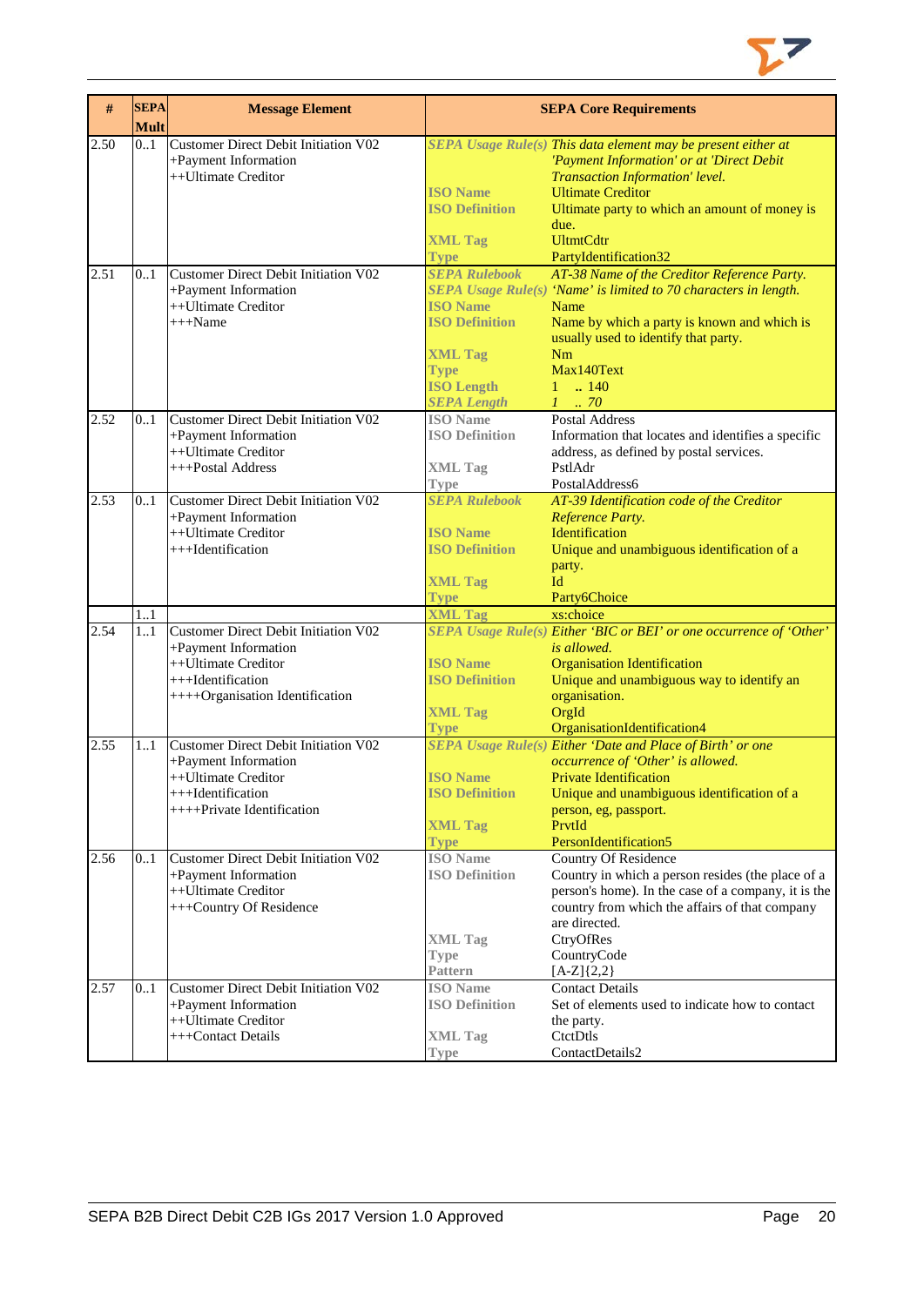| # | SEPA Mult | Message Element | SEPA Core Requirements | |
|---|---|---|---|---|
| 2.50 | 0..1 | Customer Direct Debit Initiation V02<br>+Payment Information<br>++Ultimate Creditor | *SEPA Usage Rule(s)* | *This data element may be present either at 'Payment Information' or at 'Direct Debit Transaction Information' level.* |
| | | | ISO Name | Ultimate Creditor |
| | | | ISO Definition | Ultimate party to which an amount of money is due. |
| | | | XML Tag | UltmtCdtr |
| | | | Type | PartyIdentification32 |
| 2.51 | 0..1 | Customer Direct Debit Initiation V02<br>+Payment Information<br>++Ultimate Creditor<br>+++Name | *SEPA Rulebook* | *AT-38 Name of the Creditor Reference Party.* |
| | | | *SEPA Usage Rule(s)* | *'Name' is limited to 70 characters in length.* |
| | | | ISO Name | Name |
| | | | ISO Definition | Name by which a party is known and which is usually used to identify that party. |
| | | | XML Tag | Nm |
| | | | Type | Max140Text |
| | | | ISO Length | 1 .. 140 |
| | | | *SEPA Length* | *1 .. 70* |
| 2.52 | 0..1 | Customer Direct Debit Initiation V02<br>+Payment Information<br>++Ultimate Creditor<br>+++Postal Address | ISO Name | Postal Address |
| | | | ISO Definition | Information that locates and identifies a specific address, as defined by postal services. |
| | | | XML Tag | PstlAdr |
| | | | Type | PostalAddress6 |
| 2.53 | 0..1 | Customer Direct Debit Initiation V02<br>+Payment Information<br>++Ultimate Creditor<br>+++Identification | *SEPA Rulebook* | *AT-39 Identification code of the Creditor Reference Party.* |
| | | | ISO Name | Identification |
| | | | ISO Definition | Unique and unambiguous identification of a party. |
| | | | XML Tag | Id |
| | | | Type | Party6Choice |
| | 1..1 | | XML Tag | xs:choice |
| 2.54 | 1..1 | Customer Direct Debit Initiation V02<br>+Payment Information<br>++Ultimate Creditor<br>+++Identification<br>++++Organisation Identification | *SEPA Usage Rule(s)* | *Either 'BIC or BEI' or one occurrence of 'Other' is allowed.* |
| | | | ISO Name | Organisation Identification |
| | | | ISO Definition | Unique and unambiguous way to identify an organisation. |
| | | | XML Tag | OrgId |
| | | | Type | OrganisationIdentification4 |
| 2.55 | 1..1 | Customer Direct Debit Initiation V02<br>+Payment Information<br>++Ultimate Creditor<br>+++Identification<br>++++Private Identification | *SEPA Usage Rule(s)* | *Either 'Date and Place of Birth' or one occurrence of 'Other' is allowed.* |
| | | | ISO Name | Private Identification |
| | | | ISO Definition | Unique and unambiguous identification of a person, eg, passport. |
| | | | XML Tag | PrvtId |
| | | | Type | PersonIdentification5 |
| 2.56 | 0..1 | Customer Direct Debit Initiation V02<br>+Payment Information<br>++Ultimate Creditor<br>+++Country Of Residence | ISO Name | Country Of Residence |
| | | | ISO Definition | Country in which a person resides (the place of a person's home). In the case of a company, it is the country from which the affairs of that company are directed. |
| | | | XML Tag | CtryOfRes |
| | | | Type | CountryCode |
| | | | Pattern | [A-Z]{2,2} |
| 2.57 | 0..1 | Customer Direct Debit Initiation V02<br>+Payment Information<br>++Ultimate Creditor<br>+++Contact Details | ISO Name | Contact Details |
| | | | ISO Definition | Set of elements used to indicate how to contact the party. |
| | | | XML Tag | CtctDtls |
| | | | Type | ContactDetails2 |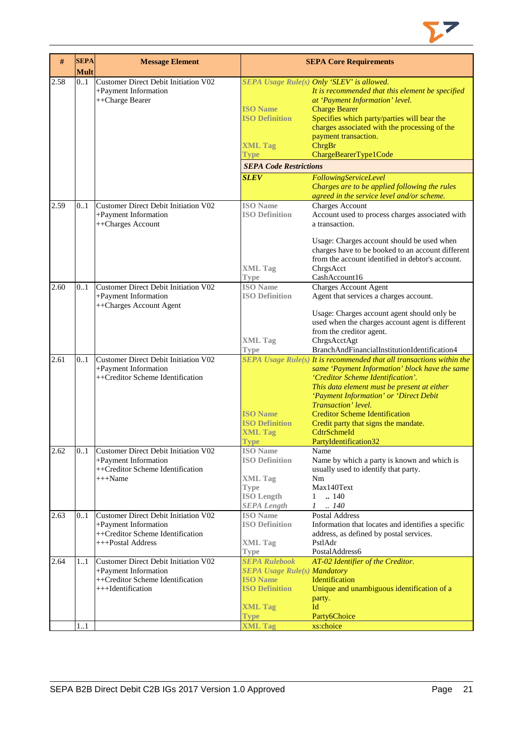| # | SEPA Mult | Message Element | SEPA Core Requirements | |
|---|---|---|---|---|
| 2.58 | 0..1 | Customer Direct Debit Initiation V02<br>+Payment Information<br>++Charge Bearer | *SEPA Usage Rule(s)* | *Only 'SLEV' is allowed.*<br>*It is recommended that this element be specified at 'Payment Information' level.* |
| | | | **ISO Name** | Charge Bearer |
| | | | **ISO Definition** | Specifies which party/parties will bear the charges associated with the processing of the payment transaction. |
| | | | **XML Tag** | ChrgBr |
| | | | **Type** | ChargeBearerType1Code |
| | | | ***SEPA Code Restrictions*** | |
| | | | ***SLEV*** | *FollowingServiceLevel*<br>*Charges are to be applied following the rules agreed in the service level and/or scheme.* |
| 2.59 | 0..1 | Customer Direct Debit Initiation V02<br>+Payment Information<br>++Charges Account | **ISO Name** | Charges Account |
| | | | **ISO Definition** | Account used to process charges associated with a transaction.<br><br>Usage: Charges account should be used when charges have to be booked to an account different from the account identified in debtor's account. |
| | | | **XML Tag** | ChrgsAcct |
| | | | **Type** | CashAccount16 |
| 2.60 | 0..1 | Customer Direct Debit Initiation V02<br>+Payment Information<br>++Charges Account Agent | **ISO Name** | Charges Account Agent |
| | | | **ISO Definition** | Agent that services a charges account.<br><br>Usage: Charges account agent should only be used when the charges account agent is different from the creditor agent. |
| | | | **XML Tag** | ChrgsAcctAgt |
| | | | **Type** | BranchAndFinancialInstitutionIdentification4 |
| 2.61 | 0..1 | Customer Direct Debit Initiation V02<br>+Payment Information<br>++Creditor Scheme Identification | *SEPA Usage Rule(s)* | *It is recommended that all transactions within the same 'Payment Information' block have the same 'Creditor Scheme Identification'.*<br>*This data element must be present at either 'Payment Information' or 'Direct Debit Transaction' level.* |
| | | | **ISO Name** | Creditor Scheme Identification |
| | | | **ISO Definition** | Credit party that signs the mandate. |
| | | | **XML Tag** | CdtrSchmeId |
| | | | **Type** | PartyIdentification32 |
| 2.62 | 0..1 | Customer Direct Debit Initiation V02<br>+Payment Information<br>++Creditor Scheme Identification<br>+++Name | **ISO Name** | Name |
| | | | **ISO Definition** | Name by which a party is known and which is usually used to identify that party. |
| | | | **XML Tag** | Nm |
| | | | **Type** | Max140Text |
| | | | **ISO Length** | 1 .. 140 |
| | | | ***SEPA Length*** | *1 .. 140* |
| 2.63 | 0..1 | Customer Direct Debit Initiation V02<br>+Payment Information<br>++Creditor Scheme Identification<br>+++Postal Address | **ISO Name** | Postal Address |
| | | | **ISO Definition** | Information that locates and identifies a specific address, as defined by postal services. |
| | | | **XML Tag** | PstlAdr |
| | | | **Type** | PostalAddress6 |
| 2.64 | 1..1 | Customer Direct Debit Initiation V02<br>+Payment Information<br>++Creditor Scheme Identification<br>+++Identification | *SEPA Rulebook* | *AT-02 Identifier of the Creditor.* |
| | | | *SEPA Usage Rule(s)* | *Mandatory* |
| | | | **ISO Name** | Identification |
| | | | **ISO Definition** | Unique and unambiguous identification of a party. |
| | | | **XML Tag** | Id |
| | | | **Type** | Party6Choice |
| | 1..1 | | **XML Tag** | xs:choice |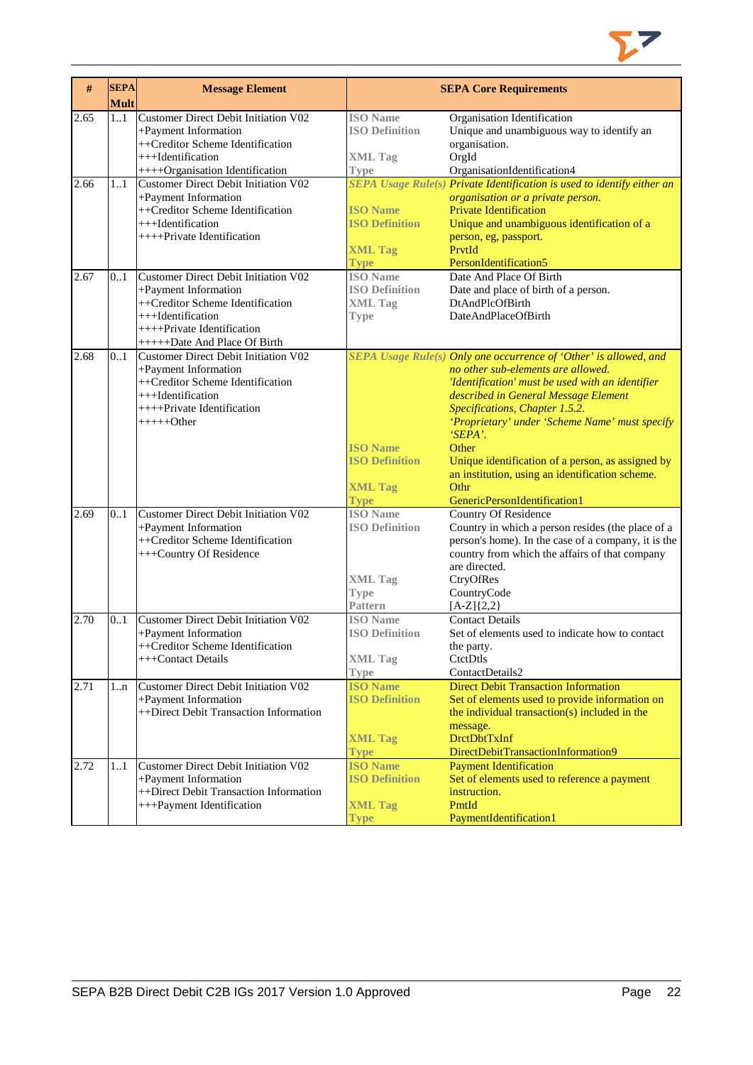| # | SEPA Mult | Message Element | SEPA Core Requirements |
|---|---|---|---|
| 2.65 | 1..1 | Customer Direct Debit Initiation V02<br>+Payment Information<br>++Creditor Scheme Identification<br>+++Identification<br>++++Organisation Identification | **ISO Name** Organisation Identification<br>**ISO Definition** Unique and unambiguous way to identify an organisation.<br>**XML Tag** OrgId<br>**Type** OrganisationIdentification4 |
| 2.66 | 1..1 | Customer Direct Debit Initiation V02<br>+Payment Information<br>++Creditor Scheme Identification<br>+++Identification<br>++++Private Identification | ***SEPA Usage Rule(s)*** *Private Identification is used to identify either an organisation or a private person.*<br>**ISO Name** Private Identification<br>**ISO Definition** Unique and unambiguous identification of a person, eg, passport.<br>**XML Tag** PrvtId<br>**Type** PersonIdentification5 |
| 2.67 | 0..1 | Customer Direct Debit Initiation V02<br>+Payment Information<br>++Creditor Scheme Identification<br>+++Identification<br>++++Private Identification<br>+++++Date And Place Of Birth | **ISO Name** Date And Place Of Birth<br>**ISO Definition** Date and place of birth of a person.<br>**XML Tag** DtAndPlcOfBirth<br>**Type** DateAndPlaceOfBirth |
| 2.68 | 0..1 | Customer Direct Debit Initiation V02<br>+Payment Information<br>++Creditor Scheme Identification<br>+++Identification<br>++++Private Identification<br>+++++Other | ***SEPA Usage Rule(s)*** *Only one occurrence of 'Other' is allowed, and no other sub-elements are allowed.*<br>*'Identification' must be used with an identifier described in General Message Element Specifications, Chapter 1.5.2.*<br>*'Proprietary' under 'Scheme Name' must specify 'SEPA'.*<br>**ISO Name** Other<br>**ISO Definition** Unique identification of a person, as assigned by an institution, using an identification scheme.<br>**XML Tag** Othr<br>**Type** GenericPersonIdentification1 |
| 2.69 | 0..1 | Customer Direct Debit Initiation V02<br>+Payment Information<br>++Creditor Scheme Identification<br>+++Country Of Residence | **ISO Name** Country Of Residence<br>**ISO Definition** Country in which a person resides (the place of a person's home). In the case of a company, it is the country from which the affairs of that company are directed.<br>**XML Tag** CtryOfRes<br>**Type** CountryCode<br>**Pattern** [A-Z]{2,2} |
| 2.70 | 0..1 | Customer Direct Debit Initiation V02<br>+Payment Information<br>++Creditor Scheme Identification<br>+++Contact Details | **ISO Name** Contact Details<br>**ISO Definition** Set of elements used to indicate how to contact the party.<br>**XML Tag** CtctDtls<br>**Type** ContactDetails2 |
| 2.71 | 1..n | Customer Direct Debit Initiation V02<br>+Payment Information<br>++Direct Debit Transaction Information | **ISO Name** Direct Debit Transaction Information<br>**ISO Definition** Set of elements used to provide information on the individual transaction(s) included in the message.<br>**XML Tag** DrctDbtTxInf<br>**Type** DirectDebitTransactionInformation9 |
| 2.72 | 1..1 | Customer Direct Debit Initiation V02<br>+Payment Information<br>++Direct Debit Transaction Information<br>+++Payment Identification | **ISO Name** Payment Identification<br>**ISO Definition** Set of elements used to reference a payment instruction.<br>**XML Tag** PmtId<br>**Type** PaymentIdentification1 |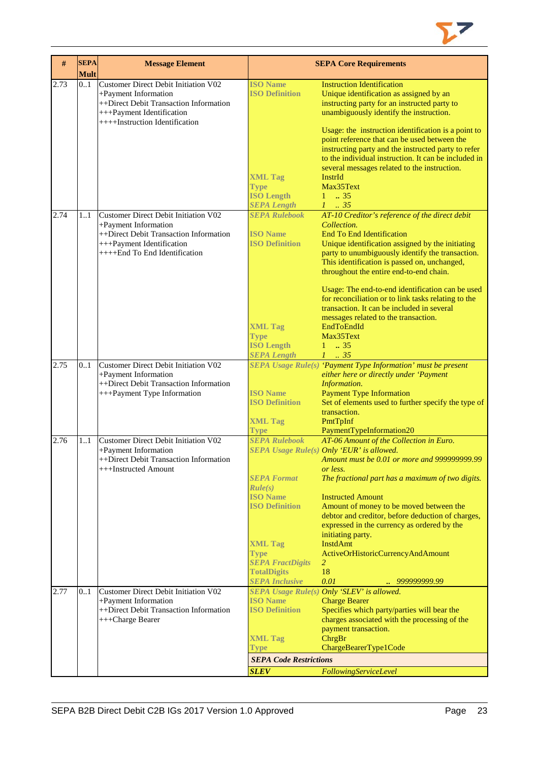| # | SEPA Mult | Message Element | SEPA Core Requirements | |
|---|---|---|---|---|
| 2.73 | 0..1 | Customer Direct Debit Initiation V02<br>+Payment Information<br>++Direct Debit Transaction Information<br>+++Payment Identification<br>++++Instruction Identification | **ISO Name**<br>**ISO Definition**<br><br><br><br><br><br><br><br><br>**XML Tag**<br>**Type**<br>**ISO Length**<br>***SEPA Length*** | Instruction Identification<br>Unique identification as assigned by an instructing party for an instructed party to unambiguously identify the instruction.<br><br>Usage: the instruction identification is a point to point reference that can be used between the instructing party and the instructed party to refer to the individual instruction. It can be included in several messages related to the instruction.<br>InstrId<br>Max35Text<br>1 .. 35<br>*1 .. 35* |
| 2.74 | 1..1 | Customer Direct Debit Initiation V02<br>+Payment Information<br>++Direct Debit Transaction Information<br>+++Payment Identification<br>++++End To End Identification | ***SEPA Rulebook***<br><br>**ISO Name**<br>**ISO Definition**<br><br><br><br><br><br><br><br><br>**XML Tag**<br>**Type**<br>**ISO Length**<br>***SEPA Length*** | *AT-10 Creditor's reference of the direct debit Collection.*<br>End To End Identification<br>Unique identification assigned by the initiating party to unumbiguously identify the transaction. This identification is passed on, unchanged, throughout the entire end-to-end chain.<br><br>Usage: The end-to-end identification can be used for reconciliation or to link tasks relating to the transaction. It can be included in several messages related to the transaction.<br>EndToEndId<br>Max35Text<br>1 .. 35<br>*1 .. 35* |
| 2.75 | 0..1 | Customer Direct Debit Initiation V02<br>+Payment Information<br>++Direct Debit Transaction Information<br>+++Payment Type Information | ***SEPA Usage Rule(s)***<br><br><br>**ISO Name**<br>**ISO Definition**<br><br>**XML Tag**<br>**Type** | *'Payment Type Information' must be present either here or directly under 'Payment Information.*<br>Payment Type Information<br>Set of elements used to further specify the type of transaction.<br>PmtTpInf<br>PaymentTypeInformation20 |
| 2.76 | 1..1 | Customer Direct Debit Initiation V02<br>+Payment Information<br>++Direct Debit Transaction Information<br>+++Instructed Amount | ***SEPA Rulebook***<br>***SEPA Usage Rule(s)***<br><br><br>***SEPA Format Rule(s)***<br>**ISO Name**<br>**ISO Definition**<br><br><br><br>**XML Tag**<br>**Type**<br>***SEPA FractDigits***<br>**TotalDigits**<br>***SEPA Inclusive*** | *AT-06 Amount of the Collection in Euro.*<br>*Only 'EUR' is allowed.*<br>*Amount must be 0.01 or more and 999999999.99 or less.*<br>*The fractional part has a maximum of two digits.*<br><br>Instructed Amount<br>Amount of money to be moved between the debtor and creditor, before deduction of charges, expressed in the currency as ordered by the initiating party.<br>InstdAmt<br>ActiveOrHistoricCurrencyAndAmount<br>*2*<br>18<br>*0.01 .. 999999999.99* |
| 2.77 | 0..1 | Customer Direct Debit Initiation V02<br>+Payment Information<br>++Direct Debit Transaction Information<br>+++Charge Bearer | ***SEPA Usage Rule(s)***<br>**ISO Name**<br>**ISO Definition**<br><br><br>**XML Tag**<br>**Type** | *Only 'SLEV' is allowed.*<br>Charge Bearer<br>Specifies which party/parties will bear the charges associated with the processing of the payment transaction.<br>ChrgBr<br>ChargeBearerType1Code |
| | | | ***SEPA Code Restrictions*** | |
| | | | ***SLEV*** | *FollowingServiceLevel* |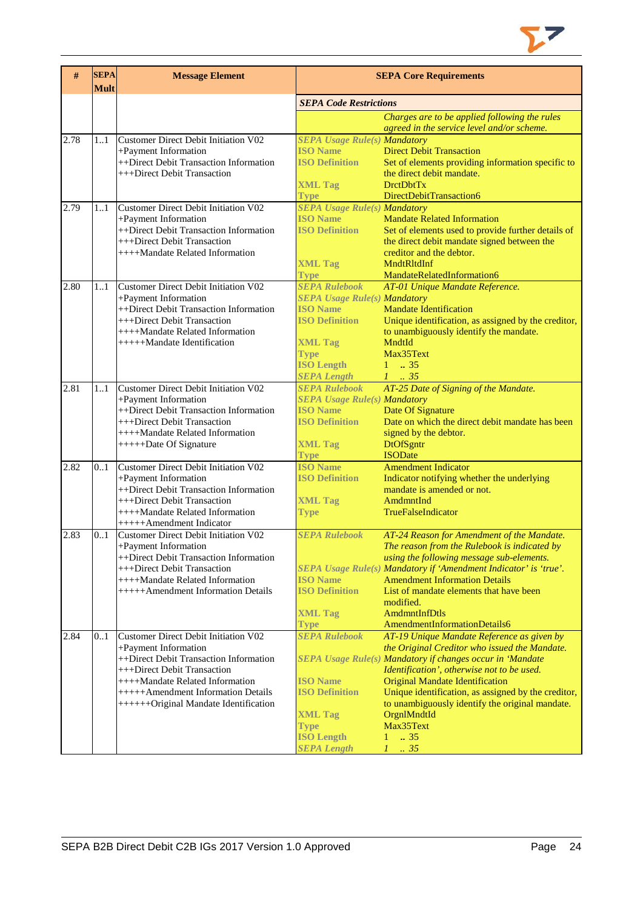| # | SEPA Mult | Message Element | SEPA Core Requirements |
|---|---|---|---|
| | | | ***SEPA Code Restrictions*** |
| | | | *Charges are to be applied following the rules agreed in the service level and/or scheme.* |
| 2.78 | 1..1 | Customer Direct Debit Initiation V02<br>+Payment Information<br>++Direct Debit Transaction Information<br>+++Direct Debit Transaction | ***SEPA Usage Rule(s)*** *Mandatory*<br>**ISO Name** Direct Debit Transaction<br>**ISO Definition** Set of elements providing information specific to the direct debit mandate.<br>**XML Tag** DrctDbtTx<br>**Type** DirectDebitTransaction6 |
| 2.79 | 1..1 | Customer Direct Debit Initiation V02<br>+Payment Information<br>++Direct Debit Transaction Information<br>+++Direct Debit Transaction<br>++++Mandate Related Information | ***SEPA Usage Rule(s)*** *Mandatory*<br>**ISO Name** Mandate Related Information<br>**ISO Definition** Set of elements used to provide further details of the direct debit mandate signed between the creditor and the debtor.<br>**XML Tag** MndtRltdInf<br>**Type** MandateRelatedInformation6 |
| 2.80 | 1..1 | Customer Direct Debit Initiation V02<br>+Payment Information<br>++Direct Debit Transaction Information<br>+++Direct Debit Transaction<br>++++Mandate Related Information<br>+++++Mandate Identification | ***SEPA Rulebook*** *AT-01 Unique Mandate Reference.*<br>***SEPA Usage Rule(s)*** *Mandatory*<br>**ISO Name** Mandate Identification<br>**ISO Definition** Unique identification, as assigned by the creditor, to unambiguously identify the mandate.<br>**XML Tag** MndtId<br>**Type** Max35Text<br>**ISO Length** 1 .. 35<br>***SEPA Length*** *1 .. 35* |
| 2.81 | 1..1 | Customer Direct Debit Initiation V02<br>+Payment Information<br>++Direct Debit Transaction Information<br>+++Direct Debit Transaction<br>++++Mandate Related Information<br>+++++Date Of Signature | ***SEPA Rulebook*** *AT-25 Date of Signing of the Mandate.*<br>***SEPA Usage Rule(s)*** *Mandatory*<br>**ISO Name** Date Of Signature<br>**ISO Definition** Date on which the direct debit mandate has been signed by the debtor.<br>**XML Tag** DtOfSgntr<br>**Type** ISODate |
| 2.82 | 0..1 | Customer Direct Debit Initiation V02<br>+Payment Information<br>++Direct Debit Transaction Information<br>+++Direct Debit Transaction<br>++++Mandate Related Information<br>+++++Amendment Indicator | **ISO Name** Amendment Indicator<br>**ISO Definition** Indicator notifying whether the underlying mandate is amended or not.<br>**XML Tag** AmdmntInd<br>**Type** TrueFalseIndicator |
| 2.83 | 0..1 | Customer Direct Debit Initiation V02<br>+Payment Information<br>++Direct Debit Transaction Information<br>+++Direct Debit Transaction<br>++++Mandate Related Information<br>+++++Amendment Information Details | ***SEPA Rulebook*** *AT-24 Reason for Amendment of the Mandate. The reason from the Rulebook is indicated by using the following message sub-elements.*<br>***SEPA Usage Rule(s)*** *Mandatory if 'Amendment Indicator' is 'true'.*<br>**ISO Name** Amendment Information Details<br>**ISO Definition** List of mandate elements that have been modified.<br>**XML Tag** AmdmntInfDtls<br>**Type** AmendmentInformationDetails6 |
| 2.84 | 0..1 | Customer Direct Debit Initiation V02<br>+Payment Information<br>++Direct Debit Transaction Information<br>+++Direct Debit Transaction<br>++++Mandate Related Information<br>+++++Amendment Information Details<br>++++++Original Mandate Identification | ***SEPA Rulebook*** *AT-19 Unique Mandate Reference as given by the Original Creditor who issued the Mandate.*<br>***SEPA Usage Rule(s)*** *Mandatory if changes occur in 'Mandate Identification', otherwise not to be used.*<br>**ISO Name** Original Mandate Identification<br>**ISO Definition** Unique identification, as assigned by the creditor, to unambiguously identify the original mandate.<br>**XML Tag** OrgnlMndtId<br>**Type** Max35Text<br>**ISO Length** 1 .. 35<br>***SEPA Length*** *1 .. 35* |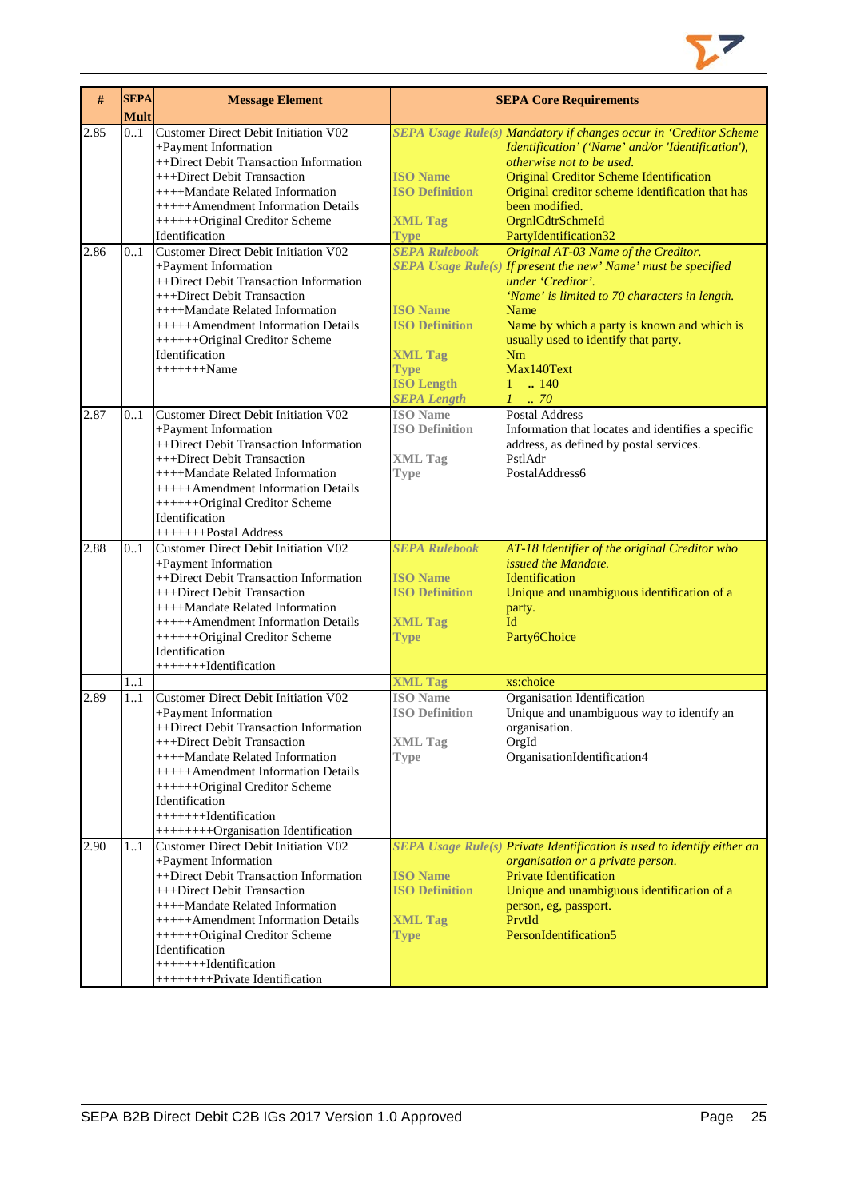| # | SEPA Mult | Message Element | SEPA Core Requirements |
|---|---|---|---|
| 2.85 | 0..1 | Customer Direct Debit Initiation V02<br>+Payment Information<br>++Direct Debit Transaction Information<br>+++Direct Debit Transaction<br>++++Mandate Related Information<br>+++++Amendment Information Details<br>++++++Original Creditor Scheme Identification | ***SEPA Usage Rule(s)*** *Mandatory if changes occur in 'Creditor Scheme Identification' ('Name' and/or 'Identification'), otherwise not to be used.*<br>**ISO Name** Original Creditor Scheme Identification<br>**ISO Definition** Original creditor scheme identification that has been modified.<br>**XML Tag** OrgnlCdtrSchmeId<br>**Type** PartyIdentification32 |
| 2.86 | 0..1 | Customer Direct Debit Initiation V02<br>+Payment Information<br>++Direct Debit Transaction Information<br>+++Direct Debit Transaction<br>++++Mandate Related Information<br>+++++Amendment Information Details<br>++++++Original Creditor Scheme Identification<br>+++++++Name | ***SEPA Rulebook*** *Original AT-03 Name of the Creditor.*<br>***SEPA Usage Rule(s)*** *If present the new' Name' must be specified under 'Creditor'.*<br>*'Name' is limited to 70 characters in length.*<br>**ISO Name** Name<br>**ISO Definition** Name by which a party is known and which is usually used to identify that party.<br>**XML Tag** Nm<br>**Type** Max140Text<br>**ISO Length** 1 .. 140<br>***SEPA Length*** *1 .. 70* |
| 2.87 | 0..1 | Customer Direct Debit Initiation V02<br>+Payment Information<br>++Direct Debit Transaction Information<br>+++Direct Debit Transaction<br>++++Mandate Related Information<br>+++++Amendment Information Details<br>++++++Original Creditor Scheme Identification<br>+++++++Postal Address | **ISO Name** Postal Address<br>**ISO Definition** Information that locates and identifies a specific address, as defined by postal services.<br>**XML Tag** PstlAdr<br>**Type** PostalAddress6 |
| 2.88 | 0..1 | Customer Direct Debit Initiation V02<br>+Payment Information<br>++Direct Debit Transaction Information<br>+++Direct Debit Transaction<br>++++Mandate Related Information<br>+++++Amendment Information Details<br>++++++Original Creditor Scheme Identification<br>+++++++Identification | ***SEPA Rulebook*** *AT-18 Identifier of the original Creditor who issued the Mandate.*<br>**ISO Name** Identification<br>**ISO Definition** Unique and unambiguous identification of a party.<br>**XML Tag** Id<br>**Type** Party6Choice |
| | 1..1 | | **XML Tag** xs:choice |
| 2.89 | 1..1 | Customer Direct Debit Initiation V02<br>+Payment Information<br>++Direct Debit Transaction Information<br>+++Direct Debit Transaction<br>++++Mandate Related Information<br>+++++Amendment Information Details<br>++++++Original Creditor Scheme Identification<br>+++++++Identification<br>++++++++Organisation Identification | **ISO Name** Organisation Identification<br>**ISO Definition** Unique and unambiguous way to identify an organisation.<br>**XML Tag** OrgId<br>**Type** OrganisationIdentification4 |
| 2.90 | 1..1 | Customer Direct Debit Initiation V02<br>+Payment Information<br>++Direct Debit Transaction Information<br>+++Direct Debit Transaction<br>++++Mandate Related Information<br>+++++Amendment Information Details<br>++++++Original Creditor Scheme Identification<br>+++++++Identification<br>++++++++Private Identification | ***SEPA Usage Rule(s)*** *Private Identification is used to identify either an organisation or a private person.*<br>**ISO Name** Private Identification<br>**ISO Definition** Unique and unambiguous identification of a person, eg, passport.<br>**XML Tag** PrvtId<br>**Type** PersonIdentification5 |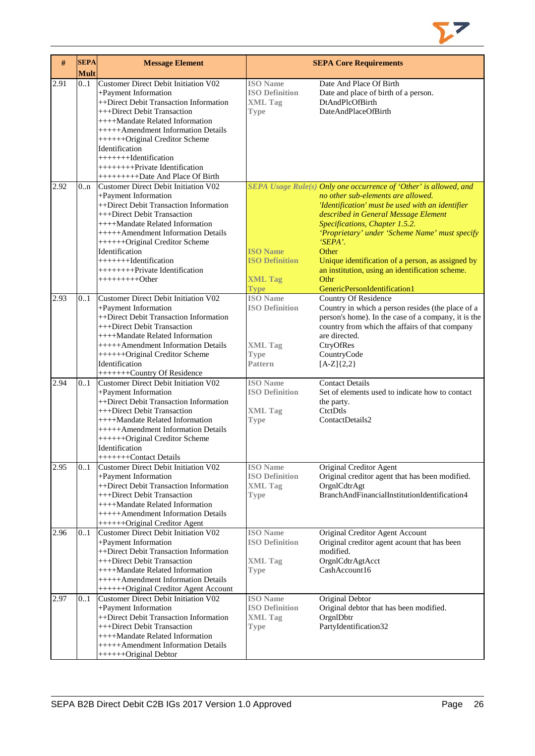| # | SEPA Mult | Message Element | SEPA Core Requirements | |
|---|---|---|---|---|
| 2.91 | 0..1 | Customer Direct Debit Initiation V02<br>+Payment Information<br>++Direct Debit Transaction Information<br>+++Direct Debit Transaction<br>++++Mandate Related Information<br>+++++Amendment Information Details<br>++++++Original Creditor Scheme Identification<br>+++++++Identification<br>++++++++Private Identification<br>+++++++++Date And Place Of Birth | **ISO Name**<br>**ISO Definition**<br>**XML Tag**<br>**Type** | Date And Place Of Birth<br>Date and place of birth of a person.<br>DtAndPlcOfBirth<br>DateAndPlaceOfBirth |
| 2.92 | 0..n | Customer Direct Debit Initiation V02<br>+Payment Information<br>++Direct Debit Transaction Information<br>+++Direct Debit Transaction<br>++++Mandate Related Information<br>+++++Amendment Information Details<br>++++++Original Creditor Scheme Identification<br>+++++++Identification<br>++++++++Private Identification<br>+++++++++Other | ***SEPA Usage Rule(s)***<br><br><br><br><br><br><br>**ISO Name**<br>**ISO Definition**<br><br>**XML Tag**<br>**Type** | *Only one occurrence of 'Other' is allowed, and no other sub-elements are allowed.*<br>*'Identification' must be used with an identifier described in General Message Element Specifications, Chapter 1.5.2.*<br>*'Proprietary' under 'Scheme Name' must specify 'SEPA'.*<br>Other<br>Unique identification of a person, as assigned by an institution, using an identification scheme.<br>Othr<br>GenericPersonIdentification1 |
| 2.93 | 0..1 | Customer Direct Debit Initiation V02<br>+Payment Information<br>++Direct Debit Transaction Information<br>+++Direct Debit Transaction<br>++++Mandate Related Information<br>+++++Amendment Information Details<br>++++++Original Creditor Scheme Identification<br>+++++++Country Of Residence | **ISO Name**<br>**ISO Definition**<br><br><br><br>**XML Tag**<br>**Type**<br>**Pattern** | Country Of Residence<br>Country in which a person resides (the place of a person's home). In the case of a company, it is the country from which the affairs of that company are directed.<br>CtryOfRes<br>CountryCode<br>[A-Z]{2,2} |
| 2.94 | 0..1 | Customer Direct Debit Initiation V02<br>+Payment Information<br>++Direct Debit Transaction Information<br>+++Direct Debit Transaction<br>++++Mandate Related Information<br>+++++Amendment Information Details<br>++++++Original Creditor Scheme Identification<br>+++++++Contact Details | **ISO Name**<br>**ISO Definition**<br><br>**XML Tag**<br>**Type** | Contact Details<br>Set of elements used to indicate how to contact the party.<br>CtctDtls<br>ContactDetails2 |
| 2.95 | 0..1 | Customer Direct Debit Initiation V02<br>+Payment Information<br>++Direct Debit Transaction Information<br>+++Direct Debit Transaction<br>++++Mandate Related Information<br>+++++Amendment Information Details<br>++++++Original Creditor Agent | **ISO Name**<br>**ISO Definition**<br>**XML Tag**<br>**Type** | Original Creditor Agent<br>Original creditor agent that has been modified.<br>OrgnlCdtrAgt<br>BranchAndFinancialInstitutionIdentification4 |
| 2.96 | 0..1 | Customer Direct Debit Initiation V02<br>+Payment Information<br>++Direct Debit Transaction Information<br>+++Direct Debit Transaction<br>++++Mandate Related Information<br>+++++Amendment Information Details<br>++++++Original Creditor Agent Account | **ISO Name**<br>**ISO Definition**<br><br>**XML Tag**<br>**Type** | Original Creditor Agent Account<br>Original creditor agent acount that has been modified.<br>OrgnlCdtrAgtAcct<br>CashAccount16 |
| 2.97 | 0..1 | Customer Direct Debit Initiation V02<br>+Payment Information<br>++Direct Debit Transaction Information<br>+++Direct Debit Transaction<br>++++Mandate Related Information<br>+++++Amendment Information Details<br>++++++Original Debtor | **ISO Name**<br>**ISO Definition**<br>**XML Tag**<br>**Type** | Original Debtor<br>Original debtor that has been modified.<br>OrgnlDbtr<br>PartyIdentification32 |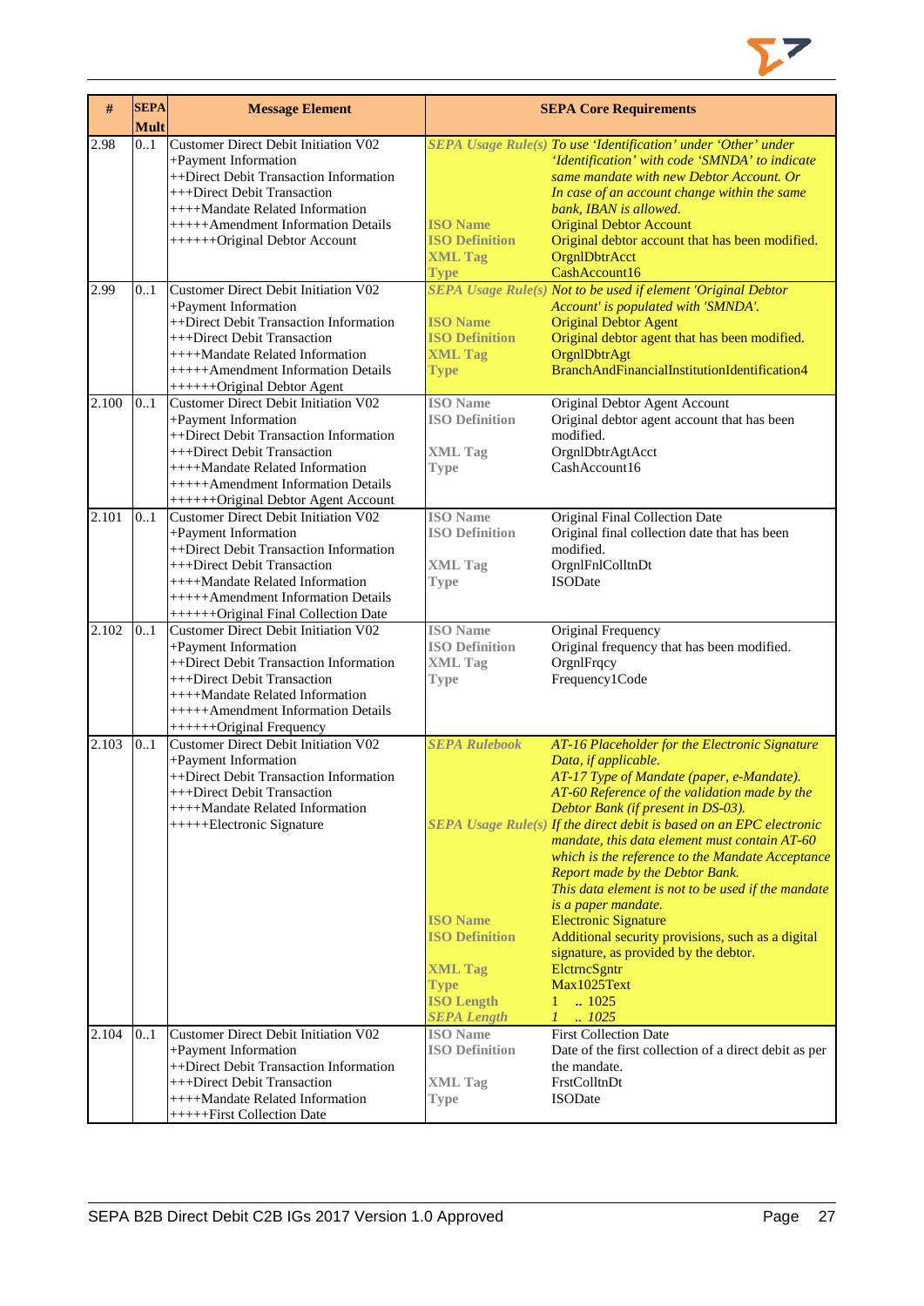| # | SEPA Mult | Message Element | SEPA Core Requirements | |
|---|---|---|---|---|
| 2.98 | 0..1 | Customer Direct Debit Initiation V02<br>+Payment Information<br>++Direct Debit Transaction Information<br>+++Direct Debit Transaction<br>++++Mandate Related Information<br>+++++Amendment Information Details<br>++++++Original Debtor Account | *SEPA Usage Rule(s)*<br><br><br><br><br>ISO Name<br>ISO Definition<br>XML Tag<br>Type | *To use 'Identification' under 'Other' under 'Identification' with code 'SMNDA' to indicate same mandate with new Debtor Account. Or In case of an account change within the same bank, IBAN is allowed.*<br>Original Debtor Account<br>Original debtor account that has been modified.<br>OrgnlDbtrAcct<br>CashAccount16 |
| 2.99 | 0..1 | Customer Direct Debit Initiation V02<br>+Payment Information<br>++Direct Debit Transaction Information<br>+++Direct Debit Transaction<br>++++Mandate Related Information<br>+++++Amendment Information Details<br>++++++Original Debtor Agent | *SEPA Usage Rule(s)*<br><br>ISO Name<br>ISO Definition<br>XML Tag<br>Type | *Not to be used if element 'Original Debtor Account' is populated with 'SMNDA'.*<br>Original Debtor Agent<br>Original debtor agent that has been modified.<br>OrgnlDbtrAgt<br>BranchAndFinancialInstitutionIdentification4 |
| 2.100 | 0..1 | Customer Direct Debit Initiation V02<br>+Payment Information<br>++Direct Debit Transaction Information<br>+++Direct Debit Transaction<br>++++Mandate Related Information<br>+++++Amendment Information Details<br>++++++Original Debtor Agent Account | ISO Name<br>ISO Definition<br><br>XML Tag<br>Type | Original Debtor Agent Account<br>Original debtor agent account that has been modified.<br>OrgnlDbtrAgtAcct<br>CashAccount16 |
| 2.101 | 0..1 | Customer Direct Debit Initiation V02<br>+Payment Information<br>++Direct Debit Transaction Information<br>+++Direct Debit Transaction<br>++++Mandate Related Information<br>+++++Amendment Information Details<br>++++++Original Final Collection Date | ISO Name<br>ISO Definition<br><br>XML Tag<br>Type | Original Final Collection Date<br>Original final collection date that has been modified.<br>OrgnlFnlColltnDt<br>ISODate |
| 2.102 | 0..1 | Customer Direct Debit Initiation V02<br>+Payment Information<br>++Direct Debit Transaction Information<br>+++Direct Debit Transaction<br>++++Mandate Related Information<br>+++++Amendment Information Details<br>++++++Original Frequency | ISO Name<br>ISO Definition<br>XML Tag<br>Type | Original Frequency<br>Original frequency that has been modified.<br>OrgnlFrqcy<br>Frequency1Code |
| 2.103 | 0..1 | Customer Direct Debit Initiation V02<br>+Payment Information<br>++Direct Debit Transaction Information<br>+++Direct Debit Transaction<br>++++Mandate Related Information<br>+++++Electronic Signature | *SEPA Rulebook*<br><br><br><br><br>*SEPA Usage Rule(s)*<br><br><br><br><br><br>ISO Name<br>ISO Definition<br><br>XML Tag<br>Type<br>ISO Length<br>*SEPA Length* | *AT-16 Placeholder for the Electronic Signature Data, if applicable.*<br>*AT-17 Type of Mandate (paper, e-Mandate).*<br>*AT-60 Reference of the validation made by the Debtor Bank (if present in DS-03).*<br>*If the direct debit is based on an EPC electronic mandate, this data element must contain AT-60 which is the reference to the Mandate Acceptance Report made by the Debtor Bank.*<br>*This data element is not to be used if the mandate is a paper mandate.*<br>Electronic Signature<br>Additional security provisions, such as a digital signature, as provided by the debtor.<br>ElctrncSgntr<br>Max1025Text<br>1 .. 1025<br>*1 .. 1025* |
| 2.104 | 0..1 | Customer Direct Debit Initiation V02<br>+Payment Information<br>++Direct Debit Transaction Information<br>+++Direct Debit Transaction<br>++++Mandate Related Information<br>+++++First Collection Date | ISO Name<br>ISO Definition<br><br>XML Tag<br>Type | First Collection Date<br>Date of the first collection of a direct debit as per the mandate.<br>FrstColltnDt<br>ISODate |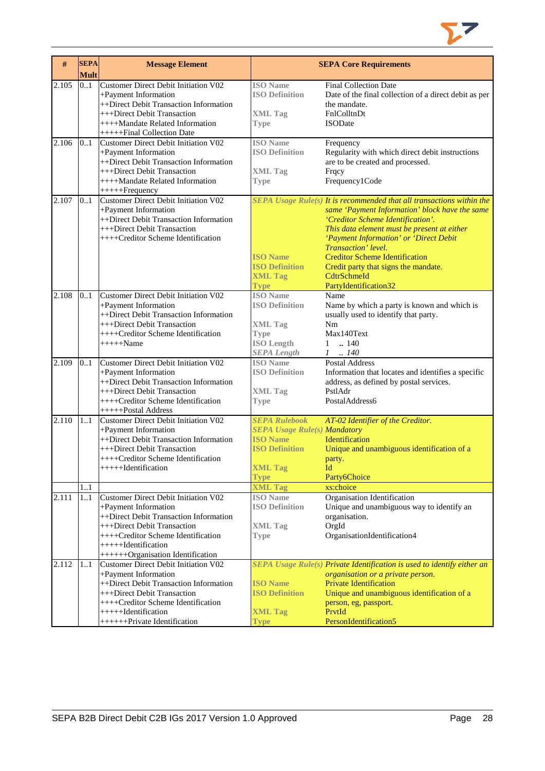| # | SEPA Mult | Message Element | SEPA Core Requirements | |
|---|---|---|---|---|
| 2.105 | 0..1 | Customer Direct Debit Initiation V02<br>+Payment Information<br>++Direct Debit Transaction Information<br>+++Direct Debit Transaction<br>++++Mandate Related Information<br>+++++Final Collection Date | **ISO Name**<br>**ISO Definition**<br><br>**XML Tag**<br>**Type** | Final Collection Date<br>Date of the final collection of a direct debit as per the mandate.<br>FnlColltnDt<br>ISODate |
| 2.106 | 0..1 | Customer Direct Debit Initiation V02<br>+Payment Information<br>++Direct Debit Transaction Information<br>+++Direct Debit Transaction<br>++++Mandate Related Information<br>+++++Frequency | **ISO Name**<br>**ISO Definition**<br><br>**XML Tag**<br>**Type** | Frequency<br>Regularity with which direct debit instructions are to be created and processed.<br>Frqcy<br>Frequency1Code |
| 2.107 | 0..1 | Customer Direct Debit Initiation V02<br>+Payment Information<br>++Direct Debit Transaction Information<br>+++Direct Debit Transaction<br>++++Creditor Scheme Identification | ***SEPA Usage Rule(s)***<br><br><br><br><br><br>**ISO Name**<br>**ISO Definition**<br>**XML Tag**<br>**Type** | *It is recommended that all transactions within the same 'Payment Information' block have the same 'Creditor Scheme Identification'.*<br>*This data element must be present at either 'Payment Information' or 'Direct Debit Transaction' level.*<br>Creditor Scheme Identification<br>Credit party that signs the mandate.<br>CdtrSchmeId<br>PartyIdentification32 |
| 2.108 | 0..1 | Customer Direct Debit Initiation V02<br>+Payment Information<br>++Direct Debit Transaction Information<br>+++Direct Debit Transaction<br>++++Creditor Scheme Identification<br>+++++Name | **ISO Name**<br>**ISO Definition**<br><br>**XML Tag**<br>**Type**<br>**ISO Length**<br>***SEPA Length*** | Name<br>Name by which a party is known and which is usually used to identify that party.<br>Nm<br>Max140Text<br>1 .. 140<br>*1 .. 140* |
| 2.109 | 0..1 | Customer Direct Debit Initiation V02<br>+Payment Information<br>++Direct Debit Transaction Information<br>+++Direct Debit Transaction<br>++++Creditor Scheme Identification<br>+++++Postal Address | **ISO Name**<br>**ISO Definition**<br><br>**XML Tag**<br>**Type** | Postal Address<br>Information that locates and identifies a specific address, as defined by postal services.<br>PstlAdr<br>PostalAddress6 |
| 2.110 | 1..1 | Customer Direct Debit Initiation V02<br>+Payment Information<br>++Direct Debit Transaction Information<br>+++Direct Debit Transaction<br>++++Creditor Scheme Identification<br>+++++Identification | ***SEPA Rulebook***<br>***SEPA Usage Rule(s)***<br>**ISO Name**<br>**ISO Definition**<br><br>**XML Tag**<br>**Type** | *AT-02 Identifier of the Creditor.*<br>*Mandatory*<br>Identification<br>Unique and unambiguous identification of a party.<br>Id<br>Party6Choice |
| | 1..1 | | **XML Tag** | xs:choice |
| 2.111 | 1..1 | Customer Direct Debit Initiation V02<br>+Payment Information<br>++Direct Debit Transaction Information<br>+++Direct Debit Transaction<br>++++Creditor Scheme Identification<br>+++++Identification<br>++++++Organisation Identification | **ISO Name**<br>**ISO Definition**<br><br>**XML Tag**<br>**Type** | Organisation Identification<br>Unique and unambiguous way to identify an organisation.<br>OrgId<br>OrganisationIdentification4 |
| 2.112 | 1..1 | Customer Direct Debit Initiation V02<br>+Payment Information<br>++Direct Debit Transaction Information<br>+++Direct Debit Transaction<br>++++Creditor Scheme Identification<br>+++++Identification<br>++++++Private Identification | ***SEPA Usage Rule(s)***<br><br>**ISO Name**<br>**ISO Definition**<br><br>**XML Tag**<br>**Type** | *Private Identification is used to identify either an organisation or a private person.*<br>Private Identification<br>Unique and unambiguous identification of a person, eg, passport.<br>PrvtId<br>PersonIdentification5 |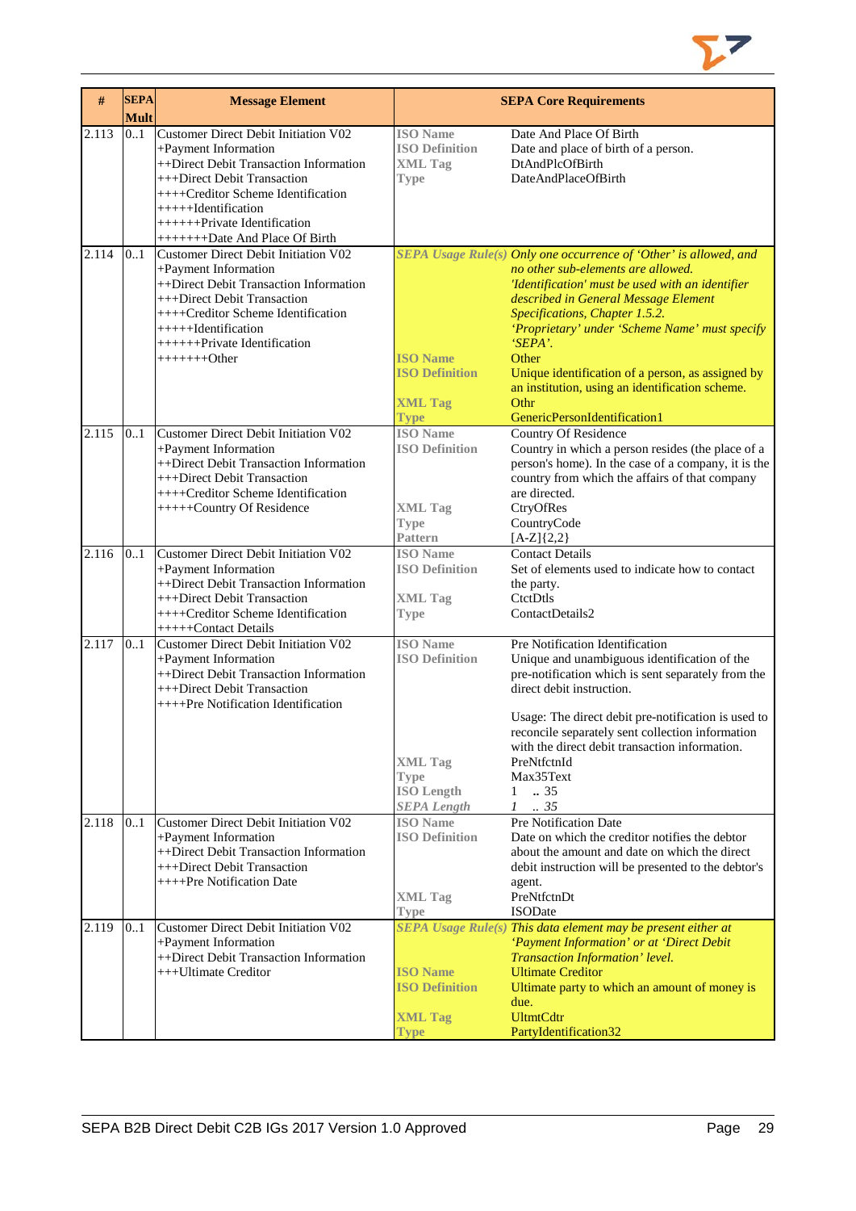| # | SEPA Mult | Message Element | SEPA Core Requirements |
|---|---|---|---|
| 2.113 | 0..1 | Customer Direct Debit Initiation V02<br>+Payment Information<br>++Direct Debit Transaction Information<br>+++Direct Debit Transaction<br>++++Creditor Scheme Identification<br>+++++Identification<br>++++++Private Identification<br>+++++++Date And Place Of Birth | **ISO Name** Date And Place Of Birth<br>**ISO Definition** Date and place of birth of a person.<br>**XML Tag** DtAndPlcOfBirth<br>**Type** DateAndPlaceOfBirth |
| 2.114 | 0..1 | Customer Direct Debit Initiation V02<br>+Payment Information<br>++Direct Debit Transaction Information<br>+++Direct Debit Transaction<br>++++Creditor Scheme Identification<br>+++++Identification<br>++++++Private Identification<br>+++++++Other | ***SEPA Usage Rule(s)*** *Only one occurrence of 'Other' is allowed, and no other sub-elements are allowed.*<br>*'Identification' must be used with an identifier described in General Message Element Specifications, Chapter 1.5.2.*<br>*'Proprietary' under 'Scheme Name' must specify 'SEPA'.*<br>**ISO Name** Other<br>**ISO Definition** Unique identification of a person, as assigned by an institution, using an identification scheme.<br>**XML Tag** Othr<br>**Type** GenericPersonIdentification1 |
| 2.115 | 0..1 | Customer Direct Debit Initiation V02<br>+Payment Information<br>++Direct Debit Transaction Information<br>+++Direct Debit Transaction<br>++++Creditor Scheme Identification<br>+++++Country Of Residence | **ISO Name** Country Of Residence<br>**ISO Definition** Country in which a person resides (the place of a person's home). In the case of a company, it is the country from which the affairs of that company are directed.<br>**XML Tag** CtryOfRes<br>**Type** CountryCode<br>**Pattern** [A-Z]{2,2} |
| 2.116 | 0..1 | Customer Direct Debit Initiation V02<br>+Payment Information<br>++Direct Debit Transaction Information<br>+++Direct Debit Transaction<br>++++Creditor Scheme Identification<br>+++++Contact Details | **ISO Name** Contact Details<br>**ISO Definition** Set of elements used to indicate how to contact the party.<br>**XML Tag** CtctDtls<br>**Type** ContactDetails2 |
| 2.117 | 0..1 | Customer Direct Debit Initiation V02<br>+Payment Information<br>++Direct Debit Transaction Information<br>+++Direct Debit Transaction<br>++++Pre Notification Identification | **ISO Name** Pre Notification Identification<br>**ISO Definition** Unique and unambiguous identification of the pre-notification which is sent separately from the direct debit instruction.<br>Usage: The direct debit pre-notification is used to reconcile separately sent collection information with the direct debit transaction information.<br>**XML Tag** PreNtfctnId<br>**Type** Max35Text<br>**ISO Length** 1 .. 35<br>***SEPA Length*** *1 .. 35* |
| 2.118 | 0..1 | Customer Direct Debit Initiation V02<br>+Payment Information<br>++Direct Debit Transaction Information<br>+++Direct Debit Transaction<br>++++Pre Notification Date | **ISO Name** Pre Notification Date<br>**ISO Definition** Date on which the creditor notifies the debtor about the amount and date on which the direct debit instruction will be presented to the debtor's agent.<br>**XML Tag** PreNtfctnDt<br>**Type** ISODate |
| 2.119 | 0..1 | Customer Direct Debit Initiation V02<br>+Payment Information<br>++Direct Debit Transaction Information<br>+++Ultimate Creditor | ***SEPA Usage Rule(s)*** *This data element may be present either at 'Payment Information' or at 'Direct Debit Transaction Information' level.*<br>**ISO Name** Ultimate Creditor<br>**ISO Definition** Ultimate party to which an amount of money is due.<br>**XML Tag** UltmtCdtr<br>**Type** PartyIdentification32 |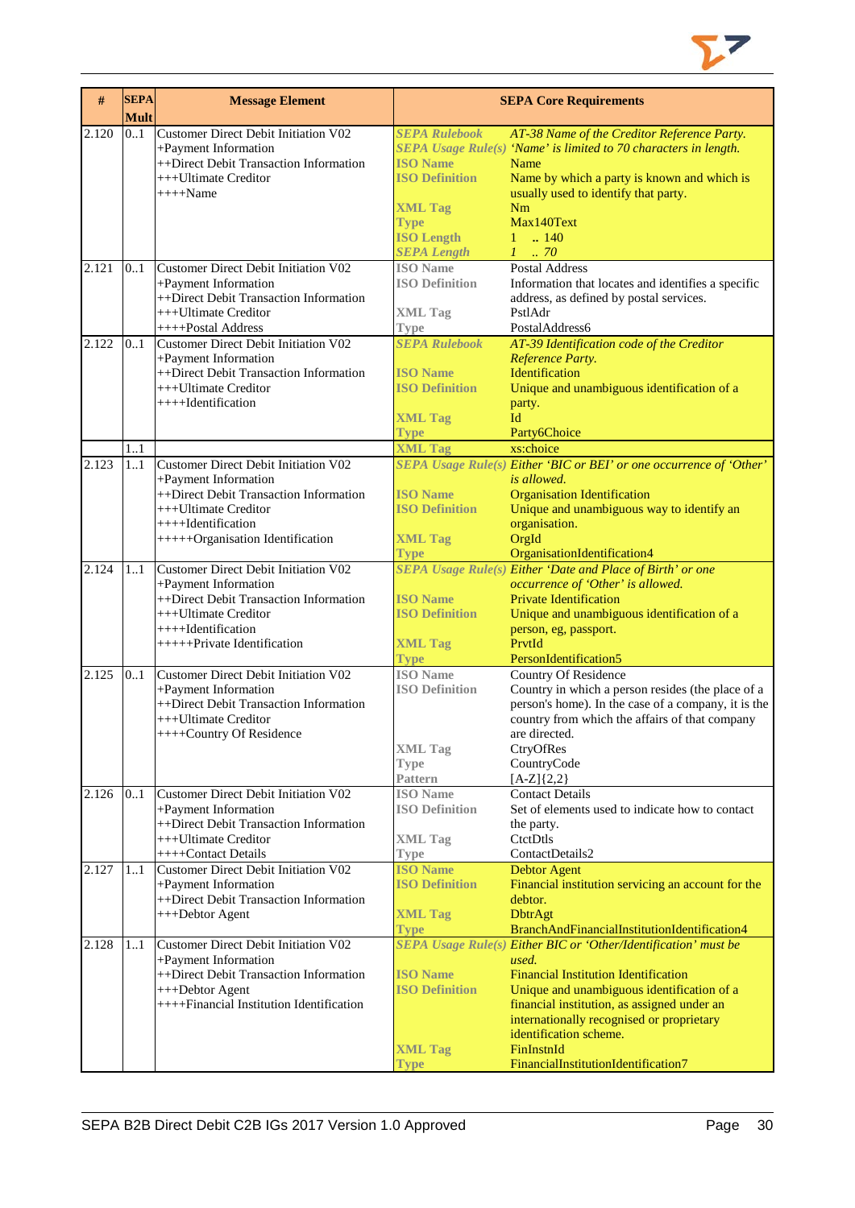| # | SEPA Mult | Message Element | SEPA Core Requirements | |
|---|---|---|---|---|
| 2.120 | 0..1 | Customer Direct Debit Initiation V02<br>+Payment Information<br>++Direct Debit Transaction Information<br>+++Ultimate Creditor<br>++++Name | *SEPA Rulebook*<br>*SEPA Usage Rule(s)*<br>ISO Name<br>ISO Definition<br><br>XML Tag<br>Type<br>ISO Length<br>*SEPA Length* | *AT-38 Name of the Creditor Reference Party.*<br>*'Name' is limited to 70 characters in length.*<br>Name<br>Name by which a party is known and which is usually used to identify that party.<br>Nm<br>Max140Text<br>1 .. 140<br>*1 .. 70* |
| 2.121 | 0..1 | Customer Direct Debit Initiation V02<br>+Payment Information<br>++Direct Debit Transaction Information<br>+++Ultimate Creditor<br>++++Postal Address | ISO Name<br>ISO Definition<br><br>XML Tag<br>Type | Postal Address<br>Information that locates and identifies a specific address, as defined by postal services.<br>PstlAdr<br>PostalAddress6 |
| 2.122 | 0..1 | Customer Direct Debit Initiation V02<br>+Payment Information<br>++Direct Debit Transaction Information<br>+++Ultimate Creditor<br>++++Identification | *SEPA Rulebook*<br><br>ISO Name<br>ISO Definition<br><br>XML Tag<br>Type | *AT-39 Identification code of the Creditor Reference Party.*<br>Identification<br>Unique and unambiguous identification of a party.<br>Id<br>Party6Choice |
| | 1..1 | | XML Tag | xs:choice |
| 2.123 | 1..1 | Customer Direct Debit Initiation V02<br>+Payment Information<br>++Direct Debit Transaction Information<br>+++Ultimate Creditor<br>++++Identification<br>+++++Organisation Identification | *SEPA Usage Rule(s)*<br><br>ISO Name<br>ISO Definition<br><br>XML Tag<br>Type | *Either 'BIC or BEI' or one occurrence of 'Other' is allowed.*<br>Organisation Identification<br>Unique and unambiguous way to identify an organisation.<br>OrgId<br>OrganisationIdentification4 |
| 2.124 | 1..1 | Customer Direct Debit Initiation V02<br>+Payment Information<br>++Direct Debit Transaction Information<br>+++Ultimate Creditor<br>++++Identification<br>+++++Private Identification | *SEPA Usage Rule(s)*<br><br>ISO Name<br>ISO Definition<br><br>XML Tag<br>Type | *Either 'Date and Place of Birth' or one occurrence of 'Other' is allowed.*<br>Private Identification<br>Unique and unambiguous identification of a person, eg, passport.<br>PrvtId<br>PersonIdentification5 |
| 2.125 | 0..1 | Customer Direct Debit Initiation V02<br>+Payment Information<br>++Direct Debit Transaction Information<br>+++Ultimate Creditor<br>++++Country Of Residence | ISO Name<br>ISO Definition<br><br><br><br>XML Tag<br>Type<br>Pattern | Country Of Residence<br>Country in which a person resides (the place of a person's home). In the case of a company, it is the country from which the affairs of that company are directed.<br>CtryOfRes<br>CountryCode<br>[A-Z]{2,2} |
| 2.126 | 0..1 | Customer Direct Debit Initiation V02<br>+Payment Information<br>++Direct Debit Transaction Information<br>+++Ultimate Creditor<br>++++Contact Details | ISO Name<br>ISO Definition<br><br>XML Tag<br>Type | Contact Details<br>Set of elements used to indicate how to contact the party.<br>CtctDtls<br>ContactDetails2 |
| 2.127 | 1..1 | Customer Direct Debit Initiation V02<br>+Payment Information<br>++Direct Debit Transaction Information<br>+++Debtor Agent | ISO Name<br>ISO Definition<br><br>XML Tag<br>Type | Debtor Agent<br>Financial institution servicing an account for the debtor.<br>DbtrAgt<br>BranchAndFinancialInstitutionIdentification4 |
| 2.128 | 1..1 | Customer Direct Debit Initiation V02<br>+Payment Information<br>++Direct Debit Transaction Information<br>+++Debtor Agent<br>++++Financial Institution Identification | *SEPA Usage Rule(s)*<br><br>ISO Name<br>ISO Definition<br><br><br><br>XML Tag<br>Type | *Either BIC or 'Other/Identification' must be used.*<br>Financial Institution Identification<br>Unique and unambiguous identification of a financial institution, as assigned under an internationally recognised or proprietary identification scheme.<br>FinInstnId<br>FinancialInstitutionIdentification7 |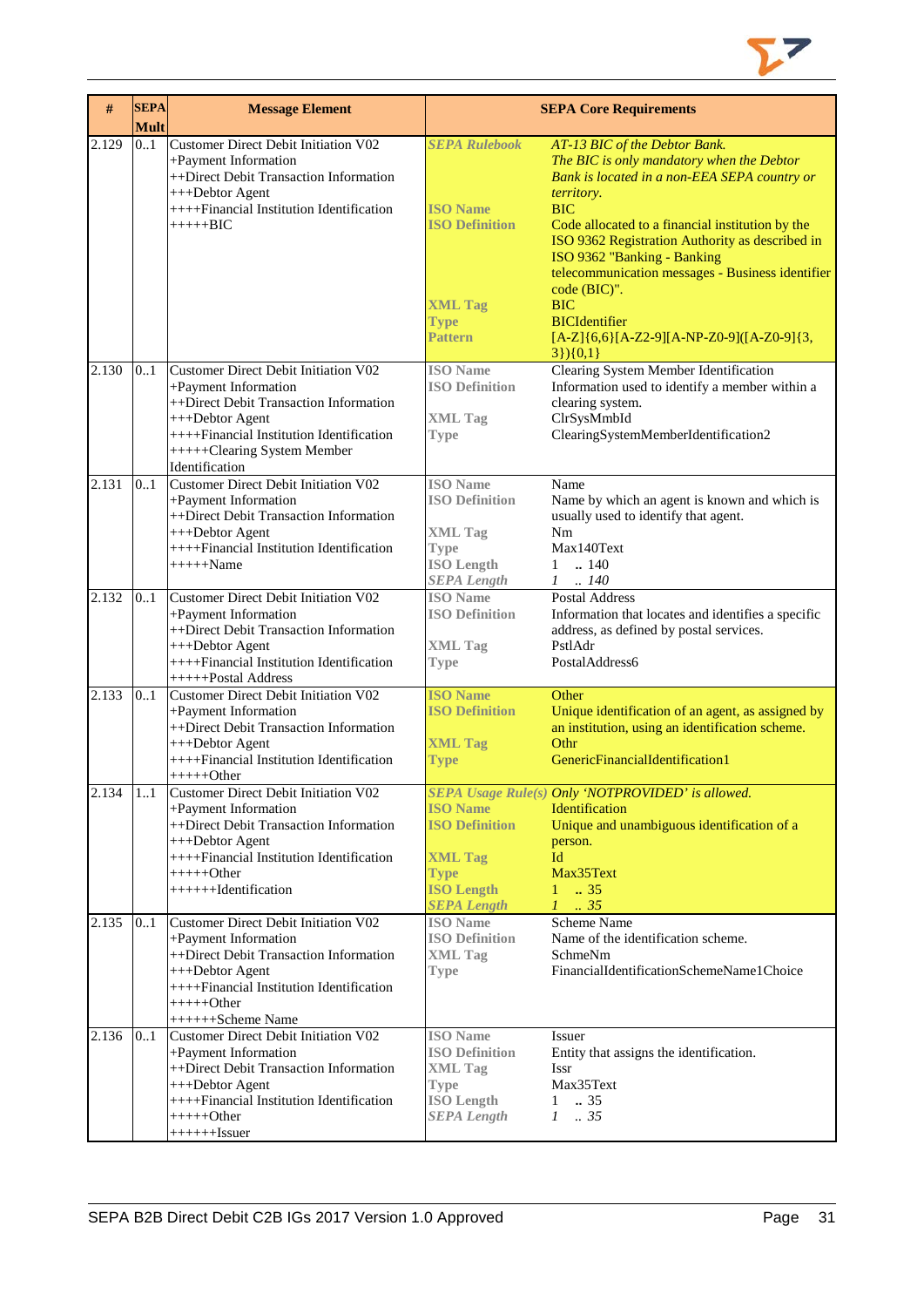| # | SEPA Mult | Message Element | SEPA Core Requirements | |
|---|---|---|---|---|
| 2.129 | 0..1 | Customer Direct Debit Initiation V02<br>+Payment Information<br>++Direct Debit Transaction Information<br>+++Debtor Agent<br>++++Financial Institution Identification<br>+++++BIC | ***SEPA Rulebook***<br><br><br><br>**ISO Name**<br>**ISO Definition**<br><br><br><br><br>**XML Tag**<br>**Type**<br>**Pattern** | *AT-13 BIC of the Debtor Bank.*<br>*The BIC is only mandatory when the Debtor Bank is located in a non-EEA SEPA country or territory.*<br>BIC<br>Code allocated to a financial institution by the ISO 9362 Registration Authority as described in ISO 9362 "Banking - Banking telecommunication messages - Business identifier code (BIC)".<br>BIC<br>BICIdentifier<br>[A-Z]{6,6}[A-Z2-9][A-NP-Z0-9]([A-Z0-9]{3,3}){0,1} |
| 2.130 | 0..1 | Customer Direct Debit Initiation V02<br>+Payment Information<br>++Direct Debit Transaction Information<br>+++Debtor Agent<br>++++Financial Institution Identification<br>+++++Clearing System Member Identification | **ISO Name**<br>**ISO Definition**<br><br>**XML Tag**<br>**Type** | Clearing System Member Identification<br>Information used to identify a member within a clearing system.<br>ClrSysMmbId<br>ClearingSystemMemberIdentification2 |
| 2.131 | 0..1 | Customer Direct Debit Initiation V02<br>+Payment Information<br>++Direct Debit Transaction Information<br>+++Debtor Agent<br>++++Financial Institution Identification<br>+++++Name | **ISO Name**<br>**ISO Definition**<br><br>**XML Tag**<br>**Type**<br>**ISO Length**<br>***SEPA Length*** | Name<br>Name by which an agent is known and which is usually used to identify that agent.<br>Nm<br>Max140Text<br>1 .. 140<br>*1 .. 140* |
| 2.132 | 0..1 | Customer Direct Debit Initiation V02<br>+Payment Information<br>++Direct Debit Transaction Information<br>+++Debtor Agent<br>++++Financial Institution Identification<br>+++++Postal Address | **ISO Name**<br>**ISO Definition**<br><br>**XML Tag**<br>**Type** | Postal Address<br>Information that locates and identifies a specific address, as defined by postal services.<br>PstlAdr<br>PostalAddress6 |
| 2.133 | 0..1 | Customer Direct Debit Initiation V02<br>+Payment Information<br>++Direct Debit Transaction Information<br>+++Debtor Agent<br>++++Financial Institution Identification<br>+++++Other | **ISO Name**<br>**ISO Definition**<br><br>**XML Tag**<br>**Type** | Other<br>Unique identification of an agent, as assigned by an institution, using an identification scheme.<br>Othr<br>GenericFinancialIdentification1 |
| 2.134 | 1..1 | Customer Direct Debit Initiation V02<br>+Payment Information<br>++Direct Debit Transaction Information<br>+++Debtor Agent<br>++++Financial Institution Identification<br>+++++Other<br>++++++Identification | ***SEPA Usage Rule(s)***<br>**ISO Name**<br>**ISO Definition**<br><br>**XML Tag**<br>**Type**<br>**ISO Length**<br>***SEPA Length*** | *Only 'NOTPROVIDED' is allowed.*<br>Identification<br>Unique and unambiguous identification of a person.<br>Id<br>Max35Text<br>1 .. 35<br>*1 .. 35* |
| 2.135 | 0..1 | Customer Direct Debit Initiation V02<br>+Payment Information<br>++Direct Debit Transaction Information<br>+++Debtor Agent<br>++++Financial Institution Identification<br>+++++Other<br>++++++Scheme Name | **ISO Name**<br>**ISO Definition**<br>**XML Tag**<br>**Type** | Scheme Name<br>Name of the identification scheme.<br>SchmeNm<br>FinancialIdentificationSchemeName1Choice |
| 2.136 | 0..1 | Customer Direct Debit Initiation V02<br>+Payment Information<br>++Direct Debit Transaction Information<br>+++Debtor Agent<br>++++Financial Institution Identification<br>+++++Other<br>++++++Issuer | **ISO Name**<br>**ISO Definition**<br>**XML Tag**<br>**Type**<br>**ISO Length**<br>***SEPA Length*** | Issuer<br>Entity that assigns the identification.<br>Issr<br>Max35Text<br>1 .. 35<br>*1 .. 35* |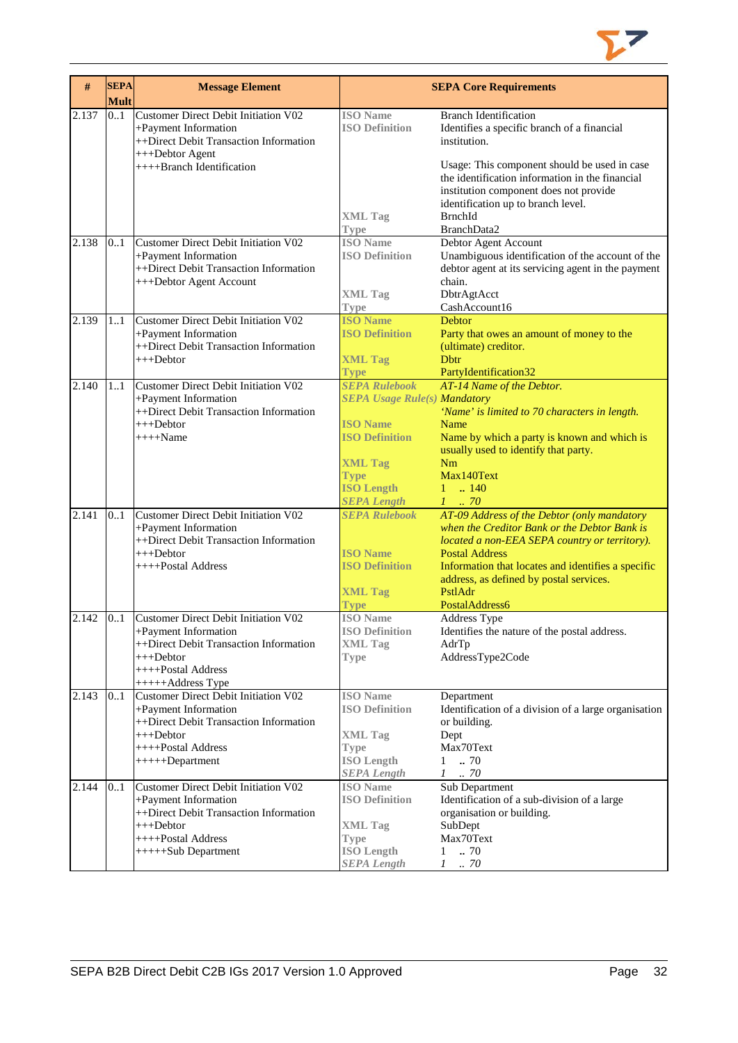| # | SEPA Mult | Message Element | SEPA Core Requirements | |
|---|---|---|---|---|
| 2.137 | 0..1 | Customer Direct Debit Initiation V02<br>+Payment Information<br>++Direct Debit Transaction Information<br>+++Debtor Agent<br>++++Branch Identification | ISO Name<br>ISO Definition<br><br><br><br><br><br>XML Tag<br>Type | Branch Identification<br>Identifies a specific branch of a financial institution.<br><br>Usage: This component should be used in case the identification information in the financial institution component does not provide identification up to branch level.<br>BrnchId<br>BranchData2 |
| 2.138 | 0..1 | Customer Direct Debit Initiation V02<br>+Payment Information<br>++Direct Debit Transaction Information<br>+++Debtor Agent Account | ISO Name<br>ISO Definition<br><br><br>XML Tag<br>Type | Debtor Agent Account<br>Unambiguous identification of the account of the debtor agent at its servicing agent in the payment chain.<br>DbtrAgtAcct<br>CashAccount16 |
| 2.139 | 1..1 | Customer Direct Debit Initiation V02<br>+Payment Information<br>++Direct Debit Transaction Information<br>+++Debtor | ISO Name<br>ISO Definition<br><br>XML Tag<br>Type | Debtor<br>Party that owes an amount of money to the (ultimate) creditor.<br>Dbtr<br>PartyIdentification32 |
| 2.140 | 1..1 | Customer Direct Debit Initiation V02<br>+Payment Information<br>++Direct Debit Transaction Information<br>+++Debtor<br>++++Name | *SEPA Rulebook*<br>*SEPA Usage Rule(s)*<br><br>ISO Name<br>ISO Definition<br><br>XML Tag<br>Type<br>ISO Length<br>*SEPA Length* | *AT-14 Name of the Debtor.*<br>*Mandatory*<br>*'Name' is limited to 70 characters in length.*<br>Name<br>Name by which a party is known and which is usually used to identify that party.<br>Nm<br>Max140Text<br>1 .. 140<br>*1 .. 70* |
| 2.141 | 0..1 | Customer Direct Debit Initiation V02<br>+Payment Information<br>++Direct Debit Transaction Information<br>+++Debtor<br>++++Postal Address | *SEPA Rulebook*<br><br><br>ISO Name<br>ISO Definition<br><br>XML Tag<br>Type | *AT-09 Address of the Debtor (only mandatory when the Creditor Bank or the Debtor Bank is located a non-EEA SEPA country or territory).*<br>Postal Address<br>Information that locates and identifies a specific address, as defined by postal services.<br>PstlAdr<br>PostalAddress6 |
| 2.142 | 0..1 | Customer Direct Debit Initiation V02<br>+Payment Information<br>++Direct Debit Transaction Information<br>+++Debtor<br>++++Postal Address<br>+++++Address Type | ISO Name<br>ISO Definition<br>XML Tag<br>Type | Address Type<br>Identifies the nature of the postal address.<br>AdrTp<br>AddressType2Code |
| 2.143 | 0..1 | Customer Direct Debit Initiation V02<br>+Payment Information<br>++Direct Debit Transaction Information<br>+++Debtor<br>++++Postal Address<br>+++++Department | ISO Name<br>ISO Definition<br><br>XML Tag<br>Type<br>ISO Length<br>*SEPA Length* | Department<br>Identification of a division of a large organisation or building.<br>Dept<br>Max70Text<br>1 .. 70<br>*1 .. 70* |
| 2.144 | 0..1 | Customer Direct Debit Initiation V02<br>+Payment Information<br>++Direct Debit Transaction Information<br>+++Debtor<br>++++Postal Address<br>+++++Sub Department | ISO Name<br>ISO Definition<br><br>XML Tag<br>Type<br>ISO Length<br>*SEPA Length* | Sub Department<br>Identification of a sub-division of a large organisation or building.<br>SubDept<br>Max70Text<br>1 .. 70<br>*1 .. 70* |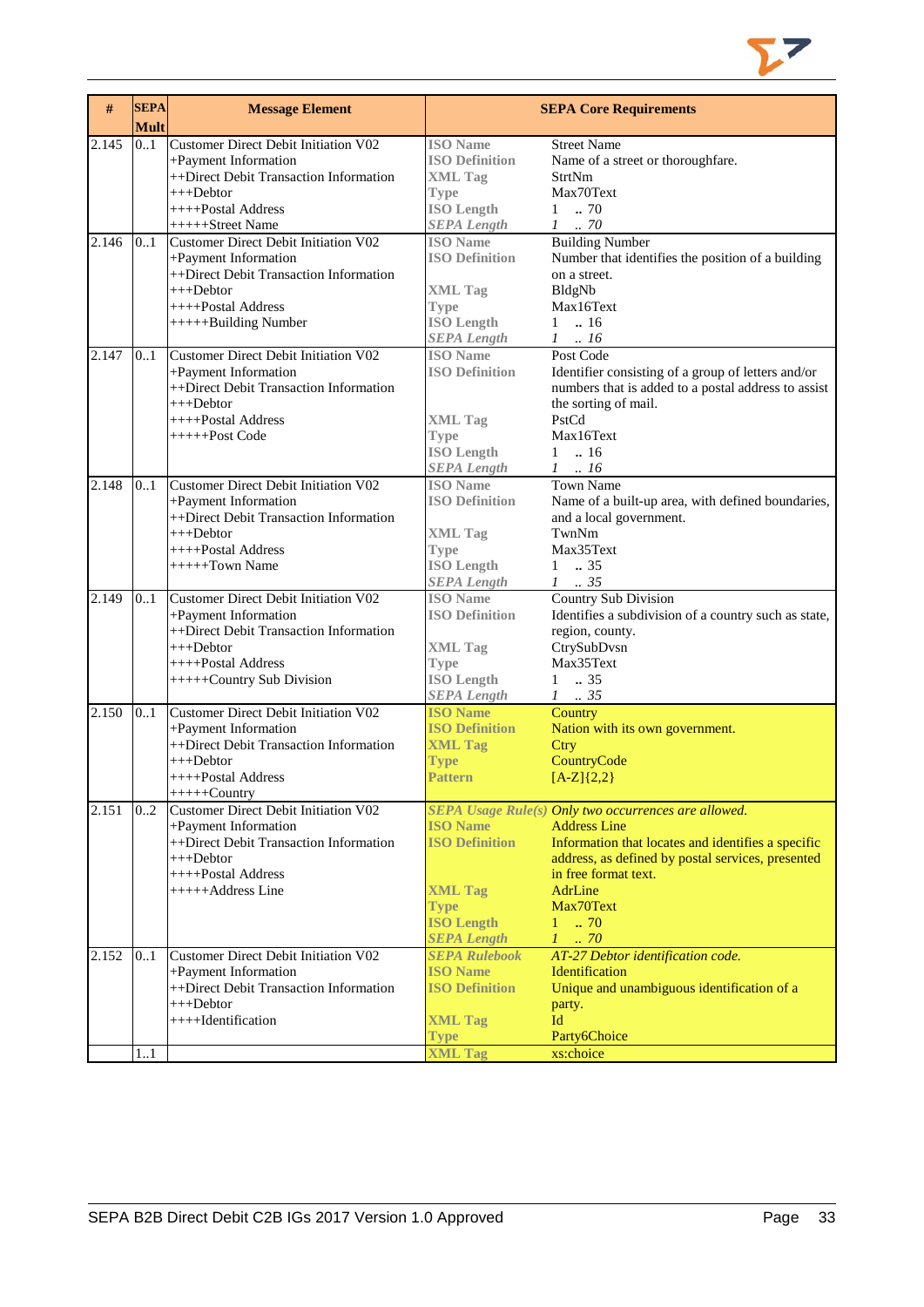| # | SEPA Mult | Message Element | SEPA Core Requirements | |
|---|---|---|---|---|
| 2.145 | 0..1 | Customer Direct Debit Initiation V02<br>+Payment Information<br>++Direct Debit Transaction Information<br>+++Debtor<br>++++Postal Address<br>+++++Street Name | **ISO Name**<br>**ISO Definition**<br>**XML Tag**<br>**Type**<br>**ISO Length**<br>***SEPA Length*** | Street Name<br>Name of a street or thoroughfare.<br>StrtNm<br>Max70Text<br>1 .. 70<br>*1 .. 70* |
| 2.146 | 0..1 | Customer Direct Debit Initiation V02<br>+Payment Information<br>++Direct Debit Transaction Information<br>+++Debtor<br>++++Postal Address<br>+++++Building Number | **ISO Name**<br>**ISO Definition**<br><br>**XML Tag**<br>**Type**<br>**ISO Length**<br>***SEPA Length*** | Building Number<br>Number that identifies the position of a building on a street.<br>BldgNb<br>Max16Text<br>1 .. 16<br>*1 .. 16* |
| 2.147 | 0..1 | Customer Direct Debit Initiation V02<br>+Payment Information<br>++Direct Debit Transaction Information<br>+++Debtor<br>++++Postal Address<br>+++++Post Code | **ISO Name**<br>**ISO Definition**<br><br><br>**XML Tag**<br>**Type**<br>**ISO Length**<br>***SEPA Length*** | Post Code<br>Identifier consisting of a group of letters and/or numbers that is added to a postal address to assist the sorting of mail.<br>PstCd<br>Max16Text<br>1 .. 16<br>*1 .. 16* |
| 2.148 | 0..1 | Customer Direct Debit Initiation V02<br>+Payment Information<br>++Direct Debit Transaction Information<br>+++Debtor<br>++++Postal Address<br>+++++Town Name | **ISO Name**<br>**ISO Definition**<br><br>**XML Tag**<br>**Type**<br>**ISO Length**<br>***SEPA Length*** | Town Name<br>Name of a built-up area, with defined boundaries, and a local government.<br>TwnNm<br>Max35Text<br>1 .. 35<br>*1 .. 35* |
| 2.149 | 0..1 | Customer Direct Debit Initiation V02<br>+Payment Information<br>++Direct Debit Transaction Information<br>+++Debtor<br>++++Postal Address<br>+++++Country Sub Division | **ISO Name**<br>**ISO Definition**<br><br>**XML Tag**<br>**Type**<br>**ISO Length**<br>***SEPA Length*** | Country Sub Division<br>Identifies a subdivision of a country such as state, region, county.<br>CtrySubDvsn<br>Max35Text<br>1 .. 35<br>*1 .. 35* |
| 2.150 | 0..1 | Customer Direct Debit Initiation V02<br>+Payment Information<br>++Direct Debit Transaction Information<br>+++Debtor<br>++++Postal Address<br>+++++Country | **ISO Name**<br>**ISO Definition**<br>**XML Tag**<br>**Type**<br>**Pattern** | Country<br>Nation with its own government.<br>Ctry<br>CountryCode<br>[A-Z]{2,2} |
| 2.151 | 0..2 | Customer Direct Debit Initiation V02<br>+Payment Information<br>++Direct Debit Transaction Information<br>+++Debtor<br>++++Postal Address<br>+++++Address Line | ***SEPA Usage Rule(s)***<br>**ISO Name**<br>**ISO Definition**<br><br><br>**XML Tag**<br>**Type**<br>**ISO Length**<br>***SEPA Length*** | *Only two occurrences are allowed.*<br>Address Line<br>Information that locates and identifies a specific address, as defined by postal services, presented in free format text.<br>AdrLine<br>Max70Text<br>1 .. 70<br>*1 .. 70* |
| 2.152 | 0..1 | Customer Direct Debit Initiation V02<br>+Payment Information<br>++Direct Debit Transaction Information<br>+++Debtor<br>++++Identification | ***SEPA Rulebook***<br>**ISO Name**<br>**ISO Definition**<br><br>**XML Tag**<br>**Type** | *AT-27 Debtor identification code.*<br>Identification<br>Unique and unambiguous identification of a party.<br>Id<br>Party6Choice |
| | 1..1 | | **XML Tag** | xs:choice |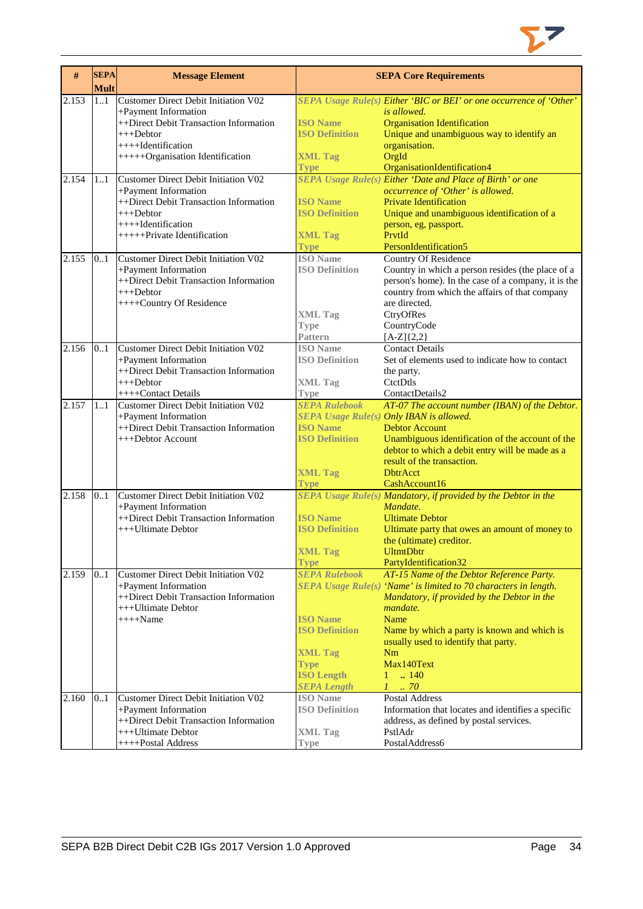| # | SEPA Mult | Message Element | SEPA Core Requirements |
|---|---|---|---|
| 2.153 | 1..1 | Customer Direct Debit Initiation V02<br>+Payment Information<br>++Direct Debit Transaction Information<br>+++Debtor<br>++++Identification<br>+++++Organisation Identification | ***SEPA Usage Rule(s)*** *Either 'BIC or BEI' or one occurrence of 'Other' is allowed.*<br>**ISO Name** Organisation Identification<br>**ISO Definition** Unique and unambiguous way to identify an organisation.<br>**XML Tag** OrgId<br>**Type** OrganisationIdentification4 |
| 2.154 | 1..1 | Customer Direct Debit Initiation V02<br>+Payment Information<br>++Direct Debit Transaction Information<br>+++Debtor<br>++++Identification<br>+++++Private Identification | ***SEPA Usage Rule(s)*** *Either 'Date and Place of Birth' or one occurrence of 'Other' is allowed.*<br>**ISO Name** Private Identification<br>**ISO Definition** Unique and unambiguous identification of a person, eg, passport.<br>**XML Tag** PrvtId<br>**Type** PersonIdentification5 |
| 2.155 | 0..1 | Customer Direct Debit Initiation V02<br>+Payment Information<br>++Direct Debit Transaction Information<br>+++Debtor<br>++++Country Of Residence | **ISO Name** Country Of Residence<br>**ISO Definition** Country in which a person resides (the place of a person's home). In the case of a company, it is the country from which the affairs of that company are directed.<br>**XML Tag** CtryOfRes<br>**Type** CountryCode<br>**Pattern** [A-Z]{2,2} |
| 2.156 | 0..1 | Customer Direct Debit Initiation V02<br>+Payment Information<br>++Direct Debit Transaction Information<br>+++Debtor<br>++++Contact Details | **ISO Name** Contact Details<br>**ISO Definition** Set of elements used to indicate how to contact the party.<br>**XML Tag** CtctDtls<br>**Type** ContactDetails2 |
| 2.157 | 1..1 | Customer Direct Debit Initiation V02<br>+Payment Information<br>++Direct Debit Transaction Information<br>+++Debtor Account | ***SEPA Rulebook*** *AT-07 The account number (IBAN) of the Debtor.*<br>***SEPA Usage Rule(s)*** *Only IBAN is allowed.*<br>**ISO Name** Debtor Account<br>**ISO Definition** Unambiguous identification of the account of the debtor to which a debit entry will be made as a result of the transaction.<br>**XML Tag** DbtrAcct<br>**Type** CashAccount16 |
| 2.158 | 0..1 | Customer Direct Debit Initiation V02<br>+Payment Information<br>++Direct Debit Transaction Information<br>+++Ultimate Debtor | ***SEPA Usage Rule(s)*** *Mandatory, if provided by the Debtor in the Mandate.*<br>**ISO Name** Ultimate Debtor<br>**ISO Definition** Ultimate party that owes an amount of money to the (ultimate) creditor.<br>**XML Tag** UltmtDbtr<br>**Type** PartyIdentification32 |
| 2.159 | 0..1 | Customer Direct Debit Initiation V02<br>+Payment Information<br>++Direct Debit Transaction Information<br>+++Ultimate Debtor<br>++++Name | ***SEPA Rulebook*** *AT-15 Name of the Debtor Reference Party.*<br>***SEPA Usage Rule(s)*** *'Name' is limited to 70 characters in length. Mandatory, if provided by the Debtor in the mandate.*<br>**ISO Name** Name<br>**ISO Definition** Name by which a party is known and which is usually used to identify that party.<br>**XML Tag** Nm<br>**Type** Max140Text<br>**ISO Length** 1 .. 140<br>***SEPA Length*** *1 .. 70* |
| 2.160 | 0..1 | Customer Direct Debit Initiation V02<br>+Payment Information<br>++Direct Debit Transaction Information<br>+++Ultimate Debtor<br>++++Postal Address | **ISO Name** Postal Address<br>**ISO Definition** Information that locates and identifies a specific address, as defined by postal services.<br>**XML Tag** PstlAdr<br>**Type** PostalAddress6 |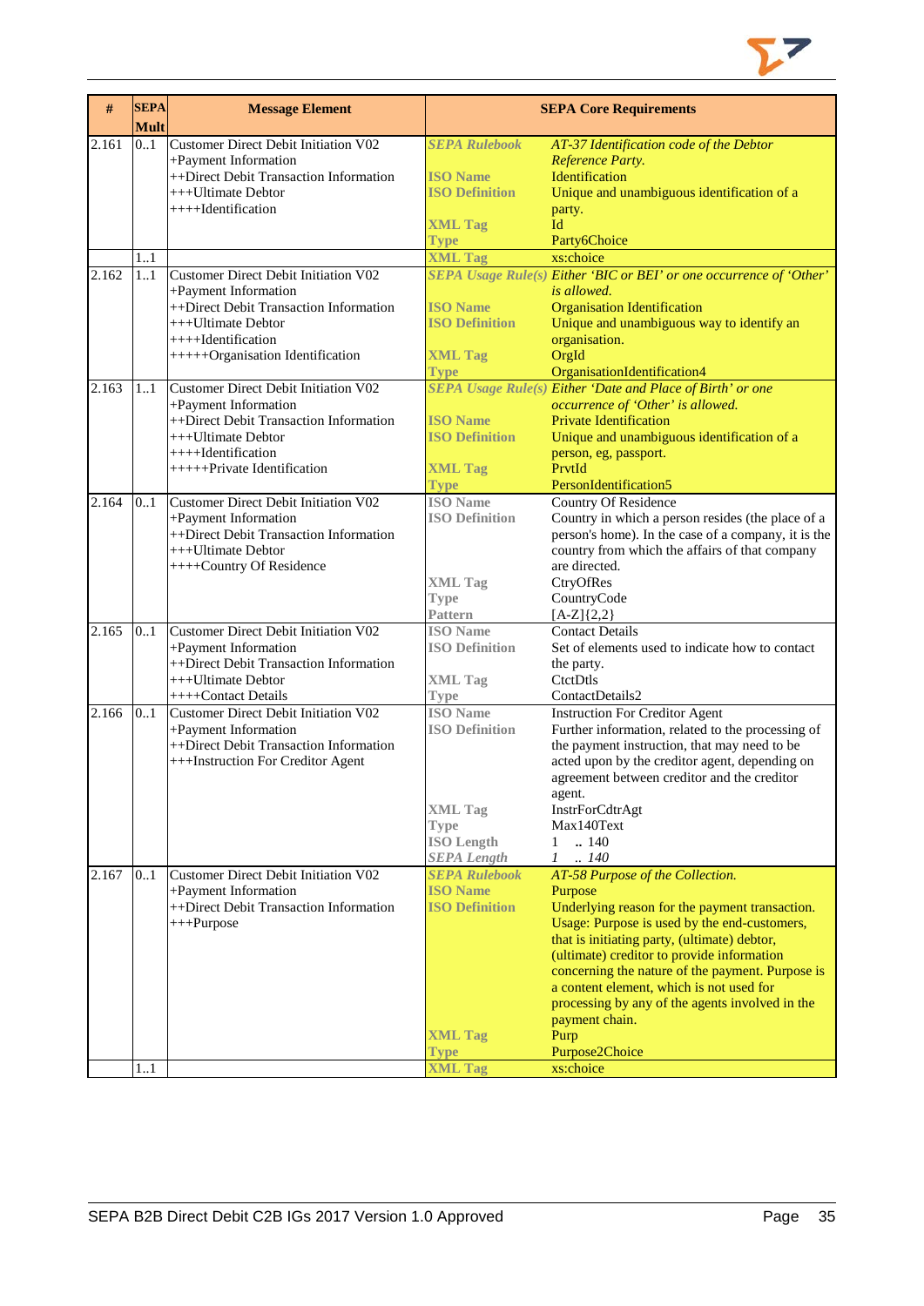| # | SEPA Mult | Message Element | SEPA Core Requirements | |
|---|---|---|---|---|
| 2.161 | 0..1 | Customer Direct Debit Initiation V02<br>+Payment Information<br>++Direct Debit Transaction Information<br>+++Ultimate Debtor<br>++++Identification | ***SEPA Rulebook***<br><br>**ISO Name**<br>**ISO Definition**<br><br>**XML Tag**<br>**Type** | *AT-37 Identification code of the Debtor Reference Party.*<br>Identification<br>Unique and unambiguous identification of a party.<br>Id<br>Party6Choice |
| | 1..1 | | **XML Tag** | xs:choice |
| 2.162 | 1..1 | Customer Direct Debit Initiation V02<br>+Payment Information<br>++Direct Debit Transaction Information<br>+++Ultimate Debtor<br>++++Identification<br>+++++Organisation Identification | ***SEPA Usage Rule(s)***<br><br>**ISO Name**<br>**ISO Definition**<br><br>**XML Tag**<br>**Type** | *Either 'BIC or BEI' or one occurrence of 'Other' is allowed.*<br>Organisation Identification<br>Unique and unambiguous way to identify an organisation.<br>OrgId<br>OrganisationIdentification4 |
| 2.163 | 1..1 | Customer Direct Debit Initiation V02<br>+Payment Information<br>++Direct Debit Transaction Information<br>+++Ultimate Debtor<br>++++Identification<br>+++++Private Identification | ***SEPA Usage Rule(s)***<br><br>**ISO Name**<br>**ISO Definition**<br><br>**XML Tag**<br>**Type** | *Either 'Date and Place of Birth' or one occurrence of 'Other' is allowed.*<br>Private Identification<br>Unique and unambiguous identification of a person, eg, passport.<br>PrvtId<br>PersonIdentification5 |
| 2.164 | 0..1 | Customer Direct Debit Initiation V02<br>+Payment Information<br>++Direct Debit Transaction Information<br>+++Ultimate Debtor<br>++++Country Of Residence | **ISO Name**<br>**ISO Definition**<br><br><br><br>**XML Tag**<br>**Type**<br>**Pattern** | Country Of Residence<br>Country in which a person resides (the place of a person's home). In the case of a company, it is the country from which the affairs of that company are directed.<br>CtryOfRes<br>CountryCode<br>[A-Z]{2,2} |
| 2.165 | 0..1 | Customer Direct Debit Initiation V02<br>+Payment Information<br>++Direct Debit Transaction Information<br>+++Ultimate Debtor<br>++++Contact Details | **ISO Name**<br>**ISO Definition**<br><br>**XML Tag**<br>**Type** | Contact Details<br>Set of elements used to indicate how to contact the party.<br>CtctDtls<br>ContactDetails2 |
| 2.166 | 0..1 | Customer Direct Debit Initiation V02<br>+Payment Information<br>++Direct Debit Transaction Information<br>+++Instruction For Creditor Agent | **ISO Name**<br>**ISO Definition**<br><br><br><br><br>**XML Tag**<br>**Type**<br>**ISO Length**<br>***SEPA Length*** | Instruction For Creditor Agent<br>Further information, related to the processing of the payment instruction, that may need to be acted upon by the creditor agent, depending on agreement between creditor and the creditor agent.<br>InstrForCdtrAgt<br>Max140Text<br>1 .. 140<br>*1 .. 140* |
| 2.167 | 0..1 | Customer Direct Debit Initiation V02<br>+Payment Information<br>++Direct Debit Transaction Information<br>+++Purpose | ***SEPA Rulebook***<br>**ISO Name**<br>**ISO Definition**<br><br><br><br><br><br><br><br>**XML Tag**<br>**Type** | *AT-58 Purpose of the Collection.*<br>Purpose<br>Underlying reason for the payment transaction. Usage: Purpose is used by the end-customers, that is initiating party, (ultimate) debtor, (ultimate) creditor to provide information concerning the nature of the payment. Purpose is a content element, which is not used for processing by any of the agents involved in the payment chain.<br>Purp<br>Purpose2Choice |
| | 1..1 | | **XML Tag** | xs:choice |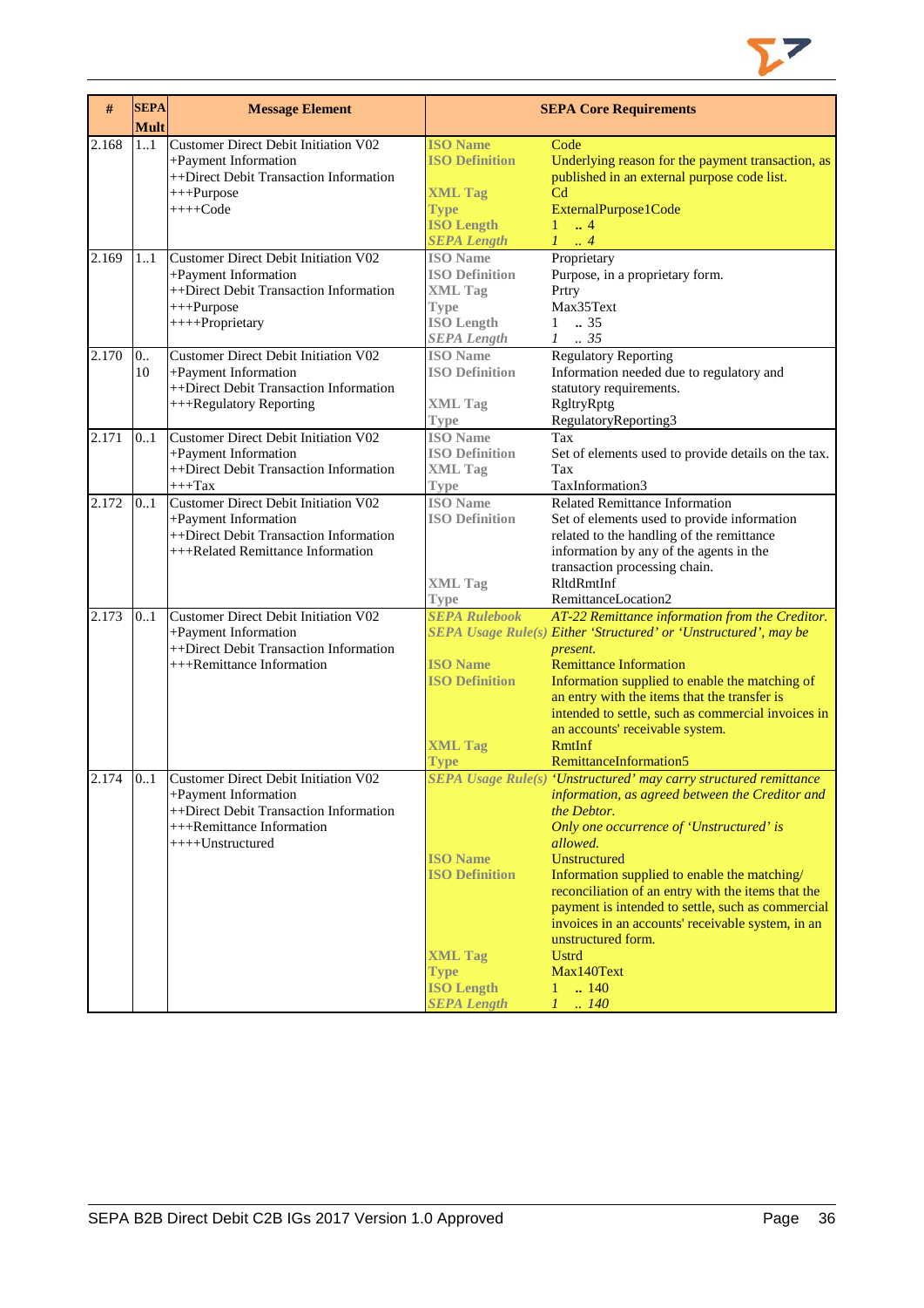| # | SEPA Mult | Message Element | SEPA Core Requirements | |
|---|---|---|---|---|
| 2.168 | 1..1 | Customer Direct Debit Initiation V02<br>+Payment Information<br>++Direct Debit Transaction Information<br>+++Purpose<br>++++Code | **ISO Name**<br>**ISO Definition**<br><br>**XML Tag**<br>**Type**<br>**ISO Length**<br>***SEPA Length*** | Code<br>Underlying reason for the payment transaction, as published in an external purpose code list.<br>Cd<br>ExternalPurpose1Code<br>1 .. 4<br>*1 .. 4* |
| 2.169 | 1..1 | Customer Direct Debit Initiation V02<br>+Payment Information<br>++Direct Debit Transaction Information<br>+++Purpose<br>++++Proprietary | **ISO Name**<br>**ISO Definition**<br>**XML Tag**<br>**Type**<br>**ISO Length**<br>***SEPA Length*** | Proprietary<br>Purpose, in a proprietary form.<br>Prtry<br>Max35Text<br>1 .. 35<br>*1 .. 35* |
| 2.170 | 0.. 10 | Customer Direct Debit Initiation V02<br>+Payment Information<br>++Direct Debit Transaction Information<br>+++Regulatory Reporting | **ISO Name**<br>**ISO Definition**<br><br>**XML Tag**<br>**Type** | Regulatory Reporting<br>Information needed due to regulatory and statutory requirements.<br>RgltryRptg<br>RegulatoryReporting3 |
| 2.171 | 0..1 | Customer Direct Debit Initiation V02<br>+Payment Information<br>++Direct Debit Transaction Information<br>+++Tax | **ISO Name**<br>**ISO Definition**<br>**XML Tag**<br>**Type** | Tax<br>Set of elements used to provide details on the tax.<br>Tax<br>TaxInformation3 |
| 2.172 | 0..1 | Customer Direct Debit Initiation V02<br>+Payment Information<br>++Direct Debit Transaction Information<br>+++Related Remittance Information | **ISO Name**<br>**ISO Definition**<br><br><br><br>**XML Tag**<br>**Type** | Related Remittance Information<br>Set of elements used to provide information related to the handling of the remittance information by any of the agents in the transaction processing chain.<br>RltdRmtInf<br>RemittanceLocation2 |
| 2.173 | 0..1 | Customer Direct Debit Initiation V02<br>+Payment Information<br>++Direct Debit Transaction Information<br>+++Remittance Information | ***SEPA Rulebook***<br>***SEPA Usage Rule(s)***<br><br>**ISO Name**<br>**ISO Definition**<br><br><br><br>**XML Tag**<br>**Type** | *AT-22 Remittance information from the Creditor.*<br>*Either 'Structured' or 'Unstructured', may be present.*<br>Remittance Information<br>Information supplied to enable the matching of an entry with the items that the transfer is intended to settle, such as commercial invoices in an accounts' receivable system.<br>RmtInf<br>RemittanceInformation5 |
| 2.174 | 0..1 | Customer Direct Debit Initiation V02<br>+Payment Information<br>++Direct Debit Transaction Information<br>+++Remittance Information<br>++++Unstructured | ***SEPA Usage Rule(s)***<br><br><br><br><br>**ISO Name**<br>**ISO Definition**<br><br><br><br><br>**XML Tag**<br>**Type**<br>**ISO Length**<br>***SEPA Length*** | *'Unstructured' may carry structured remittance information, as agreed between the Creditor and the Debtor.*<br>*Only one occurrence of 'Unstructured' is allowed.*<br>Unstructured<br>Information supplied to enable the matching/ reconciliation of an entry with the items that the payment is intended to settle, such as commercial invoices in an accounts' receivable system, in an unstructured form.<br>Ustrd<br>Max140Text<br>1 .. 140<br>*1 .. 140* |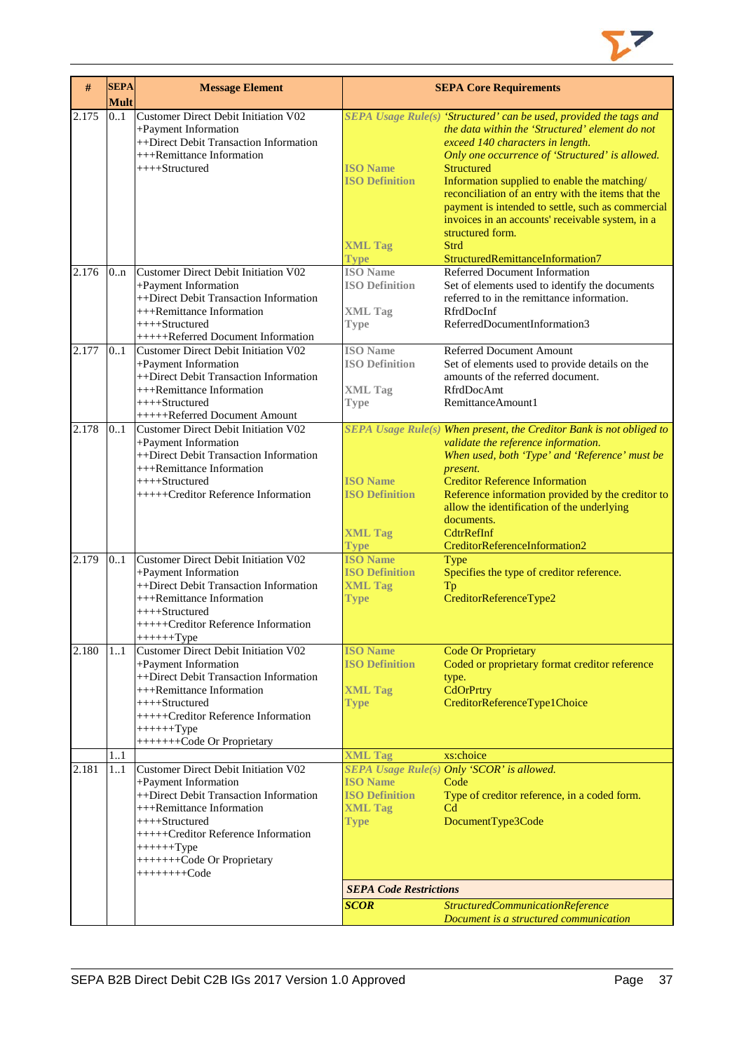| # | SEPA Mult | Message Element | SEPA Core Requirements | |
|---|---|---|---|---|
| 2.175 | 0..1 | Customer Direct Debit Initiation V02<br>+Payment Information<br>++Direct Debit Transaction Information<br>+++Remittance Information<br>++++Structured | *SEPA Usage Rule(s)*<br><br><br><br>ISO Name<br>ISO Definition<br><br><br><br><br>XML Tag<br>Type | *'Structured' can be used, provided the tags and the data within the 'Structured' element do not exceed 140 characters in length.*<br>*Only one occurrence of 'Structured' is allowed.*<br>Structured<br>Information supplied to enable the matching/ reconciliation of an entry with the items that the payment is intended to settle, such as commercial invoices in an accounts' receivable system, in a structured form.<br>Strd<br>StructuredRemittanceInformation7 |
| 2.176 | 0..n | Customer Direct Debit Initiation V02<br>+Payment Information<br>++Direct Debit Transaction Information<br>+++Remittance Information<br>++++Structured<br>+++++Referred Document Information | ISO Name<br>ISO Definition<br><br>XML Tag<br>Type | Referred Document Information<br>Set of elements used to identify the documents referred to in the remittance information.<br>RfrdDocInf<br>ReferredDocumentInformation3 |
| 2.177 | 0..1 | Customer Direct Debit Initiation V02<br>+Payment Information<br>++Direct Debit Transaction Information<br>+++Remittance Information<br>++++Structured<br>+++++Referred Document Amount | ISO Name<br>ISO Definition<br><br>XML Tag<br>Type | Referred Document Amount<br>Set of elements used to provide details on the amounts of the referred document.<br>RfrdDocAmt<br>RemittanceAmount1 |
| 2.178 | 0..1 | Customer Direct Debit Initiation V02<br>+Payment Information<br>++Direct Debit Transaction Information<br>+++Remittance Information<br>++++Structured<br>+++++Creditor Reference Information | *SEPA Usage Rule(s)*<br><br><br><br>ISO Name<br>ISO Definition<br><br><br>XML Tag<br>Type | *When present, the Creditor Bank is not obliged to validate the reference information.*<br>*When used, both 'Type' and 'Reference' must be present.*<br>Creditor Reference Information<br>Reference information provided by the creditor to allow the identification of the underlying documents.<br>CdtrRefInf<br>CreditorReferenceInformation2 |
| 2.179 | 0..1 | Customer Direct Debit Initiation V02<br>+Payment Information<br>++Direct Debit Transaction Information<br>+++Remittance Information<br>++++Structured<br>+++++Creditor Reference Information<br>++++++Type | ISO Name<br>ISO Definition<br>XML Tag<br>Type | Type<br>Specifies the type of creditor reference.<br>Tp<br>CreditorReferenceType2 |
| 2.180 | 1..1 | Customer Direct Debit Initiation V02<br>+Payment Information<br>++Direct Debit Transaction Information<br>+++Remittance Information<br>++++Structured<br>+++++Creditor Reference Information<br>++++++Type<br>+++++++Code Or Proprietary | ISO Name<br>ISO Definition<br><br>XML Tag<br>Type | Code Or Proprietary<br>Coded or proprietary format creditor reference type.<br>CdOrPrtry<br>CreditorReferenceType1Choice |
| | 1..1 | | XML Tag | xs:choice |
| 2.181 | 1..1 | Customer Direct Debit Initiation V02<br>+Payment Information<br>++Direct Debit Transaction Information<br>+++Remittance Information<br>++++Structured<br>+++++Creditor Reference Information<br>++++++Type<br>+++++++Code Or Proprietary<br>++++++++Code | *SEPA Usage Rule(s)*<br>ISO Name<br>ISO Definition<br>XML Tag<br>Type | *Only 'SCOR' is allowed.*<br>Code<br>Type of creditor reference, in a coded form.<br>Cd<br>DocumentType3Code |
| | | | ***SEPA Code Restrictions*** | |
| | | | ***SCOR*** | *StructuredCommunicationReference*<br>*Document is a structured communication* |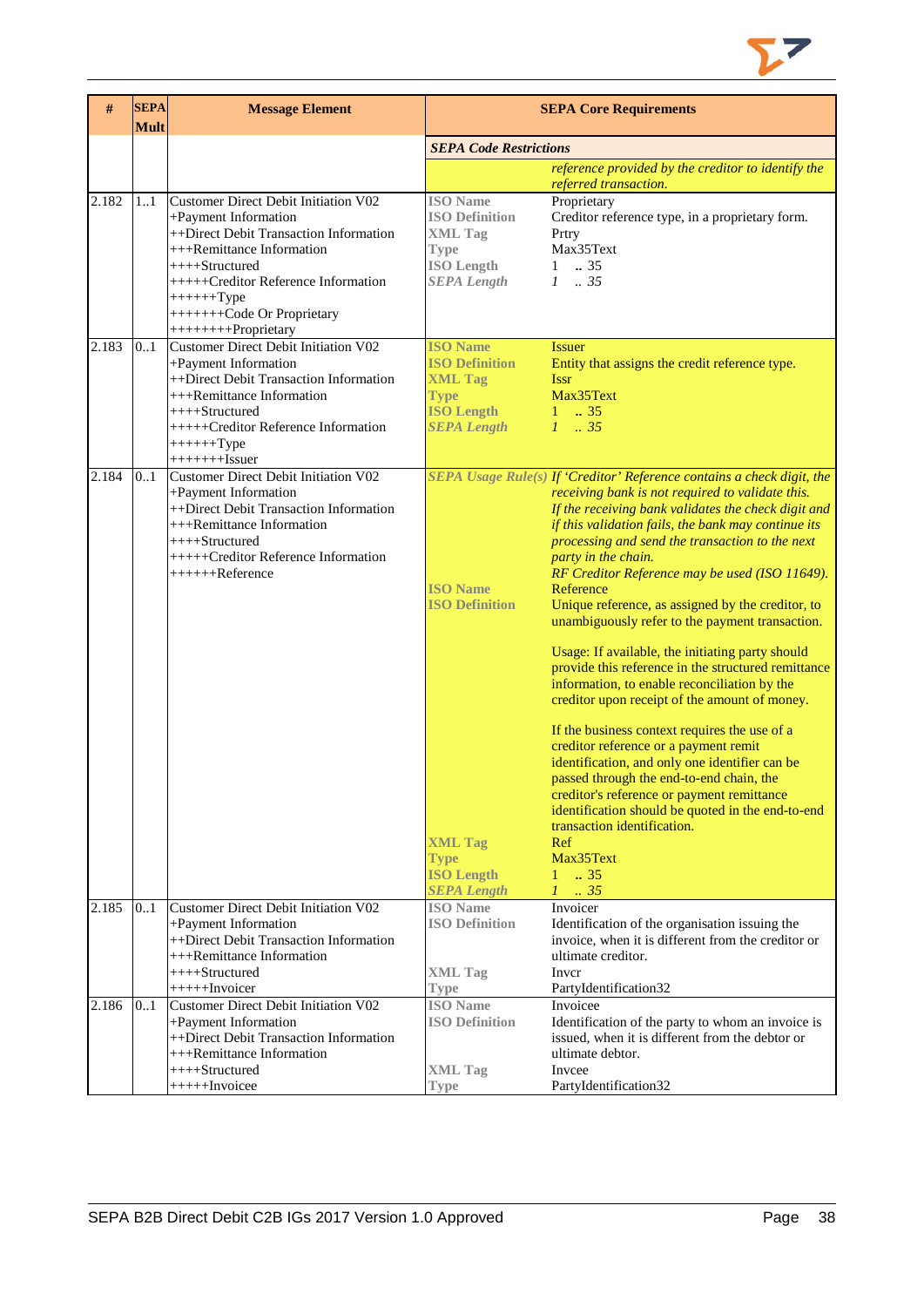| # | SEPA Mult | Message Element | SEPA Core Requirements | |
|---|---|---|---|---|
| | | | ***SEPA Code Restrictions*** | |
| | | | | *reference provided by the creditor to identify the referred transaction.* |
| 2.182 | 1..1 | Customer Direct Debit Initiation V02<br>+Payment Information<br>++Direct Debit Transaction Information<br>+++Remittance Information<br>++++Structured<br>+++++Creditor Reference Information<br>++++++Type<br>+++++++Code Or Proprietary<br>++++++++Proprietary | **ISO Name**<br>**ISO Definition**<br>**XML Tag**<br>**Type**<br>**ISO Length**<br>***SEPA Length*** | Proprietary<br>Creditor reference type, in a proprietary form.<br>Prtry<br>Max35Text<br>1 .. 35<br>*1 .. 35* |
| 2.183 | 0..1 | Customer Direct Debit Initiation V02<br>+Payment Information<br>++Direct Debit Transaction Information<br>+++Remittance Information<br>++++Structured<br>+++++Creditor Reference Information<br>++++++Type<br>+++++++Issuer | **ISO Name**<br>**ISO Definition**<br>**XML Tag**<br>**Type**<br>**ISO Length**<br>***SEPA Length*** | Issuer<br>Entity that assigns the credit reference type.<br>Issr<br>Max35Text<br>1 .. 35<br>*1 .. 35* |
| 2.184 | 0..1 | Customer Direct Debit Initiation V02<br>+Payment Information<br>++Direct Debit Transaction Information<br>+++Remittance Information<br>++++Structured<br>+++++Creditor Reference Information<br>++++++Reference | ***SEPA Usage Rule(s)***<br><br><br><br><br><br>**ISO Name**<br>**ISO Definition**<br><br><br><br><br><br><br><br><br><br><br><br><br><br><br>**XML Tag**<br>**Type**<br>**ISO Length**<br>***SEPA Length*** | *If 'Creditor' Reference contains a check digit, the receiving bank is not required to validate this.*<br>*If the receiving bank validates the check digit and if this validation fails, the bank may continue its processing and send the transaction to the next party in the chain.*<br>*RF Creditor Reference may be used (ISO 11649).*<br>Reference<br>Unique reference, as assigned by the creditor, to unambiguously refer to the payment transaction.<br><br>Usage: If available, the initiating party should provide this reference in the structured remittance information, to enable reconciliation by the creditor upon receipt of the amount of money.<br><br>If the business context requires the use of a creditor reference or a payment remit identification, and only one identifier can be passed through the end-to-end chain, the creditor's reference or payment remittance identification should be quoted in the end-to-end transaction identification.<br>Ref<br>Max35Text<br>1 .. 35<br>*1 .. 35* |
| 2.185 | 0..1 | Customer Direct Debit Initiation V02<br>+Payment Information<br>++Direct Debit Transaction Information<br>+++Remittance Information<br>++++Structured<br>+++++Invoicer | **ISO Name**<br>**ISO Definition**<br><br><br>**XML Tag**<br>**Type** | Invoicer<br>Identification of the organisation issuing the invoice, when it is different from the creditor or ultimate creditor.<br>Invcr<br>PartyIdentification32 |
| 2.186 | 0..1 | Customer Direct Debit Initiation V02<br>+Payment Information<br>++Direct Debit Transaction Information<br>+++Remittance Information<br>++++Structured<br>+++++Invoicee | **ISO Name**<br>**ISO Definition**<br><br><br>**XML Tag**<br>**Type** | Invoicee<br>Identification of the party to whom an invoice is issued, when it is different from the debtor or ultimate debtor.<br>Invcee<br>PartyIdentification32 |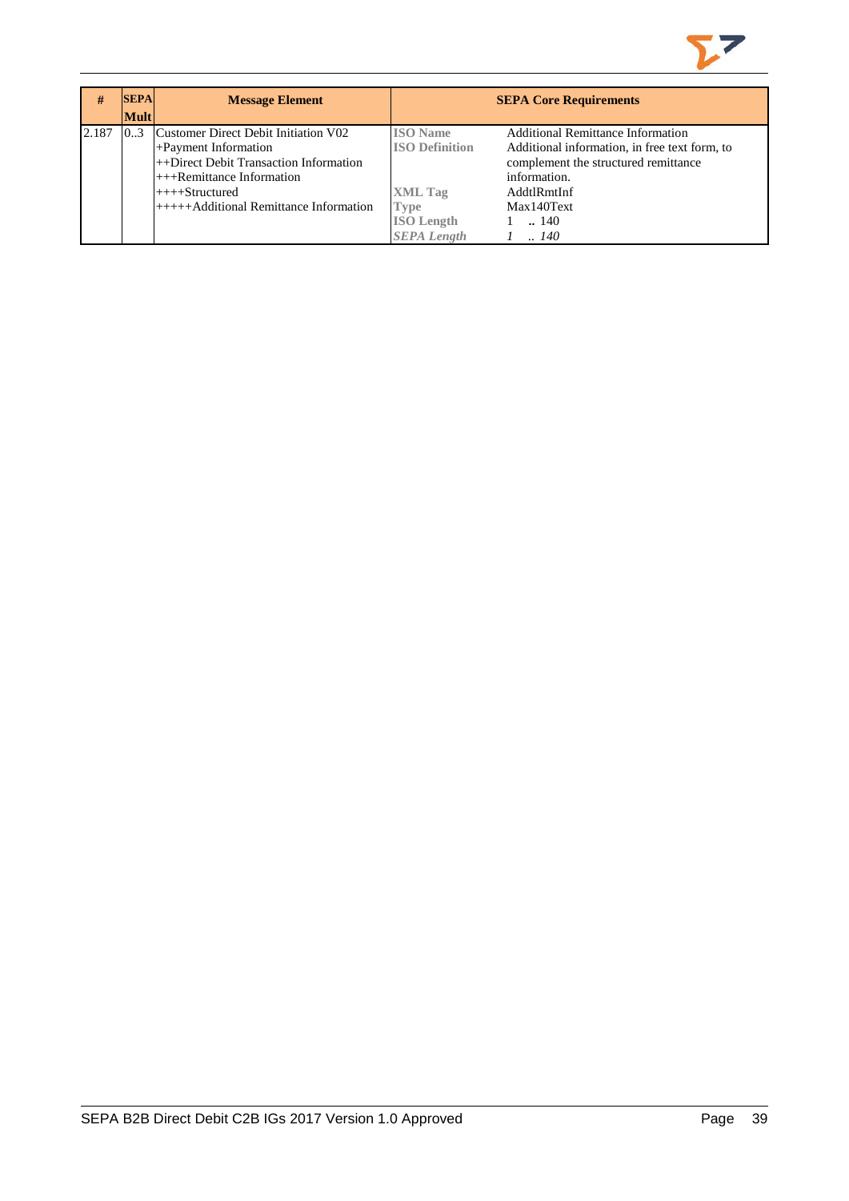| # | SEPA Mult | Message Element | SEPA Core Requirements | |
|---|---|---|---|---|
| 2.187 | 0..3 | Customer Direct Debit Initiation V02<br>+Payment Information<br>++Direct Debit Transaction Information<br>+++Remittance Information<br>++++Structured<br>+++++Additional Remittance Information | **ISO Name**<br>**ISO Definition**<br><br><br>**XML Tag**<br>**Type**<br>**ISO Length**<br>***SEPA Length*** | Additional Remittance Information<br>Additional information, in free text form, to complement the structured remittance information.<br>AddtlRmtInf<br>Max140Text<br>1 .. 140<br>*1 .. 140* |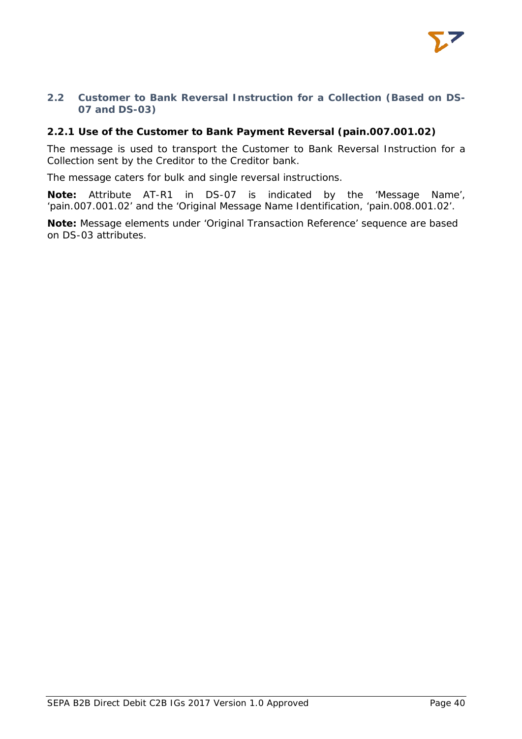## 2.2 Customer to Bank Reversal Instruction for a Collection (Based on DS-07 and DS-03)

### 2.2.1 Use of the Customer to Bank Payment Reversal (pain.007.001.02)

The message is used to transport the Customer to Bank Reversal Instruction for a Collection sent by the Creditor to the Creditor bank.

The message caters for bulk and single reversal instructions.

**Note:** Attribute AT-R1 in DS-07 is indicated by the 'Message Name', 'pain.007.001.02' and the 'Original Message Name Identification, 'pain.008.001.02'.

**Note:** Message elements under 'Original Transaction Reference' sequence are based on DS-03 attributes.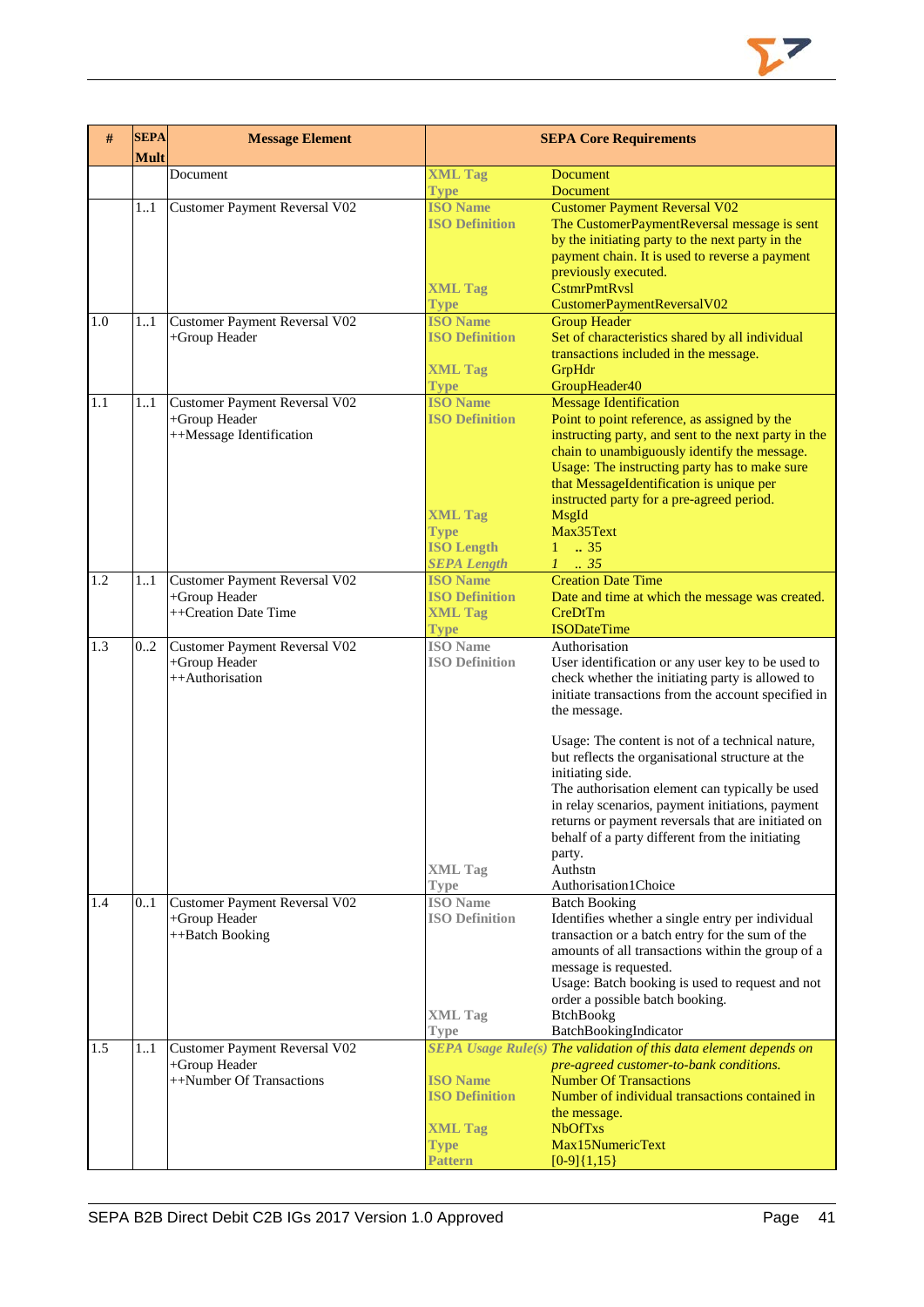| # | SEPA Mult | Message Element | SEPA Core Requirements | |
|---|---|---|---|---|
| | | Document | XML Tag<br>Type | Document<br>Document |
| | 1..1 | Customer Payment Reversal V02 | ISO Name<br>ISO Definition<br><br><br><br>XML Tag<br>Type | Customer Payment Reversal V02<br>The CustomerPaymentReversal message is sent by the initiating party to the next party in the payment chain. It is used to reverse a payment previously executed.<br>CstmrPmtRvsl<br>CustomerPaymentReversalV02 |
| 1.0 | 1..1 | Customer Payment Reversal V02<br>+Group Header | ISO Name<br>ISO Definition<br><br>XML Tag<br>Type | Group Header<br>Set of characteristics shared by all individual transactions included in the message.<br>GrpHdr<br>GroupHeader40 |
| 1.1 | 1..1 | Customer Payment Reversal V02<br>+Group Header<br>++Message Identification | ISO Name<br>ISO Definition<br><br><br><br><br><br><br>XML Tag<br>Type<br>ISO Length<br>*SEPA Length* | Message Identification<br>Point to point reference, as assigned by the instructing party, and sent to the next party in the chain to unambiguously identify the message.<br>Usage: The instructing party has to make sure that MessageIdentification is unique per instructed party for a pre-agreed period.<br>MsgId<br>Max35Text<br>1 .. 35<br>*1 .. 35* |
| 1.2 | 1..1 | Customer Payment Reversal V02<br>+Group Header<br>++Creation Date Time | ISO Name<br>ISO Definition<br>XML Tag<br>Type | Creation Date Time<br>Date and time at which the message was created.<br>CreDtTm<br>ISODateTime |
| 1.3 | 0..2 | Customer Payment Reversal V02<br>+Group Header<br>++Authorisation | ISO Name<br>ISO Definition<br><br><br><br><br><br><br><br><br><br><br><br><br>XML Tag<br>Type | Authorisation<br>User identification or any user key to be used to check whether the initiating party is allowed to initiate transactions from the account specified in the message.<br><br>Usage: The content is not of a technical nature, but reflects the organisational structure at the initiating side.<br>The authorisation element can typically be used in relay scenarios, payment initiations, payment returns or payment reversals that are initiated on behalf of a party different from the initiating party.<br>Authstn<br>Authorisation1Choice |
| 1.4 | 0..1 | Customer Payment Reversal V02<br>+Group Header<br>++Batch Booking | ISO Name<br>ISO Definition<br><br><br><br><br><br><br>XML Tag<br>Type | Batch Booking<br>Identifies whether a single entry per individual transaction or a batch entry for the sum of the amounts of all transactions within the group of a message is requested.<br>Usage: Batch booking is used to request and not order a possible batch booking.<br>BtchBookg<br>BatchBookingIndicator |
| 1.5 | 1..1 | Customer Payment Reversal V02<br>+Group Header<br>++Number Of Transactions | *SEPA Usage Rule(s)*<br><br>ISO Name<br>ISO Definition<br><br>XML Tag<br>Type<br>Pattern | *The validation of this data element depends on pre-agreed customer-to-bank conditions.*<br>Number Of Transactions<br>Number of individual transactions contained in the message.<br>NbOfTxs<br>Max15NumericText<br>[0-9]{1,15} |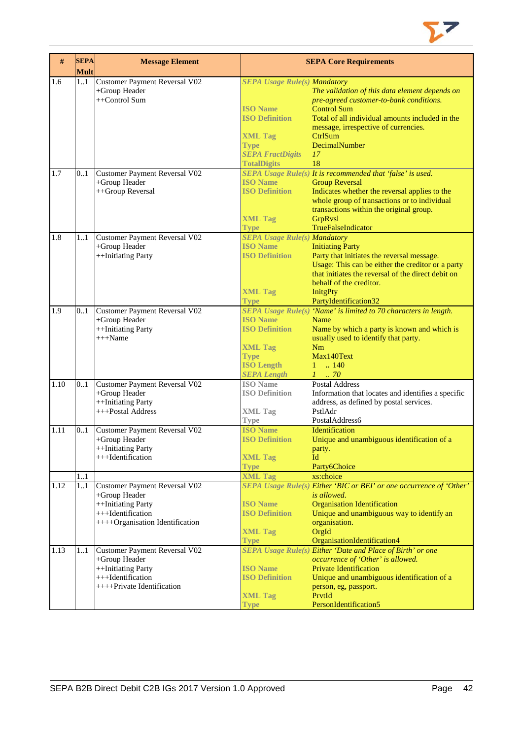| # | SEPA Mult | Message Element | SEPA Core Requirements | |
|---|---|---|---|---|
| 1.6 | 1..1 | Customer Payment Reversal V02<br>+Group Header<br>++Control Sum | *SEPA Usage Rule(s)* | *Mandatory*<br>*The validation of this data element depends on pre-agreed customer-to-bank conditions.* |
| | | | **ISO Name** | Control Sum |
| | | | **ISO Definition** | Total of all individual amounts included in the message, irrespective of currencies. |
| | | | **XML Tag** | CtrlSum |
| | | | **Type** | DecimalNumber |
| | | | ***SEPA FractDigits*** | *17* |
| | | | **TotalDigits** | 18 |
| 1.7 | 0..1 | Customer Payment Reversal V02<br>+Group Header<br>++Group Reversal | *SEPA Usage Rule(s)* | *It is recommended that 'false' is used.* |
| | | | **ISO Name** | Group Reversal |
| | | | **ISO Definition** | Indicates whether the reversal applies to the whole group of transactions or to individual transactions within the original group. |
| | | | **XML Tag** | GrpRvsl |
| | | | **Type** | TrueFalseIndicator |
| 1.8 | 1..1 | Customer Payment Reversal V02<br>+Group Header<br>++Initiating Party | *SEPA Usage Rule(s)* | *Mandatory* |
| | | | **ISO Name** | Initiating Party |
| | | | **ISO Definition** | Party that initiates the reversal message.<br>Usage: This can be either the creditor or a party that initiates the reversal of the direct debit on behalf of the creditor. |
| | | | **XML Tag** | InitgPty |
| | | | **Type** | PartyIdentification32 |
| 1.9 | 0..1 | Customer Payment Reversal V02<br>+Group Header<br>++Initiating Party<br>+++Name | *SEPA Usage Rule(s)* | *'Name' is limited to 70 characters in length.* |
| | | | **ISO Name** | Name |
| | | | **ISO Definition** | Name by which a party is known and which is usually used to identify that party. |
| | | | **XML Tag** | Nm |
| | | | **Type** | Max140Text |
| | | | **ISO Length** | 1 .. 140 |
| | | | ***SEPA Length*** | *1 .. 70* |
| 1.10 | 0..1 | Customer Payment Reversal V02<br>+Group Header<br>++Initiating Party<br>+++Postal Address | **ISO Name** | Postal Address |
| | | | **ISO Definition** | Information that locates and identifies a specific address, as defined by postal services. |
| | | | **XML Tag** | PstlAdr |
| | | | **Type** | PostalAddress6 |
| 1.11 | 0..1 | Customer Payment Reversal V02<br>+Group Header<br>++Initiating Party<br>+++Identification | **ISO Name** | Identification |
| | | | **ISO Definition** | Unique and unambiguous identification of a party. |
| | | | **XML Tag** | Id |
| | | | **Type** | Party6Choice |
| | 1..1 | | **XML Tag** | xs:choice |
| 1.12 | 1..1 | Customer Payment Reversal V02<br>+Group Header<br>++Initiating Party<br>+++Identification<br>++++Organisation Identification | *SEPA Usage Rule(s)* | *Either 'BIC or BEI' or one occurrence of 'Other' is allowed.* |
| | | | **ISO Name** | Organisation Identification |
| | | | **ISO Definition** | Unique and unambiguous way to identify an organisation. |
| | | | **XML Tag** | OrgId |
| | | | **Type** | OrganisationIdentification4 |
| 1.13 | 1..1 | Customer Payment Reversal V02<br>+Group Header<br>++Initiating Party<br>+++Identification<br>++++Private Identification | *SEPA Usage Rule(s)* | *Either 'Date and Place of Birth' or one occurrence of 'Other' is allowed.* |
| | | | **ISO Name** | Private Identification |
| | | | **ISO Definition** | Unique and unambiguous identification of a person, eg, passport. |
| | | | **XML Tag** | PrvtId |
| | | | **Type** | PersonIdentification5 |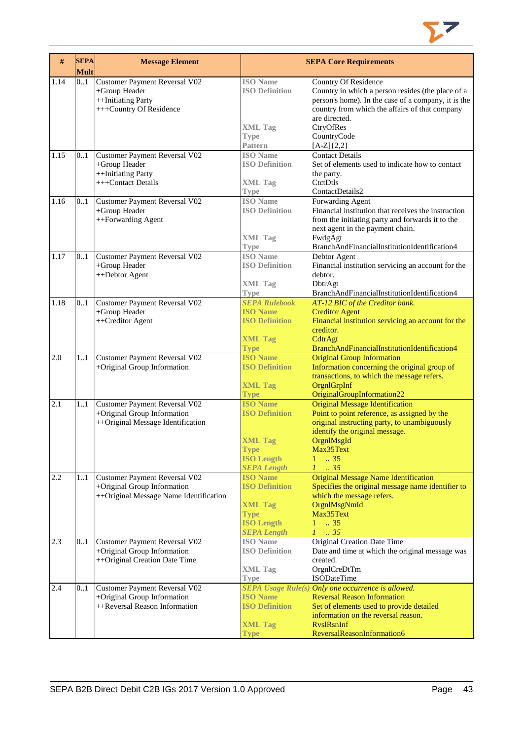| # | SEPA Mult | Message Element | SEPA Core Requirements | |
|---|---|---|---|---|
| 1.14 | 0..1 | Customer Payment Reversal V02<br>+Group Header<br>++Initiating Party<br>+++Country Of Residence | ISO Name<br>ISO Definition<br><br><br><br>XML Tag<br>Type<br>Pattern | Country Of Residence<br>Country in which a person resides (the place of a person's home). In the case of a company, it is the country from which the affairs of that company are directed.<br>CtryOfRes<br>CountryCode<br>[A-Z]{2,2} |
| 1.15 | 0..1 | Customer Payment Reversal V02<br>+Group Header<br>++Initiating Party<br>+++Contact Details | ISO Name<br>ISO Definition<br><br>XML Tag<br>Type | Contact Details<br>Set of elements used to indicate how to contact the party.<br>CtctDtls<br>ContactDetails2 |
| 1.16 | 0..1 | Customer Payment Reversal V02<br>+Group Header<br>++Forwarding Agent | ISO Name<br>ISO Definition<br><br><br>XML Tag<br>Type | Forwarding Agent<br>Financial institution that receives the instruction from the initiating party and forwards it to the next agent in the payment chain.<br>FwdgAgt<br>BranchAndFinancialInstitutionIdentification4 |
| 1.17 | 0..1 | Customer Payment Reversal V02<br>+Group Header<br>++Debtor Agent | ISO Name<br>ISO Definition<br><br>XML Tag<br>Type | Debtor Agent<br>Financial institution servicing an account for the debtor.<br>DbtrAgt<br>BranchAndFinancialInstitutionIdentification4 |
| 1.18 | 0..1 | Customer Payment Reversal V02<br>+Group Header<br>++Creditor Agent | *SEPA Rulebook*<br>ISO Name<br>ISO Definition<br><br>XML Tag<br>Type | *AT-12 BIC of the Creditor bank.*<br>Creditor Agent<br>Financial institution servicing an account for the creditor.<br>CdtrAgt<br>BranchAndFinancialInstitutionIdentification4 |
| 2.0 | 1..1 | Customer Payment Reversal V02<br>+Original Group Information | ISO Name<br>ISO Definition<br><br>XML Tag<br>Type | Original Group Information<br>Information concerning the original group of transactions, to which the message refers.<br>OrgnlGrpInf<br>OriginalGroupInformation22 |
| 2.1 | 1..1 | Customer Payment Reversal V02<br>+Original Group Information<br>++Original Message Identification | ISO Name<br>ISO Definition<br><br><br>XML Tag<br>Type<br>ISO Length<br>*SEPA Length* | Original Message Identification<br>Point to point reference, as assigned by the original instructing party, to unambiguously identify the original message.<br>OrgnlMsgId<br>Max35Text<br>1 .. 35<br>*1 .. 35* |
| 2.2 | 1..1 | Customer Payment Reversal V02<br>+Original Group Information<br>++Original Message Name Identification | ISO Name<br>ISO Definition<br><br>XML Tag<br>Type<br>ISO Length<br>*SEPA Length* | Original Message Name Identification<br>Specifies the original message name identifier to which the message refers.<br>OrgnlMsgNmId<br>Max35Text<br>1 .. 35<br>*1 .. 35* |
| 2.3 | 0..1 | Customer Payment Reversal V02<br>+Original Group Information<br>++Original Creation Date Time | ISO Name<br>ISO Definition<br><br>XML Tag<br>Type | Original Creation Date Time<br>Date and time at which the original message was created.<br>OrgnlCreDtTm<br>ISODateTime |
| 2.4 | 0..1 | Customer Payment Reversal V02<br>+Original Group Information<br>++Reversal Reason Information | *SEPA Usage Rule(s)*<br>ISO Name<br>ISO Definition<br><br>XML Tag<br>Type | *Only one occurrence is allowed.*<br>Reversal Reason Information<br>Set of elements used to provide detailed information on the reversal reason.<br>RvslRsnInf<br>ReversalReasonInformation6 |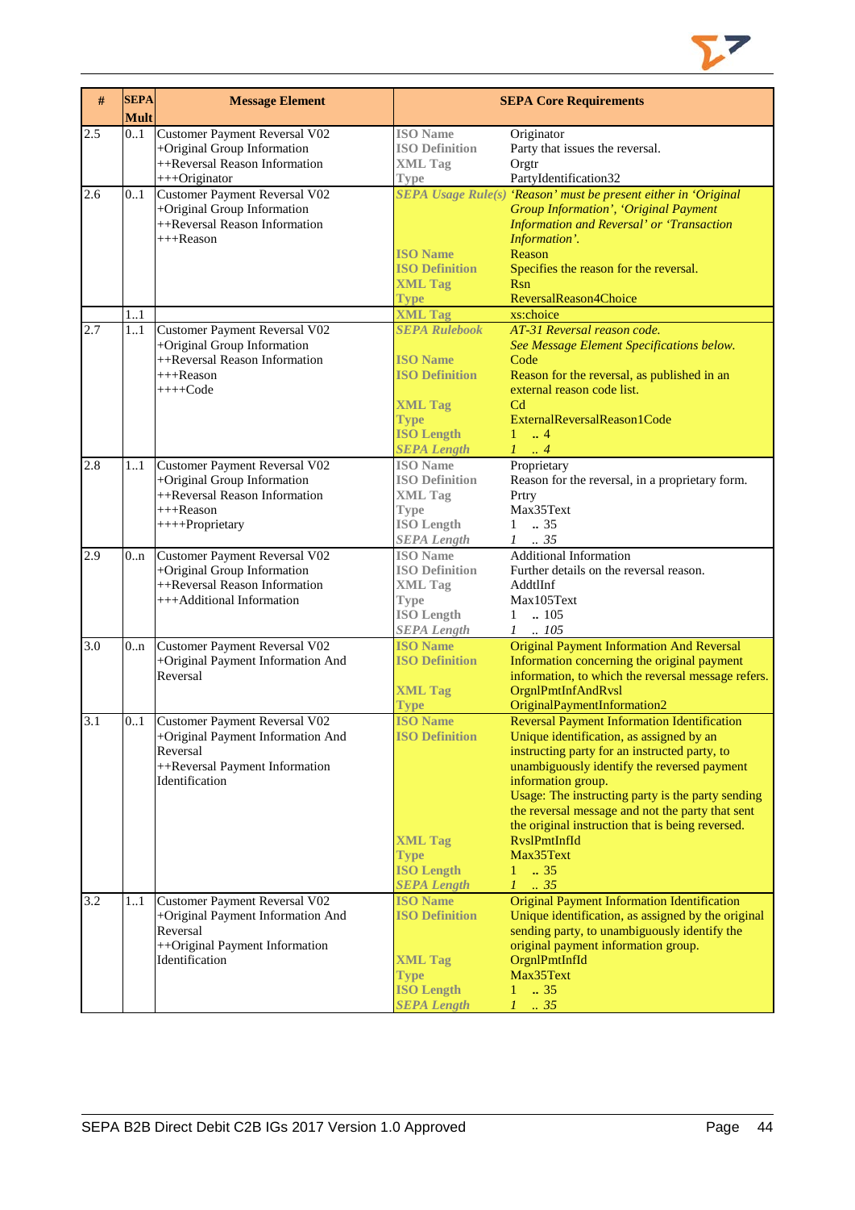| # | SEPA Mult | Message Element | SEPA Core Requirements | |
|---|---|---|---|---|
| 2.5 | 0..1 | Customer Payment Reversal V02<br>+Original Group Information<br>++Reversal Reason Information<br>+++Originator | ISO Name<br>ISO Definition<br>XML Tag<br>Type | Originator<br>Party that issues the reversal.<br>Orgtr<br>PartyIdentification32 |
| 2.6 | 0..1 | Customer Payment Reversal V02<br>+Original Group Information<br>++Reversal Reason Information<br>+++Reason | *SEPA Usage Rule(s)*<br><br><br><br>ISO Name<br>ISO Definition<br>XML Tag<br>Type | *'Reason' must be present either in 'Original Group Information', 'Original Payment Information and Reversal' or 'Transaction Information'.*<br>Reason<br>Specifies the reason for the reversal.<br>Rsn<br>ReversalReason4Choice |
| | 1..1 | | XML Tag | xs:choice |
| 2.7 | 1..1 | Customer Payment Reversal V02<br>+Original Group Information<br>++Reversal Reason Information<br>+++Reason<br>++++Code | *SEPA Rulebook*<br><br>ISO Name<br>ISO Definition<br><br>XML Tag<br>Type<br>ISO Length<br>*SEPA Length* | *AT-31 Reversal reason code.*<br>*See Message Element Specifications below.*<br>Code<br>Reason for the reversal, as published in an external reason code list.<br>Cd<br>ExternalReversalReason1Code<br>1 .. 4<br>*1 .. 4* |
| 2.8 | 1..1 | Customer Payment Reversal V02<br>+Original Group Information<br>++Reversal Reason Information<br>+++Reason<br>++++Proprietary | ISO Name<br>ISO Definition<br>XML Tag<br>Type<br>ISO Length<br>*SEPA Length* | Proprietary<br>Reason for the reversal, in a proprietary form.<br>Prtry<br>Max35Text<br>1 .. 35<br>*1 .. 35* |
| 2.9 | 0..n | Customer Payment Reversal V02<br>+Original Group Information<br>++Reversal Reason Information<br>+++Additional Information | ISO Name<br>ISO Definition<br>XML Tag<br>Type<br>ISO Length<br>*SEPA Length* | Additional Information<br>Further details on the reversal reason.<br>AddtlInf<br>Max105Text<br>1 .. 105<br>*1 .. 105* |
| 3.0 | 0..n | Customer Payment Reversal V02<br>+Original Payment Information And Reversal | ISO Name<br>ISO Definition<br><br>XML Tag<br>Type | Original Payment Information And Reversal<br>Information concerning the original payment information, to which the reversal message refers.<br>OrgnlPmtInfAndRvsl<br>OriginalPaymentInformation2 |
| 3.1 | 0..1 | Customer Payment Reversal V02<br>+Original Payment Information And Reversal<br>++Reversal Payment Information Identification | ISO Name<br>ISO Definition<br><br><br><br><br><br><br>XML Tag<br>Type<br>ISO Length<br>*SEPA Length* | Reversal Payment Information Identification<br>Unique identification, as assigned by an instructing party for an instructed party, to unambiguously identify the reversed payment information group.<br>Usage: The instructing party is the party sending the reversal message and not the party that sent the original instruction that is being reversed.<br>RvslPmtInfId<br>Max35Text<br>1 .. 35<br>*1 .. 35* |
| 3.2 | 1..1 | Customer Payment Reversal V02<br>+Original Payment Information And Reversal<br>++Original Payment Information Identification | ISO Name<br>ISO Definition<br><br><br>XML Tag<br>Type<br>ISO Length<br>*SEPA Length* | Original Payment Information Identification<br>Unique identification, as assigned by the original sending party, to unambiguously identify the original payment information group.<br>OrgnlPmtInfId<br>Max35Text<br>1 .. 35<br>*1 .. 35* |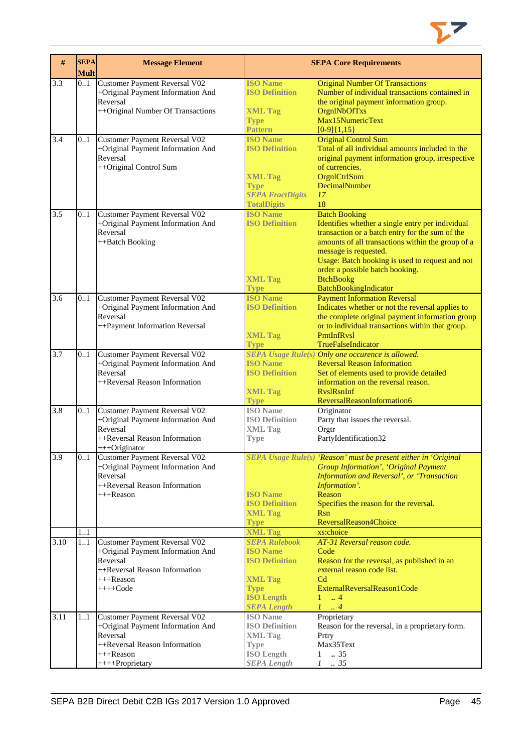| # | SEPA Mult | Message Element | SEPA Core Requirements | |
|---|---|---|---|---|
| 3.3 | 0..1 | Customer Payment Reversal V02<br>+Original Payment Information And Reversal<br>++Original Number Of Transactions | ISO Name<br>ISO Definition<br><br>XML Tag<br>Type<br>Pattern | Original Number Of Transactions<br>Number of individual transactions contained in the original payment information group.<br>OrgnlNbOfTxs<br>Max15NumericText<br>[0-9]{1,15} |
| 3.4 | 0..1 | Customer Payment Reversal V02<br>+Original Payment Information And Reversal<br>++Original Control Sum | ISO Name<br>ISO Definition<br><br><br>XML Tag<br>Type<br>*SEPA FractDigits*<br>TotalDigits | Original Control Sum<br>Total of all individual amounts included in the original payment information group, irrespective of currencies.<br>OrgnlCtrlSum<br>DecimalNumber<br>*17*<br>18 |
| 3.5 | 0..1 | Customer Payment Reversal V02<br>+Original Payment Information And Reversal<br>++Batch Booking | ISO Name<br>ISO Definition<br><br><br><br><br><br><br>XML Tag<br>Type | Batch Booking<br>Identifies whether a single entry per individual transaction or a batch entry for the sum of the amounts of all transactions within the group of a message is requested.<br>Usage: Batch booking is used to request and not order a possible batch booking.<br>BtchBookg<br>BatchBookingIndicator |
| 3.6 | 0..1 | Customer Payment Reversal V02<br>+Original Payment Information And Reversal<br>++Payment Information Reversal | ISO Name<br>ISO Definition<br><br><br>XML Tag<br>Type | Payment Information Reversal<br>Indicates whether or not the reversal applies to the complete original payment information group or to individual transactions within that group.<br>PmtInfRvsl<br>TrueFalseIndicator |
| 3.7 | 0..1 | Customer Payment Reversal V02<br>+Original Payment Information And Reversal<br>++Reversal Reason Information | *SEPA Usage Rule(s)*<br>ISO Name<br>ISO Definition<br><br>XML Tag<br>Type | *Only one occurence is allowed.*<br>Reversal Reason Information<br>Set of elements used to provide detailed information on the reversal reason.<br>RvslRsnInf<br>ReversalReasonInformation6 |
| 3.8 | 0..1 | Customer Payment Reversal V02<br>+Original Payment Information And Reversal<br>++Reversal Reason Information<br>+++Originator | ISO Name<br>ISO Definition<br>XML Tag<br>Type | Originator<br>Party that issues the reversal.<br>Orgtr<br>PartyIdentification32 |
| 3.9 | 0..1 | Customer Payment Reversal V02<br>+Original Payment Information And Reversal<br>++Reversal Reason Information<br>+++Reason | *SEPA Usage Rule(s)*<br><br><br><br>ISO Name<br>ISO Definition<br>XML Tag<br>Type | *'Reason' must be present either in 'Original Group Information', 'Original Payment Information and Reversal', or 'Transaction Information'.*<br>Reason<br>Specifies the reason for the reversal.<br>Rsn<br>ReversalReason4Choice |
| | 1..1 | | XML Tag | xs:choice |
| 3.10 | 1..1 | Customer Payment Reversal V02<br>+Original Payment Information And Reversal<br>++Reversal Reason Information<br>+++Reason<br>++++Code | *SEPA Rulebook*<br>ISO Name<br>ISO Definition<br><br>XML Tag<br>Type<br>ISO Length<br>*SEPA Length* | *AT-31 Reversal reason code.*<br>Code<br>Reason for the reversal, as published in an external reason code list.<br>Cd<br>ExternalReversalReason1Code<br>1 .. 4<br>*1 .. 4* |
| 3.11 | 1..1 | Customer Payment Reversal V02<br>+Original Payment Information And Reversal<br>++Reversal Reason Information<br>+++Reason<br>++++Proprietary | ISO Name<br>ISO Definition<br>XML Tag<br>Type<br>ISO Length<br>*SEPA Length* | Proprietary<br>Reason for the reversal, in a proprietary form.<br>Prtry<br>Max35Text<br>1 .. 35<br>*1 .. 35* |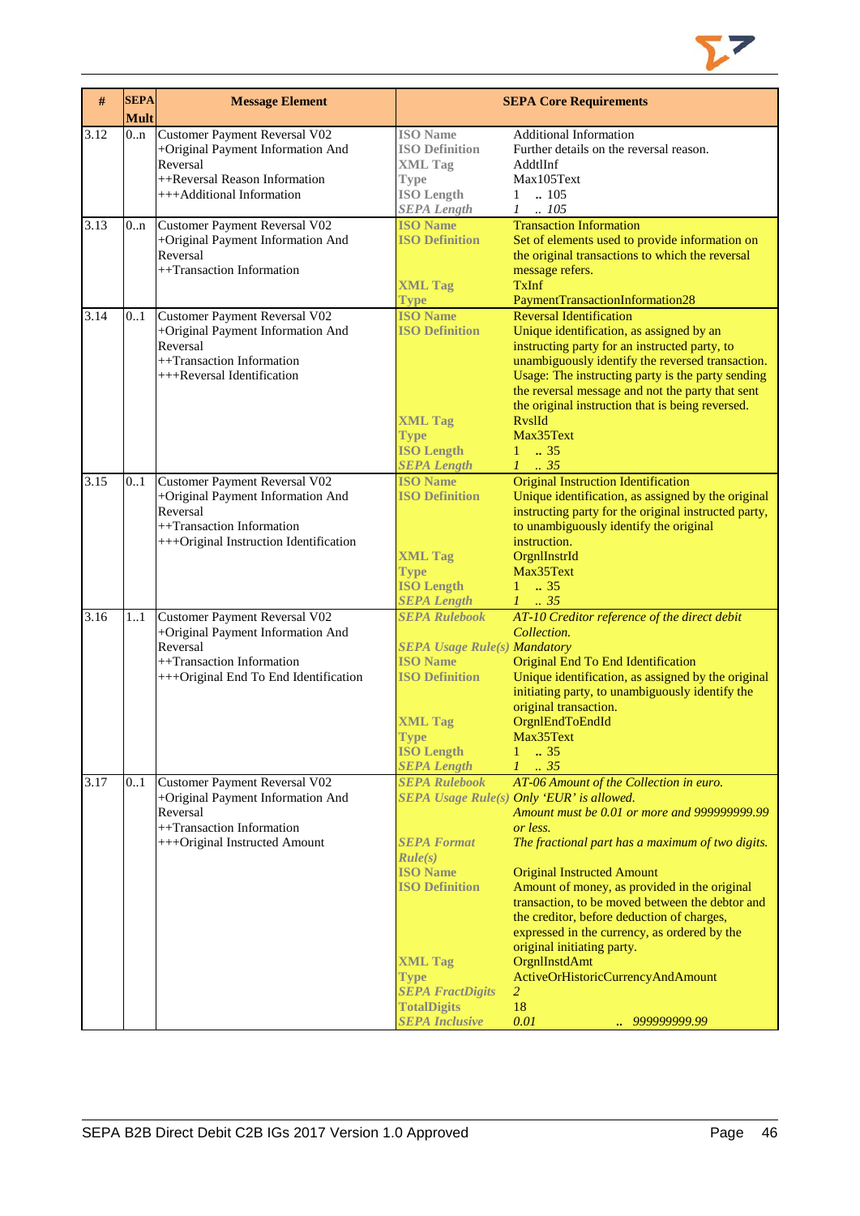| # | SEPA Mult | Message Element | SEPA Core Requirements | |
|---|---|---|---|---|
| 3.12 | 0..n | Customer Payment Reversal V02<br>+Original Payment Information And Reversal<br>++Reversal Reason Information<br>+++Additional Information | ISO Name<br>ISO Definition<br>XML Tag<br>Type<br>ISO Length<br>*SEPA Length* | Additional Information<br>Further details on the reversal reason.<br>AddtlInf<br>Max105Text<br>1 .. 105<br>*1 .. 105* |
| 3.13 | 0..n | Customer Payment Reversal V02<br>+Original Payment Information And Reversal<br>++Transaction Information | ISO Name<br>ISO Definition<br><br><br>XML Tag<br>Type | Transaction Information<br>Set of elements used to provide information on the original transactions to which the reversal message refers.<br>TxInf<br>PaymentTransactionInformation28 |
| 3.14 | 0..1 | Customer Payment Reversal V02<br>+Original Payment Information And Reversal<br>++Transaction Information<br>+++Reversal Identification | ISO Name<br>ISO Definition<br><br><br><br><br><br>XML Tag<br>Type<br>ISO Length<br>*SEPA Length* | Reversal Identification<br>Unique identification, as assigned by an instructing party for an instructed party, to unambiguously identify the reversed transaction.<br>Usage: The instructing party is the party sending the reversal message and not the party that sent the original instruction that is being reversed.<br>RvslId<br>Max35Text<br>1 .. 35<br>*1 .. 35* |
| 3.15 | 0..1 | Customer Payment Reversal V02<br>+Original Payment Information And Reversal<br>++Transaction Information<br>+++Original Instruction Identification | ISO Name<br>ISO Definition<br><br><br><br>XML Tag<br>Type<br>ISO Length<br>*SEPA Length* | Original Instruction Identification<br>Unique identification, as assigned by the original instructing party for the original instructed party, to unambiguously identify the original instruction.<br>OrgnlInstrId<br>Max35Text<br>1 .. 35<br>*1 .. 35* |
| 3.16 | 1..1 | Customer Payment Reversal V02<br>+Original Payment Information And Reversal<br>++Transaction Information<br>+++Original End To End Identification | *SEPA Rulebook*<br><br>*SEPA Usage Rule(s)*<br>ISO Name<br>ISO Definition<br><br><br>XML Tag<br>Type<br>ISO Length<br>*SEPA Length* | *AT-10 Creditor reference of the direct debit Collection.*<br>*Mandatory*<br>Original End To End Identification<br>Unique identification, as assigned by the original initiating party, to unambiguously identify the original transaction.<br>OrgnlEndToEndId<br>Max35Text<br>1 .. 35<br>*1 .. 35* |
| 3.17 | 0..1 | Customer Payment Reversal V02<br>+Original Payment Information And Reversal<br>++Transaction Information<br>+++Original Instructed Amount | *SEPA Rulebook*<br>*SEPA Usage Rule(s)*<br><br><br>*SEPA Format Rule(s)*<br>ISO Name<br>ISO Definition<br><br><br><br><br>XML Tag<br>Type<br>*SEPA FractDigits*<br>TotalDigits<br>*SEPA Inclusive* | *AT-06 Amount of the Collection in euro.*<br>*Only 'EUR' is allowed.*<br>*Amount must be 0.01 or more and 999999999.99 or less.*<br>*The fractional part has a maximum of two digits.*<br>Original Instructed Amount<br>Amount of money, as provided in the original transaction, to be moved between the debtor and the creditor, before deduction of charges, expressed in the currency, as ordered by the original initiating party.<br>OrgnlInstdAmt<br>ActiveOrHistoricCurrencyAndAmount<br>*2*<br>18<br>*0.01 .. 999999999.99* |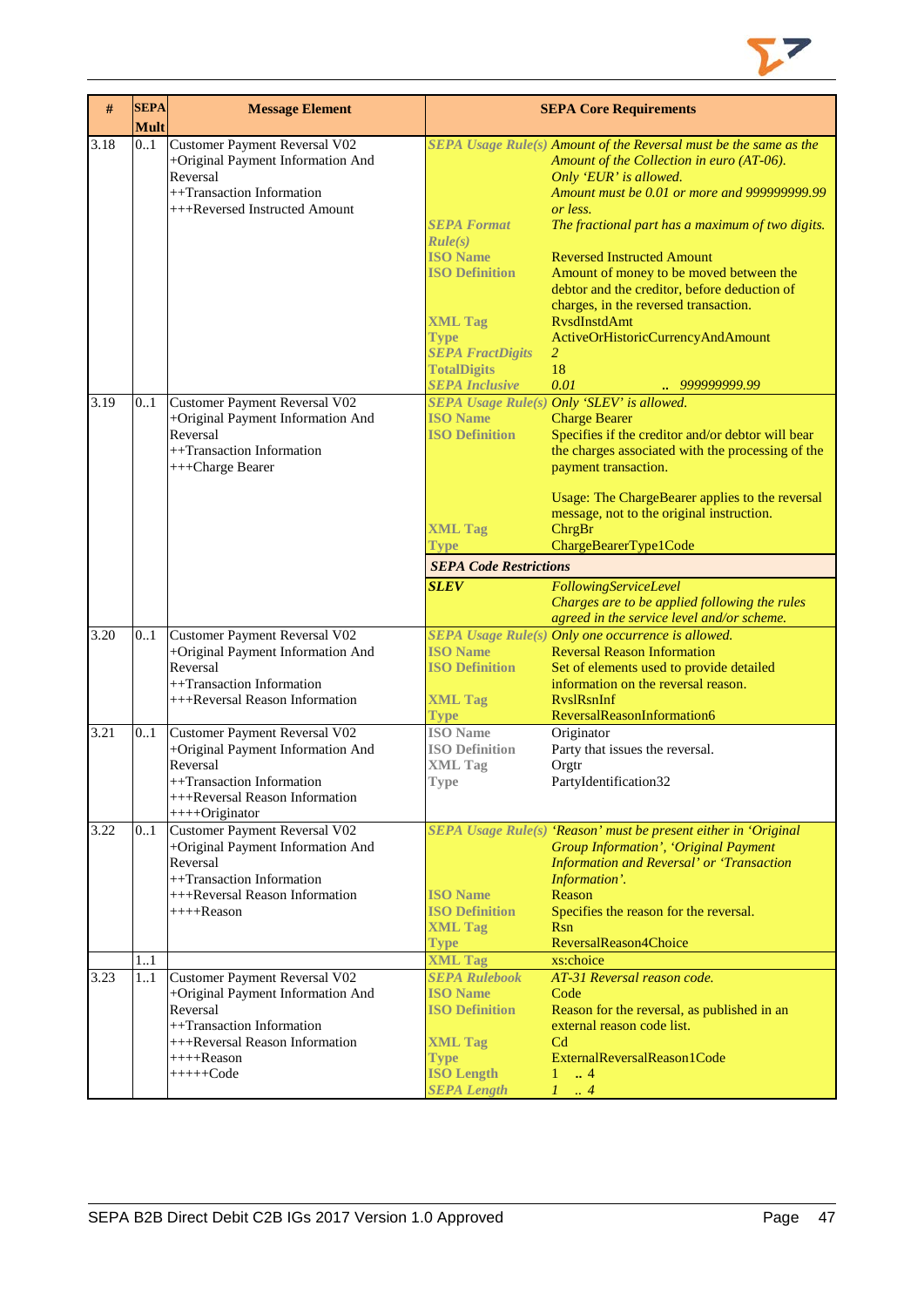| # | SEPA Mult | Message Element | SEPA Core Requirements | |
|---|---|---|---|---|
| 3.18 | 0..1 | Customer Payment Reversal V02<br>+Original Payment Information And Reversal<br>++Transaction Information<br>+++Reversed Instructed Amount | *SEPA Usage Rule(s)* | *Amount of the Reversal must be the same as the Amount of the Collection in euro (AT-06).*<br>*Only 'EUR' is allowed.*<br>*Amount must be 0.01 or more and 999999999.99 or less.* |
| | | | *SEPA Format Rule(s)* | *The fractional part has a maximum of two digits.* |
| | | | ISO Name | Reversed Instructed Amount |
| | | | ISO Definition | Amount of money to be moved between the debtor and the creditor, before deduction of charges, in the reversed transaction. |
| | | | XML Tag | RvsdInstdAmt |
| | | | Type | ActiveOrHistoricCurrencyAndAmount |
| | | | *SEPA FractDigits* | *2* |
| | | | TotalDigits | 18 |
| | | | *SEPA Inclusive* | *0.01 .. 999999999.99* |
| 3.19 | 0..1 | Customer Payment Reversal V02<br>+Original Payment Information And Reversal<br>++Transaction Information<br>+++Charge Bearer | *SEPA Usage Rule(s)* | *Only 'SLEV' is allowed.* |
| | | | ISO Name | Charge Bearer |
| | | | ISO Definition | Specifies if the creditor and/or debtor will bear the charges associated with the processing of the payment transaction.<br><br>Usage: The ChargeBearer applies to the reversal message, not to the original instruction. |
| | | | XML Tag | ChrgBr |
| | | | Type | ChargeBearerType1Code |
| | | | ***SEPA Code Restrictions*** | |
| | | | ***SLEV*** | *FollowingServiceLevel*<br>*Charges are to be applied following the rules agreed in the service level and/or scheme.* |
| 3.20 | 0..1 | Customer Payment Reversal V02<br>+Original Payment Information And Reversal<br>++Transaction Information<br>+++Reversal Reason Information | *SEPA Usage Rule(s)* | *Only one occurrence is allowed.* |
| | | | ISO Name | Reversal Reason Information |
| | | | ISO Definition | Set of elements used to provide detailed information on the reversal reason. |
| | | | XML Tag | RvslRsnInf |
| | | | Type | ReversalReasonInformation6 |
| 3.21 | 0..1 | Customer Payment Reversal V02<br>+Original Payment Information And Reversal<br>++Transaction Information<br>+++Reversal Reason Information<br>++++Originator | ISO Name | Originator |
| | | | ISO Definition | Party that issues the reversal. |
| | | | XML Tag | Orgtr |
| | | | Type | PartyIdentification32 |
| 3.22 | 0..1 | Customer Payment Reversal V02<br>+Original Payment Information And Reversal<br>++Transaction Information<br>+++Reversal Reason Information<br>++++Reason | *SEPA Usage Rule(s)* | *'Reason' must be present either in 'Original Group Information', 'Original Payment Information and Reversal' or 'Transaction Information'.* |
| | | | ISO Name | Reason |
| | | | ISO Definition | Specifies the reason for the reversal. |
| | | | XML Tag | Rsn |
| | | | Type | ReversalReason4Choice |
| | 1..1 | | XML Tag | xs:choice |
| 3.23 | 1..1 | Customer Payment Reversal V02<br>+Original Payment Information And Reversal<br>++Transaction Information<br>+++Reversal Reason Information<br>++++Reason<br>+++++Code | *SEPA Rulebook* | *AT-31 Reversal reason code.* |
| | | | ISO Name | Code |
| | | | ISO Definition | Reason for the reversal, as published in an external reason code list. |
| | | | XML Tag | Cd |
| | | | Type | ExternalReversalReason1Code |
| | | | ISO Length | 1 .. 4 |
| | | | *SEPA Length* | *1 .. 4* |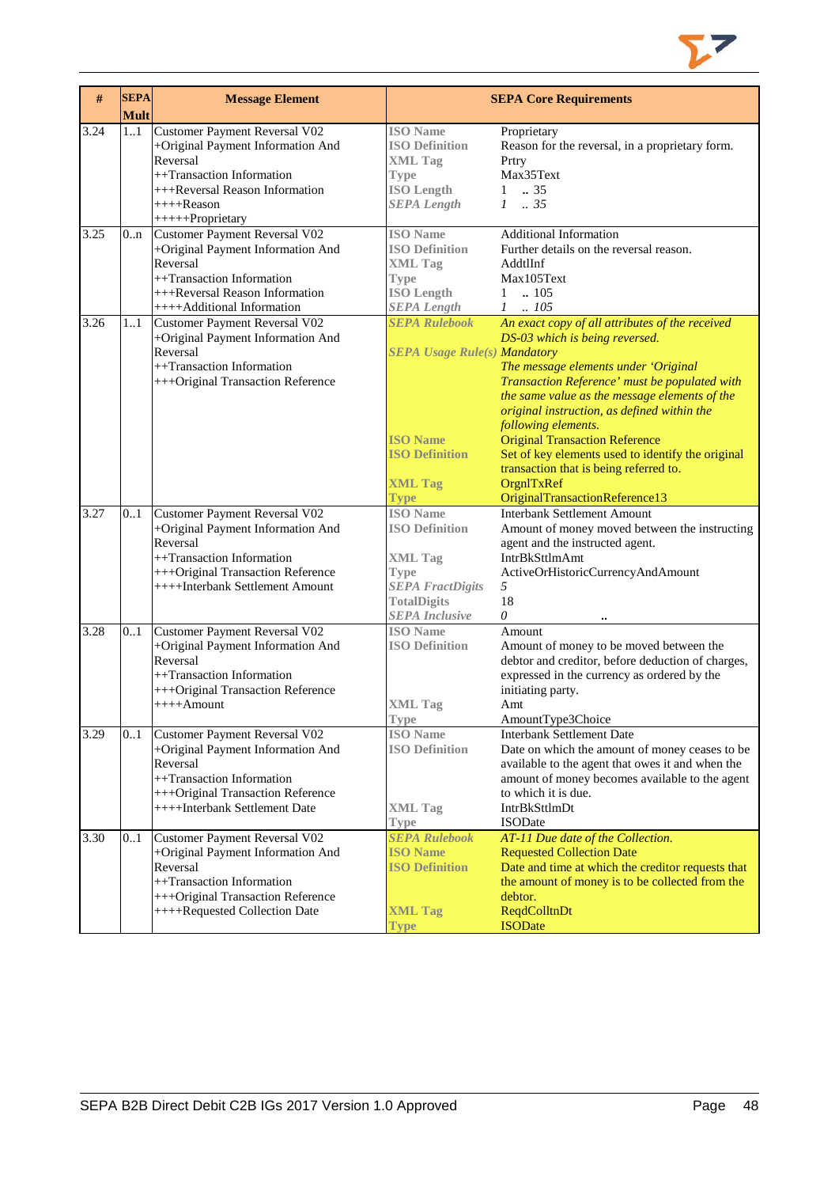| # | SEPA Mult | Message Element | SEPA Core Requirements | |
|---|---|---|---|---|
| 3.24 | 1..1 | Customer Payment Reversal V02<br>+Original Payment Information And Reversal<br>++Transaction Information<br>+++Reversal Reason Information<br>++++Reason<br>+++++Proprietary | **ISO Name**<br>**ISO Definition**<br>**XML Tag**<br>**Type**<br>**ISO Length**<br>***SEPA Length*** | Proprietary<br>Reason for the reversal, in a proprietary form.<br>Prtry<br>Max35Text<br>1 .. 35<br>*1 .. 35* |
| 3.25 | 0..n | Customer Payment Reversal V02<br>+Original Payment Information And Reversal<br>++Transaction Information<br>+++Reversal Reason Information<br>++++Additional Information | **ISO Name**<br>**ISO Definition**<br>**XML Tag**<br>**Type**<br>**ISO Length**<br>***SEPA Length*** | Additional Information<br>Further details on the reversal reason.<br>AddtlInf<br>Max105Text<br>1 .. 105<br>*1 .. 105* |
| 3.26 | 1..1 | Customer Payment Reversal V02<br>+Original Payment Information And Reversal<br>++Transaction Information<br>+++Original Transaction Reference | ***SEPA Rulebook***<br>***SEPA Usage Rule(s)***<br>**ISO Name**<br>**ISO Definition**<br>**XML Tag**<br>**Type** | *An exact copy of all attributes of the received DS-03 which is being reversed.*<br>*Mandatory*<br>*The message elements under 'Original Transaction Reference' must be populated with the same value as the message elements of the original instruction, as defined within the following elements.*<br>Original Transaction Reference<br>Set of key elements used to identify the original transaction that is being referred to.<br>OrgnlTxRef<br>OriginalTransactionReference13 |
| 3.27 | 0..1 | Customer Payment Reversal V02<br>+Original Payment Information And Reversal<br>++Transaction Information<br>+++Original Transaction Reference<br>++++Interbank Settlement Amount | **ISO Name**<br>**ISO Definition**<br>**XML Tag**<br>**Type**<br>***SEPA FractDigits***<br>**TotalDigits**<br>***SEPA Inclusive*** | Interbank Settlement Amount<br>Amount of money moved between the instructing agent and the instructed agent.<br>IntrBkSttlmAmt<br>ActiveOrHistoricCurrencyAndAmount<br>*5*<br>18<br>*0 ..* |
| 3.28 | 0..1 | Customer Payment Reversal V02<br>+Original Payment Information And Reversal<br>++Transaction Information<br>+++Original Transaction Reference<br>++++Amount | **ISO Name**<br>**ISO Definition**<br>**XML Tag**<br>**Type** | Amount<br>Amount of money to be moved between the debtor and creditor, before deduction of charges, expressed in the currency as ordered by the initiating party.<br>Amt<br>AmountType3Choice |
| 3.29 | 0..1 | Customer Payment Reversal V02<br>+Original Payment Information And Reversal<br>++Transaction Information<br>+++Original Transaction Reference<br>++++Interbank Settlement Date | **ISO Name**<br>**ISO Definition**<br>**XML Tag**<br>**Type** | Interbank Settlement Date<br>Date on which the amount of money ceases to be available to the agent that owes it and when the amount of money becomes available to the agent to which it is due.<br>IntrBkSttlmDt<br>ISODate |
| 3.30 | 0..1 | Customer Payment Reversal V02<br>+Original Payment Information And Reversal<br>++Transaction Information<br>+++Original Transaction Reference<br>++++Requested Collection Date | ***SEPA Rulebook***<br>**ISO Name**<br>**ISO Definition**<br>**XML Tag**<br>**Type** | *AT-11 Due date of the Collection.*<br>Requested Collection Date<br>Date and time at which the creditor requests that the amount of money is to be collected from the debtor.<br>ReqdColltnDt<br>ISODate |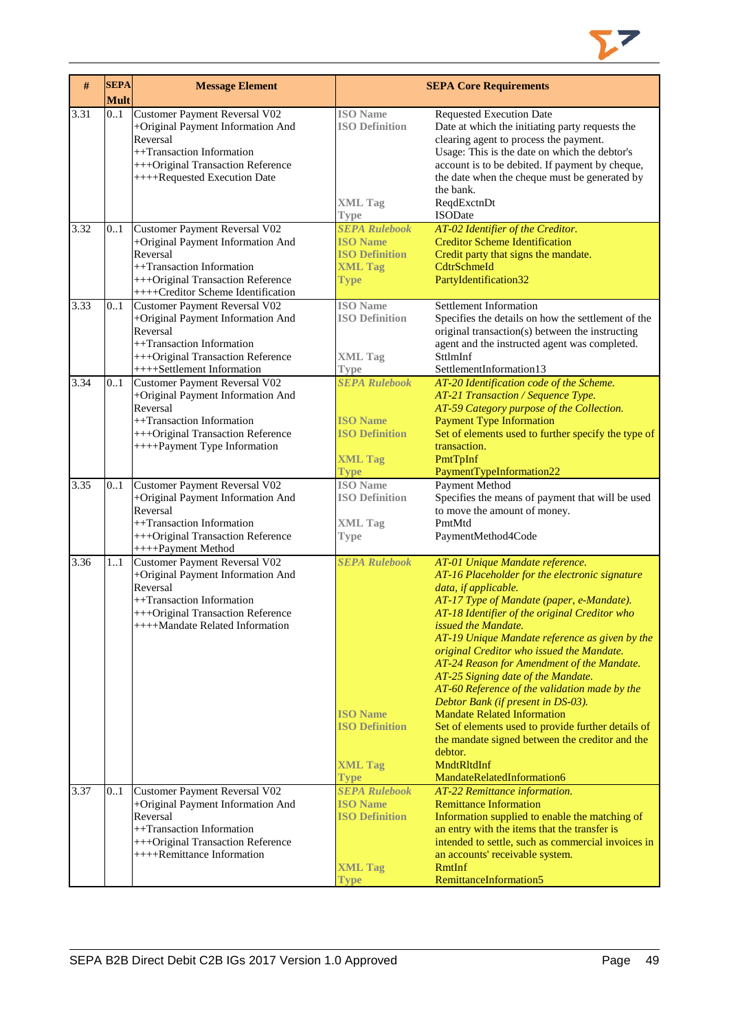| # | SEPA Mult | Message Element | SEPA Core Requirements | |
|---|---|---|---|---|
| 3.31 | 0..1 | Customer Payment Reversal V02<br>+Original Payment Information And Reversal<br>++Transaction Information<br>+++Original Transaction Reference<br>++++Requested Execution Date | ISO Name<br>ISO Definition<br><br><br><br><br><br>XML Tag<br>Type | Requested Execution Date<br>Date at which the initiating party requests the clearing agent to process the payment.<br>Usage: This is the date on which the debtor's account is to be debited. If payment by cheque, the date when the cheque must be generated by the bank.<br>ReqdExctnDt<br>ISODate |
| 3.32 | 0..1 | Customer Payment Reversal V02<br>+Original Payment Information And Reversal<br>++Transaction Information<br>+++Original Transaction Reference<br>++++Creditor Scheme Identification | SEPA Rulebook<br>ISO Name<br>ISO Definition<br>XML Tag<br>Type | *AT-02 Identifier of the Creditor.*<br>Creditor Scheme Identification<br>Credit party that signs the mandate.<br>CdtrSchmeId<br>PartyIdentification32 |
| 3.33 | 0..1 | Customer Payment Reversal V02<br>+Original Payment Information And Reversal<br>++Transaction Information<br>+++Original Transaction Reference<br>++++Settlement Information | ISO Name<br>ISO Definition<br><br><br>XML Tag<br>Type | Settlement Information<br>Specifies the details on how the settlement of the original transaction(s) between the instructing agent and the instructed agent was completed.<br>SttlmInf<br>SettlementInformation13 |
| 3.34 | 0..1 | Customer Payment Reversal V02<br>+Original Payment Information And Reversal<br>++Transaction Information<br>+++Original Transaction Reference<br>++++Payment Type Information | SEPA Rulebook<br><br><br>ISO Name<br>ISO Definition<br><br>XML Tag<br>Type | *AT-20 Identification code of the Scheme.*<br>*AT-21 Transaction / Sequence Type.*<br>*AT-59 Category purpose of the Collection.*<br>Payment Type Information<br>Set of elements used to further specify the type of transaction.<br>PmtTpInf<br>PaymentTypeInformation22 |
| 3.35 | 0..1 | Customer Payment Reversal V02<br>+Original Payment Information And Reversal<br>++Transaction Information<br>+++Original Transaction Reference<br>++++Payment Method | ISO Name<br>ISO Definition<br><br>XML Tag<br>Type | Payment Method<br>Specifies the means of payment that will be used to move the amount of money.<br>PmtMtd<br>PaymentMethod4Code |
| 3.36 | 1..1 | Customer Payment Reversal V02<br>+Original Payment Information And Reversal<br>++Transaction Information<br>+++Original Transaction Reference<br>++++Mandate Related Information | SEPA Rulebook<br><br><br><br><br><br><br><br><br><br><br><br>ISO Name<br>ISO Definition<br><br><br>XML Tag<br>Type | *AT-01 Unique Mandate reference.*<br>*AT-16 Placeholder for the electronic signature data, if applicable.*<br>*AT-17 Type of Mandate (paper, e-Mandate).*<br>*AT-18 Identifier of the original Creditor who issued the Mandate.*<br>*AT-19 Unique Mandate reference as given by the original Creditor who issued the Mandate.*<br>*AT-24 Reason for Amendment of the Mandate.*<br>*AT-25 Signing date of the Mandate.*<br>*AT-60 Reference of the validation made by the Debtor Bank (if present in DS-03).*<br>Mandate Related Information<br>Set of elements used to provide further details of the mandate signed between the creditor and the debtor.<br>MndtRltdInf<br>MandateRelatedInformation6 |
| 3.37 | 0..1 | Customer Payment Reversal V02<br>+Original Payment Information And Reversal<br>++Transaction Information<br>+++Original Transaction Reference<br>++++Remittance Information | SEPA Rulebook<br>ISO Name<br>ISO Definition<br><br><br><br>XML Tag<br>Type | *AT-22 Remittance information.*<br>Remittance Information<br>Information supplied to enable the matching of an entry with the items that the transfer is intended to settle, such as commercial invoices in an accounts' receivable system.<br>RmtInf<br>RemittanceInformation5 |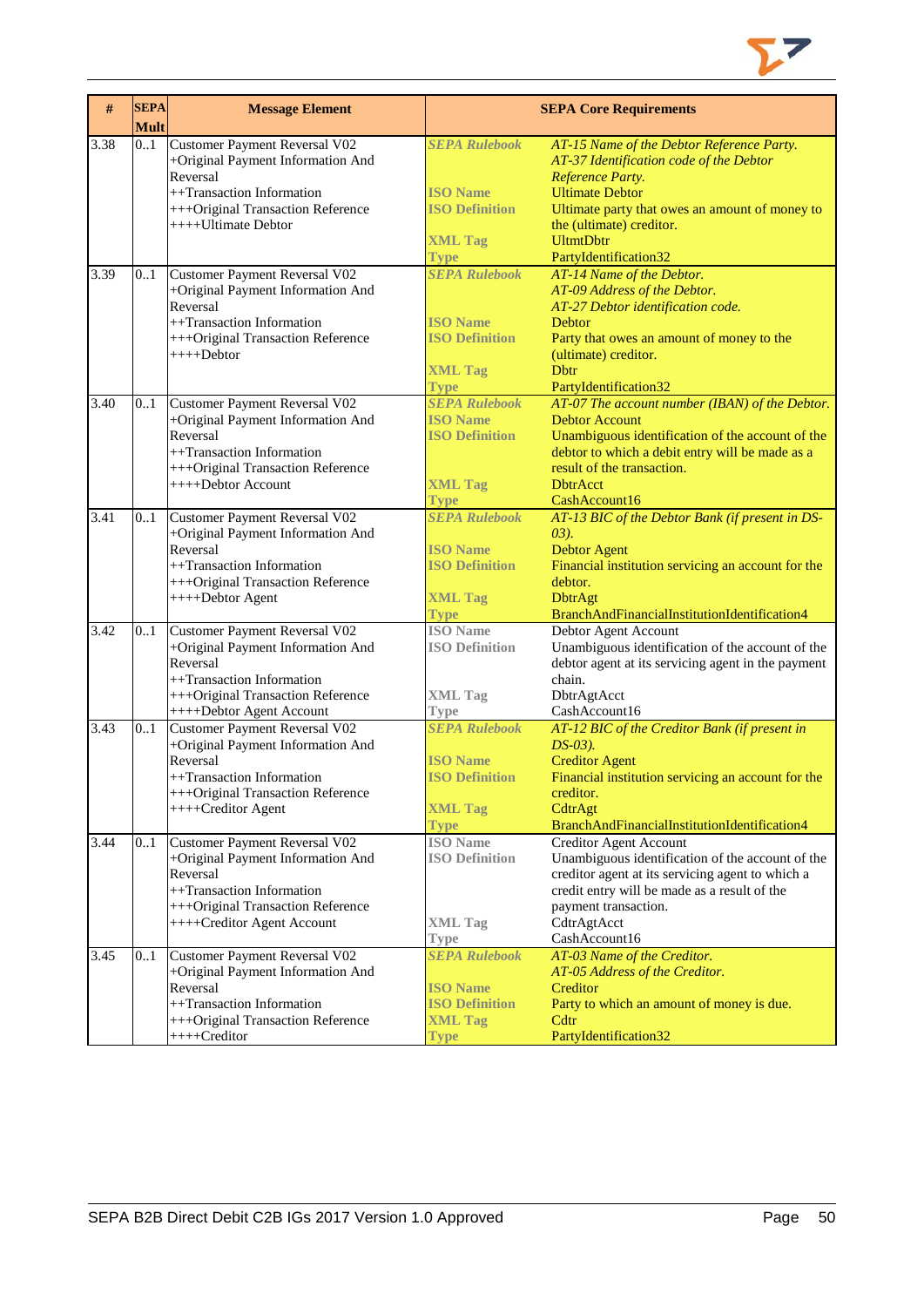| # | SEPA Mult | Message Element | SEPA Core Requirements | |
|---|---|---|---|---|
| 3.38 | 0..1 | Customer Payment Reversal V02<br>+Original Payment Information And Reversal<br>++Transaction Information<br>+++Original Transaction Reference<br>++++Ultimate Debtor | *SEPA Rulebook*<br><br><br>ISO Name<br>ISO Definition<br><br>XML Tag<br>Type | *AT-15 Name of the Debtor Reference Party.*<br>*AT-37 Identification code of the Debtor Reference Party.*<br>Ultimate Debtor<br>Ultimate party that owes an amount of money to the (ultimate) creditor.<br>UltmtDbtr<br>PartyIdentification32 |
| 3.39 | 0..1 | Customer Payment Reversal V02<br>+Original Payment Information And Reversal<br>++Transaction Information<br>+++Original Transaction Reference<br>++++Debtor | *SEPA Rulebook*<br><br><br>ISO Name<br>ISO Definition<br><br>XML Tag<br>Type | *AT-14 Name of the Debtor.*<br>*AT-09 Address of the Debtor.*<br>*AT-27 Debtor identification code.*<br>Debtor<br>Party that owes an amount of money to the (ultimate) creditor.<br>Dbtr<br>PartyIdentification32 |
| 3.40 | 0..1 | Customer Payment Reversal V02<br>+Original Payment Information And Reversal<br>++Transaction Information<br>+++Original Transaction Reference<br>++++Debtor Account | *SEPA Rulebook*<br>ISO Name<br>ISO Definition<br><br><br>XML Tag<br>Type | *AT-07 The account number (IBAN) of the Debtor.*<br>Debtor Account<br>Unambiguous identification of the account of the debtor to which a debit entry will be made as a result of the transaction.<br>DbtrAcct<br>CashAccount16 |
| 3.41 | 0..1 | Customer Payment Reversal V02<br>+Original Payment Information And Reversal<br>++Transaction Information<br>+++Original Transaction Reference<br>++++Debtor Agent | *SEPA Rulebook*<br><br>ISO Name<br>ISO Definition<br><br>XML Tag<br>Type | *AT-13 BIC of the Debtor Bank (if present in DS-03).*<br>Debtor Agent<br>Financial institution servicing an account for the debtor.<br>DbtrAgt<br>BranchAndFinancialInstitutionIdentification4 |
| 3.42 | 0..1 | Customer Payment Reversal V02<br>+Original Payment Information And Reversal<br>++Transaction Information<br>+++Original Transaction Reference<br>++++Debtor Agent Account | ISO Name<br>ISO Definition<br><br><br>XML Tag<br>Type | Debtor Agent Account<br>Unambiguous identification of the account of the debtor agent at its servicing agent in the payment chain.<br>DbtrAgtAcct<br>CashAccount16 |
| 3.43 | 0..1 | Customer Payment Reversal V02<br>+Original Payment Information And Reversal<br>++Transaction Information<br>+++Original Transaction Reference<br>++++Creditor Agent | *SEPA Rulebook*<br><br>ISO Name<br>ISO Definition<br><br>XML Tag<br>Type | *AT-12 BIC of the Creditor Bank (if present in DS-03).*<br>Creditor Agent<br>Financial institution servicing an account for the creditor.<br>CdtrAgt<br>BranchAndFinancialInstitutionIdentification4 |
| 3.44 | 0..1 | Customer Payment Reversal V02<br>+Original Payment Information And Reversal<br>++Transaction Information<br>+++Original Transaction Reference<br>++++Creditor Agent Account | ISO Name<br>ISO Definition<br><br><br><br>XML Tag<br>Type | Creditor Agent Account<br>Unambiguous identification of the account of the creditor agent at its servicing agent to which a credit entry will be made as a result of the payment transaction.<br>CdtrAgtAcct<br>CashAccount16 |
| 3.45 | 0..1 | Customer Payment Reversal V02<br>+Original Payment Information And Reversal<br>++Transaction Information<br>+++Original Transaction Reference<br>++++Creditor | *SEPA Rulebook*<br><br>ISO Name<br>ISO Definition<br>XML Tag<br>Type | *AT-03 Name of the Creditor.*<br>*AT-05 Address of the Creditor.*<br>Creditor<br>Party to which an amount of money is due.<br>Cdtr<br>PartyIdentification32 |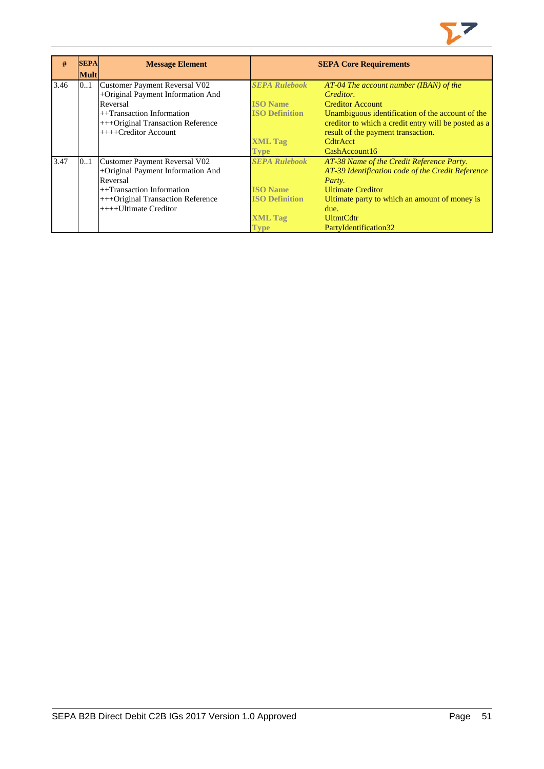| # | SEPA Mult | Message Element | SEPA Core Requirements | |
|---|---|---|---|---|
| 3.46 | 0..1 | Customer Payment Reversal V02<br>+Original Payment Information And Reversal<br>++Transaction Information<br>+++Original Transaction Reference<br>++++Creditor Account | ***SEPA Rulebook***<br><br>**ISO Name**<br>**ISO Definition**<br><br><br>**XML Tag**<br>**Type** | *AT-04 The account number (IBAN) of the Creditor.*<br>Creditor Account<br>Unambiguous identification of the account of the creditor to which a credit entry will be posted as a result of the payment transaction.<br>CdtrAcct<br>CashAccount16 |
| 3.47 | 0..1 | Customer Payment Reversal V02<br>+Original Payment Information And Reversal<br>++Transaction Information<br>+++Original Transaction Reference<br>++++Ultimate Creditor | ***SEPA Rulebook***<br><br><br>**ISO Name**<br>**ISO Definition**<br><br>**XML Tag**<br>**Type** | *AT-38 Name of the Credit Reference Party.*<br>*AT-39 Identification code of the Credit Reference Party.*<br>Ultimate Creditor<br>Ultimate party to which an amount of money is due.<br>UltmtCdtr<br>PartyIdentification32 |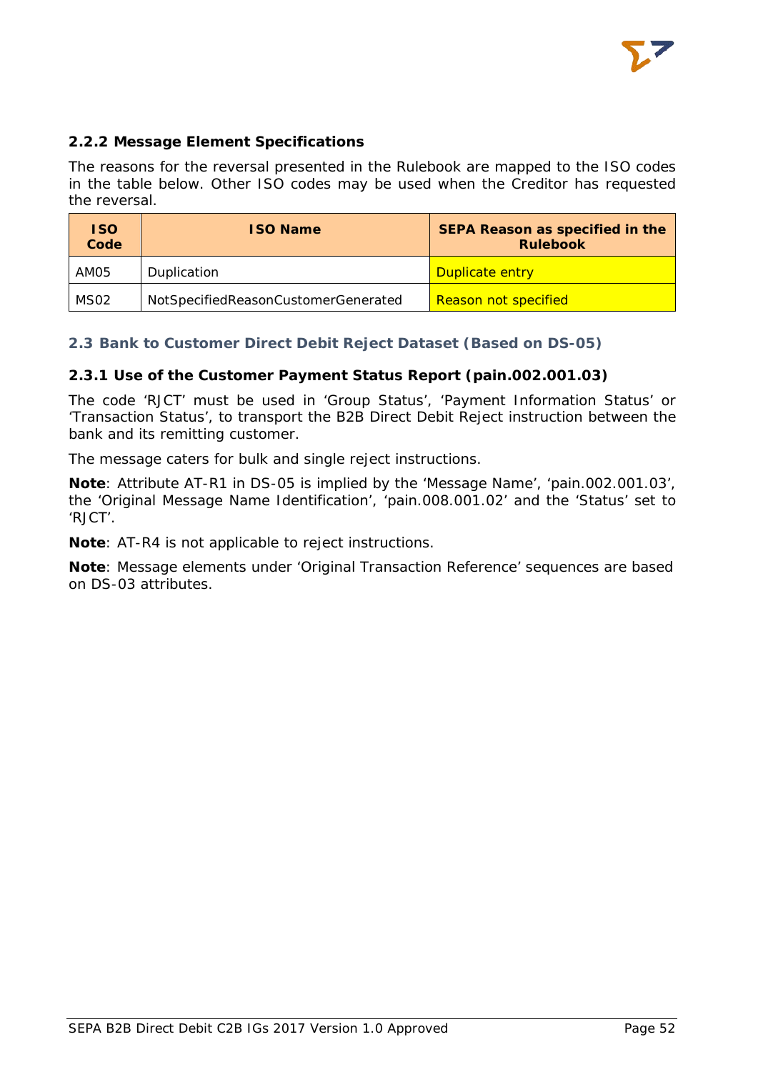### 2.2.2 Message Element Specifications

The reasons for the reversal presented in the Rulebook are mapped to the ISO codes in the table below. Other ISO codes may be used when the Creditor has requested the reversal.

| ISO Code | ISO Name | SEPA Reason as specified in the Rulebook |
|---|---|---|
| AM05 | Duplication | Duplicate entry |
| MS02 | NotSpecifiedReasonCustomerGenerated | Reason not specified |

## 2.3 Bank to Customer Direct Debit Reject Dataset (Based on DS-05)

### 2.3.1 Use of the Customer Payment Status Report (pain.002.001.03)

The code 'RJCT' must be used in 'Group Status', 'Payment Information Status' or 'Transaction Status', to transport the B2B Direct Debit Reject instruction between the bank and its remitting customer.

The message caters for bulk and single reject instructions.

**Note**: Attribute AT-R1 in DS-05 is implied by the 'Message Name', 'pain.002.001.03', the 'Original Message Name Identification', 'pain.008.001.02' and the 'Status' set to 'RJCT'.

**Note**: AT-R4 is not applicable to reject instructions.

**Note**: Message elements under 'Original Transaction Reference' sequences are based on DS-03 attributes.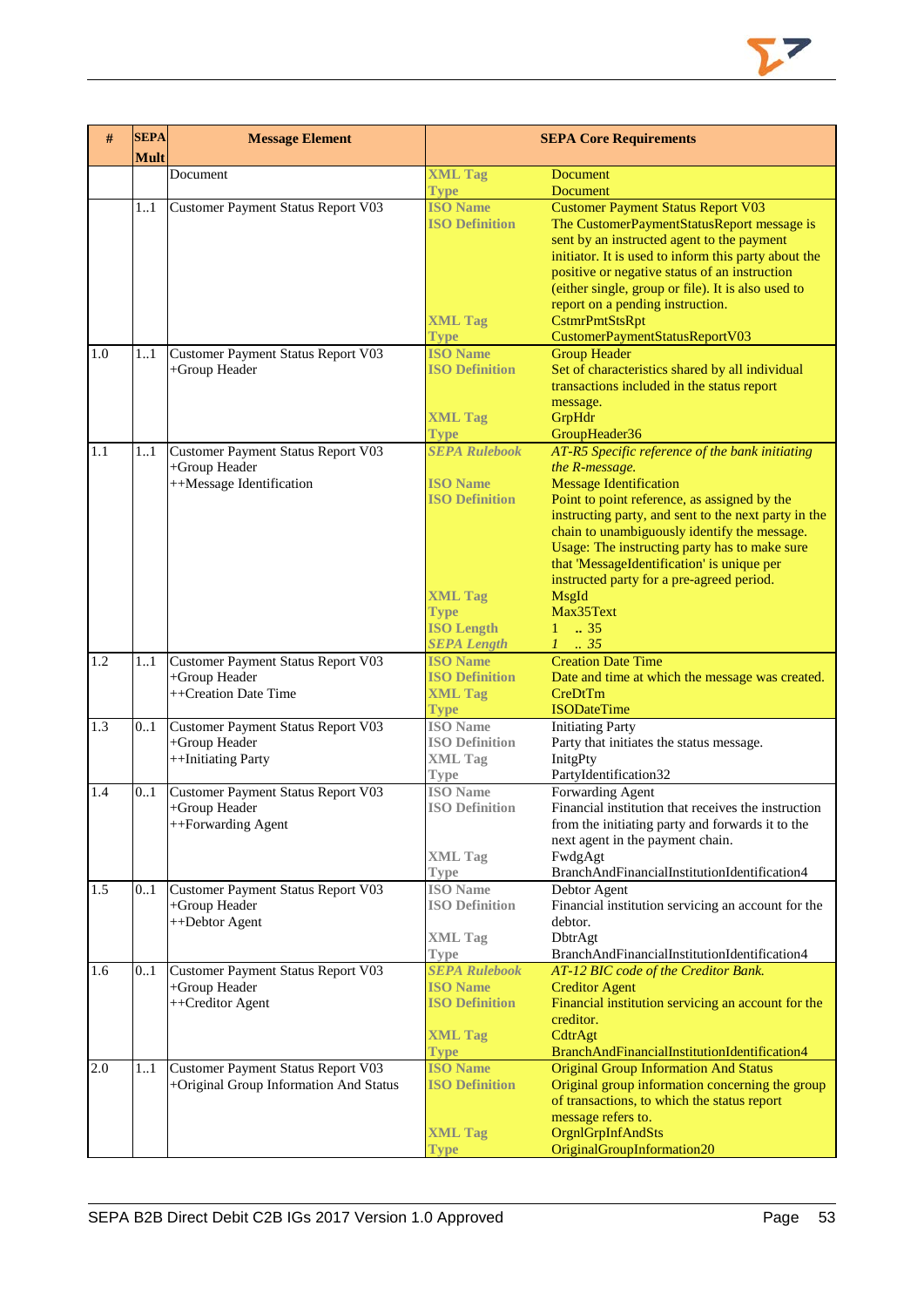| # | SEPA Mult | Message Element | SEPA Core Requirements | |
|---|---|---|---|---|
| | | Document | XML Tag<br>Type | Document<br>Document |
| | 1..1 | Customer Payment Status Report V03 | ISO Name<br>ISO Definition<br><br><br><br><br><br><br>XML Tag<br>Type | Customer Payment Status Report V03<br>The CustomerPaymentStatusReport message is sent by an instructed agent to the payment initiator. It is used to inform this party about the positive or negative status of an instruction (either single, group or file). It is also used to report on a pending instruction.<br>CstmrPmtStsRpt<br>CustomerPaymentStatusReportV03 |
| 1.0 | 1..1 | Customer Payment Status Report V03<br>+Group Header | ISO Name<br>ISO Definition<br><br><br>XML Tag<br>Type | Group Header<br>Set of characteristics shared by all individual transactions included in the status report message.<br>GrpHdr<br>GroupHeader36 |
| 1.1 | 1..1 | Customer Payment Status Report V03<br>+Group Header<br>++Message Identification | *SEPA Rulebook*<br><br>ISO Name<br>ISO Definition<br><br><br><br><br><br><br>XML Tag<br>Type<br>ISO Length<br>*SEPA Length* | *AT-R5 Specific reference of the bank initiating the R-message.*<br>Message Identification<br>Point to point reference, as assigned by the instructing party, and sent to the next party in the chain to unambiguously identify the message. Usage: The instructing party has to make sure that 'MessageIdentification' is unique per instructed party for a pre-agreed period.<br>MsgId<br>Max35Text<br>1 .. 35<br>*1 .. 35* |
| 1.2 | 1..1 | Customer Payment Status Report V03<br>+Group Header<br>++Creation Date Time | ISO Name<br>ISO Definition<br>XML Tag<br>Type | Creation Date Time<br>Date and time at which the message was created.<br>CreDtTm<br>ISODateTime |
| 1.3 | 0..1 | Customer Payment Status Report V03<br>+Group Header<br>++Initiating Party | ISO Name<br>ISO Definition<br>XML Tag<br>Type | Initiating Party<br>Party that initiates the status message.<br>InitgPty<br>PartyIdentification32 |
| 1.4 | 0..1 | Customer Payment Status Report V03<br>+Group Header<br>++Forwarding Agent | ISO Name<br>ISO Definition<br><br><br>XML Tag<br>Type | Forwarding Agent<br>Financial institution that receives the instruction from the initiating party and forwards it to the next agent in the payment chain.<br>FwdgAgt<br>BranchAndFinancialInstitutionIdentification4 |
| 1.5 | 0..1 | Customer Payment Status Report V03<br>+Group Header<br>++Debtor Agent | ISO Name<br>ISO Definition<br><br>XML Tag<br>Type | Debtor Agent<br>Financial institution servicing an account for the debtor.<br>DbtrAgt<br>BranchAndFinancialInstitutionIdentification4 |
| 1.6 | 0..1 | Customer Payment Status Report V03<br>+Group Header<br>++Creditor Agent | *SEPA Rulebook*<br>ISO Name<br>ISO Definition<br><br>XML Tag<br>Type | *AT-12 BIC code of the Creditor Bank.*<br>Creditor Agent<br>Financial institution servicing an account for the creditor.<br>CdtrAgt<br>BranchAndFinancialInstitutionIdentification4 |
| 2.0 | 1..1 | Customer Payment Status Report V03<br>+Original Group Information And Status | ISO Name<br>ISO Definition<br><br><br>XML Tag<br>Type | Original Group Information And Status<br>Original group information concerning the group of transactions, to which the status report message refers to.<br>OrgnlGrpInfAndSts<br>OriginalGroupInformation20 |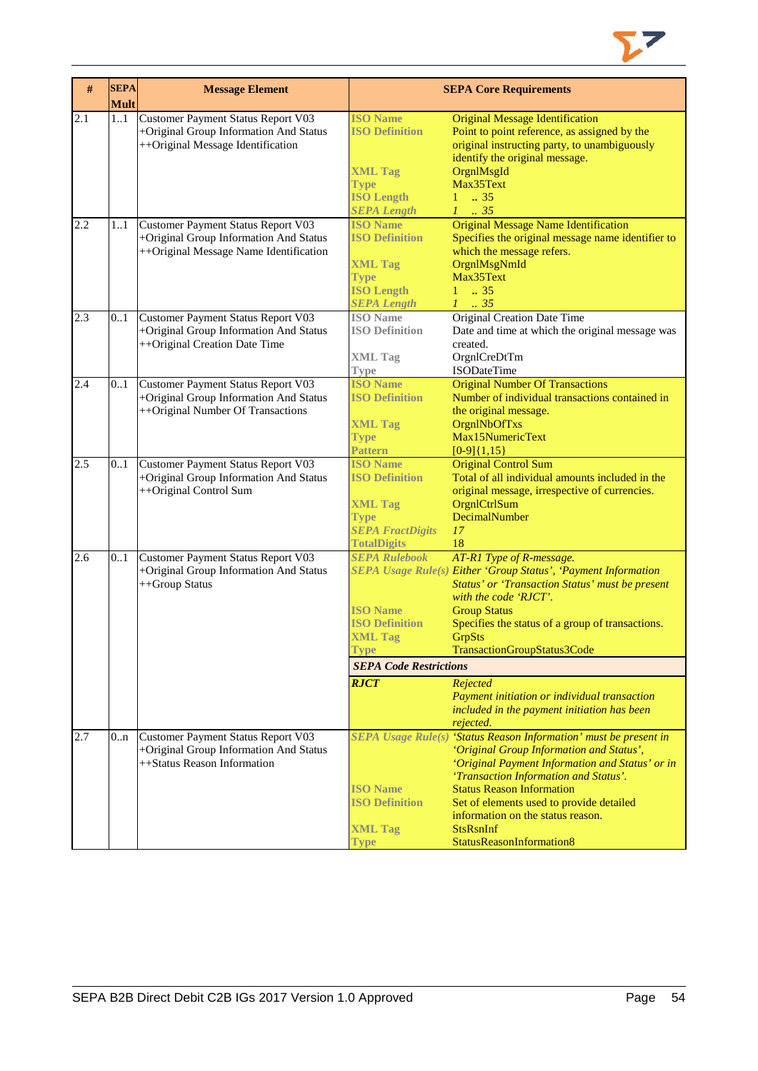| # | SEPA Mult | Message Element | SEPA Core Requirements | |
|---|---|---|---|---|
| 2.1 | 1..1 | Customer Payment Status Report V03<br>+Original Group Information And Status<br>++Original Message Identification | **ISO Name**<br>**ISO Definition**<br><br><br>**XML Tag**<br>**Type**<br>**ISO Length**<br>***SEPA Length*** | Original Message Identification<br>Point to point reference, as assigned by the original instructing party, to unambiguously identify the original message.<br>OrgnlMsgId<br>Max35Text<br>1 .. 35<br>*1 .. 35* |
| 2.2 | 1..1 | Customer Payment Status Report V03<br>+Original Group Information And Status<br>++Original Message Name Identification | **ISO Name**<br>**ISO Definition**<br><br>**XML Tag**<br>**Type**<br>**ISO Length**<br>***SEPA Length*** | Original Message Name Identification<br>Specifies the original message name identifier to which the message refers.<br>OrgnlMsgNmId<br>Max35Text<br>1 .. 35<br>*1 .. 35* |
| 2.3 | 0..1 | Customer Payment Status Report V03<br>+Original Group Information And Status<br>++Original Creation Date Time | **ISO Name**<br>**ISO Definition**<br><br>**XML Tag**<br>**Type** | Original Creation Date Time<br>Date and time at which the original message was created.<br>OrgnlCreDtTm<br>ISODateTime |
| 2.4 | 0..1 | Customer Payment Status Report V03<br>+Original Group Information And Status<br>++Original Number Of Transactions | **ISO Name**<br>**ISO Definition**<br><br>**XML Tag**<br>**Type**<br>**Pattern** | Original Number Of Transactions<br>Number of individual transactions contained in the original message.<br>OrgnlNbOfTxs<br>Max15NumericText<br>[0-9]{1,15} |
| 2.5 | 0..1 | Customer Payment Status Report V03<br>+Original Group Information And Status<br>++Original Control Sum | **ISO Name**<br>**ISO Definition**<br><br>**XML Tag**<br>**Type**<br>***SEPA FractDigits***<br>**TotalDigits** | Original Control Sum<br>Total of all individual amounts included in the original message, irrespective of currencies.<br>OrgnlCtrlSum<br>DecimalNumber<br>*17*<br>18 |
| 2.6 | 0..1 | Customer Payment Status Report V03<br>+Original Group Information And Status<br>++Group Status | ***SEPA Rulebook***<br>***SEPA Usage Rule(s)***<br><br><br>**ISO Name**<br>**ISO Definition**<br>**XML Tag**<br>**Type** | *AT-R1 Type of R-message.*<br>*Either 'Group Status', 'Payment Information Status' or 'Transaction Status' must be present with the code 'RJCT'.*<br>Group Status<br>Specifies the status of a group of transactions.<br>GrpSts<br>TransactionGroupStatus3Code |
| | | | ***SEPA Code Restrictions*** | |
| | | | ***RJCT*** | *Rejected*<br>*Payment initiation or individual transaction included in the payment initiation has been rejected.* |
| 2.7 | 0..n | Customer Payment Status Report V03<br>+Original Group Information And Status<br>++Status Reason Information | ***SEPA Usage Rule(s)***<br><br><br><br>**ISO Name**<br>**ISO Definition**<br><br>**XML Tag**<br>**Type** | *'Status Reason Information' must be present in 'Original Group Information and Status', 'Original Payment Information and Status' or in 'Transaction Information and Status'.*<br>Status Reason Information<br>Set of elements used to provide detailed information on the status reason.<br>StsRsnInf<br>StatusReasonInformation8 |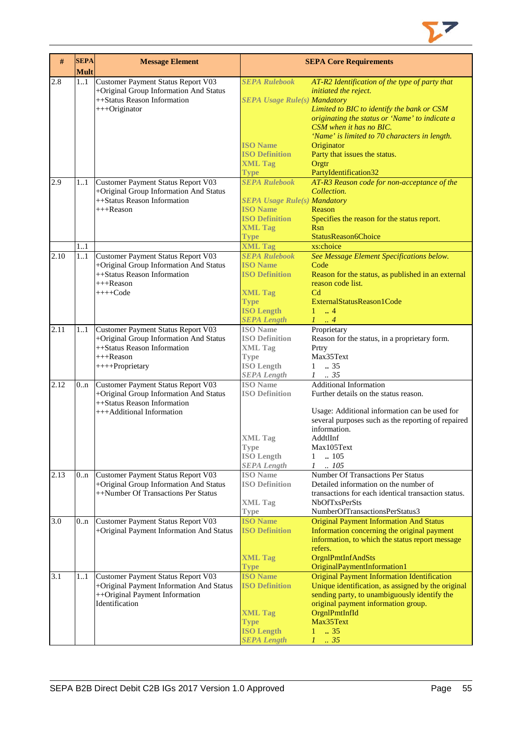| # | SEPA Mult | Message Element | SEPA Core Requirements | |
|---|---|---|---|---|
| 2.8 | 1..1 | Customer Payment Status Report V03<br>+Original Group Information And Status<br>++Status Reason Information<br>+++Originator | *SEPA Rulebook* | *AT-R2 Identification of the type of party that initiated the reject.* |
| | | | *SEPA Usage Rule(s)* | *Mandatory*<br>*Limited to BIC to identify the bank or CSM originating the status or 'Name' to indicate a CSM when it has no BIC.*<br>*'Name' is limited to 70 characters in length.* |
| | | | ISO Name | Originator |
| | | | ISO Definition | Party that issues the status. |
| | | | XML Tag | Orgtr |
| | | | Type | PartyIdentification32 |
| 2.9 | 1..1 | Customer Payment Status Report V03<br>+Original Group Information And Status<br>++Status Reason Information<br>+++Reason | *SEPA Rulebook* | *AT-R3 Reason code for non-acceptance of the Collection.* |
| | | | *SEPA Usage Rule(s)* | *Mandatory* |
| | | | ISO Name | Reason |
| | | | ISO Definition | Specifies the reason for the status report. |
| | | | XML Tag | Rsn |
| | | | Type | StatusReason6Choice |
| | 1..1 | | XML Tag | xs:choice |
| 2.10 | 1..1 | Customer Payment Status Report V03<br>+Original Group Information And Status<br>++Status Reason Information<br>+++Reason<br>++++Code | *SEPA Rulebook* | *See Message Element Specifications below.* |
| | | | ISO Name | Code |
| | | | ISO Definition | Reason for the status, as published in an external reason code list. |
| | | | XML Tag | Cd |
| | | | Type | ExternalStatusReason1Code |
| | | | ISO Length | 1 .. 4 |
| | | | *SEPA Length* | *1 .. 4* |
| 2.11 | 1..1 | Customer Payment Status Report V03<br>+Original Group Information And Status<br>++Status Reason Information<br>+++Reason<br>++++Proprietary | ISO Name | Proprietary |
| | | | ISO Definition | Reason for the status, in a proprietary form. |
| | | | XML Tag | Prtry |
| | | | Type | Max35Text |
| | | | ISO Length | 1 .. 35 |
| | | | *SEPA Length* | *1 .. 35* |
| 2.12 | 0..n | Customer Payment Status Report V03<br>+Original Group Information And Status<br>++Status Reason Information<br>+++Additional Information | ISO Name | Additional Information |
| | | | ISO Definition | Further details on the status reason.<br><br>Usage: Additional information can be used for several purposes such as the reporting of repaired information. |
| | | | XML Tag | AddtlInf |
| | | | Type | Max105Text |
| | | | ISO Length | 1 .. 105 |
| | | | *SEPA Length* | *1 .. 105* |
| 2.13 | 0..n | Customer Payment Status Report V03<br>+Original Group Information And Status<br>++Number Of Transactions Per Status | ISO Name | Number Of Transactions Per Status |
| | | | ISO Definition | Detailed information on the number of transactions for each identical transaction status. |
| | | | XML Tag | NbOfTxsPerSts |
| | | | Type | NumberOfTransactionsPerStatus3 |
| 3.0 | 0..n | Customer Payment Status Report V03<br>+Original Payment Information And Status | ISO Name | Original Payment Information And Status |
| | | | ISO Definition | Information concerning the original payment information, to which the status report message refers. |
| | | | XML Tag | OrgnlPmtInfAndSts |
| | | | Type | OriginalPaymentInformation1 |
| 3.1 | 1..1 | Customer Payment Status Report V03<br>+Original Payment Information And Status<br>++Original Payment Information Identification | ISO Name | Original Payment Information Identification |
| | | | ISO Definition | Unique identification, as assigned by the original sending party, to unambiguously identify the original payment information group. |
| | | | XML Tag | OrgnlPmtInfId |
| | | | Type | Max35Text |
| | | | ISO Length | 1 .. 35 |
| | | | *SEPA Length* | *1 .. 35* |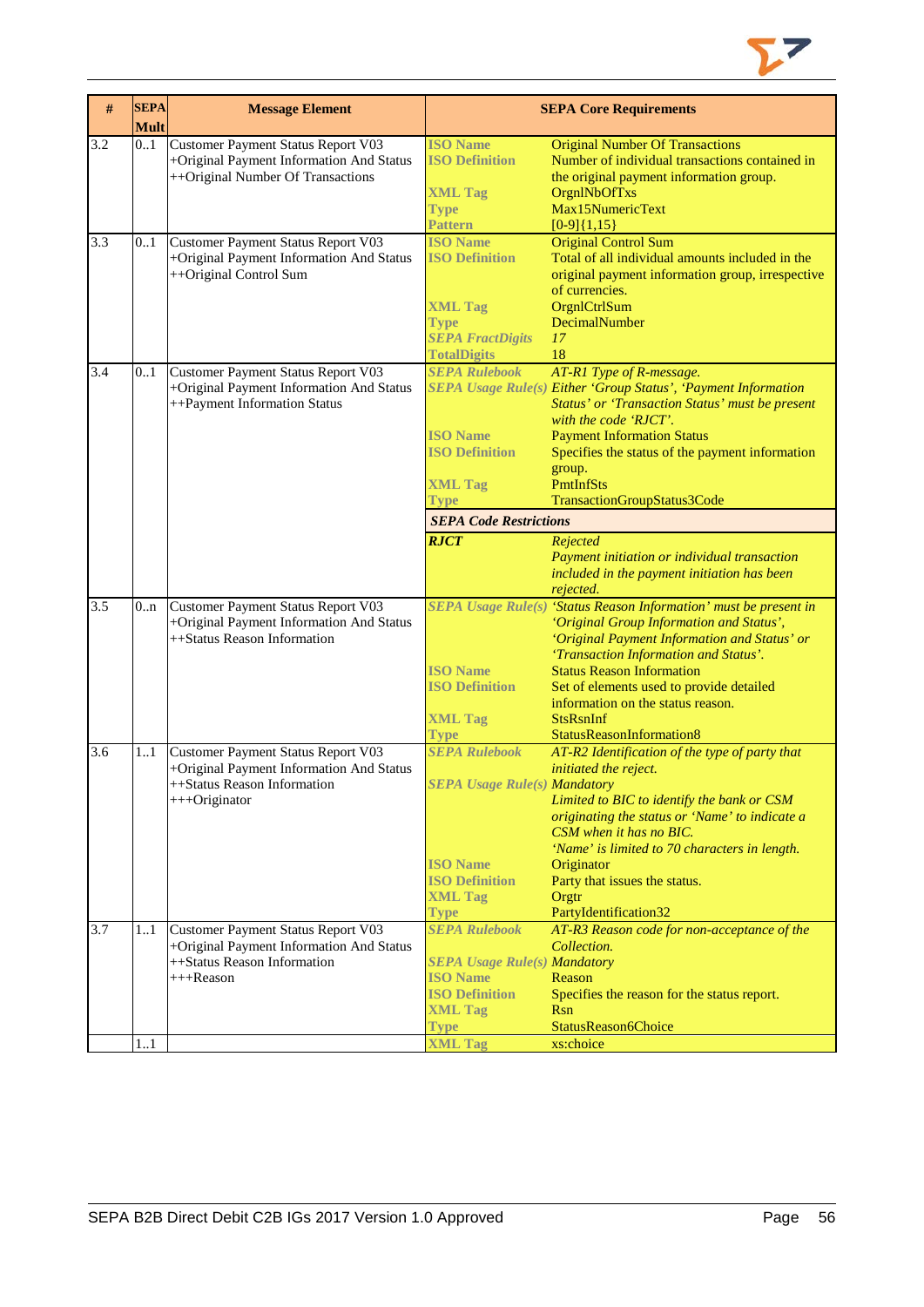| # | SEPA Mult | Message Element | SEPA Core Requirements | |
|---|---|---|---|---|
| 3.2 | 0..1 | Customer Payment Status Report V03<br>+Original Payment Information And Status<br>++Original Number Of Transactions | **ISO Name**<br>**ISO Definition**<br><br>**XML Tag**<br>**Type**<br>**Pattern** | Original Number Of Transactions<br>Number of individual transactions contained in the original payment information group.<br>OrgnlNbOfTxs<br>Max15NumericText<br>[0-9]{1,15} |
| 3.3 | 0..1 | Customer Payment Status Report V03<br>+Original Payment Information And Status<br>++Original Control Sum | **ISO Name**<br>**ISO Definition**<br><br><br>**XML Tag**<br>**Type**<br>***SEPA FractDigits***<br>**TotalDigits** | Original Control Sum<br>Total of all individual amounts included in the original payment information group, irrespective of currencies.<br>OrgnlCtrlSum<br>DecimalNumber<br>*17*<br>18 |
| 3.4 | 0..1 | Customer Payment Status Report V03<br>+Original Payment Information And Status<br>++Payment Information Status | ***SEPA Rulebook***<br>***SEPA Usage Rule(s)***<br><br><br>**ISO Name**<br>**ISO Definition**<br><br>**XML Tag**<br>**Type** | *AT-R1 Type of R-message.*<br>*Either 'Group Status', 'Payment Information Status' or 'Transaction Status' must be present with the code 'RJCT'.*<br>Payment Information Status<br>Specifies the status of the payment information group.<br>PmtInfSts<br>TransactionGroupStatus3Code |
| | | | ***SEPA Code Restrictions*** | |
| | | | ***RJCT*** | *Rejected*<br>*Payment initiation or individual transaction included in the payment initiation has been rejected.* |
| 3.5 | 0..n | Customer Payment Status Report V03<br>+Original Payment Information And Status<br>++Status Reason Information | ***SEPA Usage Rule(s)***<br><br><br><br>**ISO Name**<br>**ISO Definition**<br><br>**XML Tag**<br>**Type** | *'Status Reason Information' must be present in 'Original Group Information and Status', 'Original Payment Information and Status' or 'Transaction Information and Status'.*<br>Status Reason Information<br>Set of elements used to provide detailed information on the status reason.<br>StsRsnInf<br>StatusReasonInformation8 |
| 3.6 | 1..1 | Customer Payment Status Report V03<br>+Original Payment Information And Status<br>++Status Reason Information<br>+++Originator | ***SEPA Rulebook***<br><br>***SEPA Usage Rule(s)***<br><br><br><br><br>**ISO Name**<br>**ISO Definition**<br>**XML Tag**<br>**Type** | *AT-R2 Identification of the type of party that initiated the reject.*<br>*Mandatory*<br>*Limited to BIC to identify the bank or CSM originating the status or 'Name' to indicate a CSM when it has no BIC.*<br>*'Name' is limited to 70 characters in length.*<br>Originator<br>Party that issues the status.<br>Orgtr<br>PartyIdentification32 |
| 3.7 | 1..1 | Customer Payment Status Report V03<br>+Original Payment Information And Status<br>++Status Reason Information<br>+++Reason | ***SEPA Rulebook***<br><br>***SEPA Usage Rule(s)***<br>**ISO Name**<br>**ISO Definition**<br>**XML Tag**<br>**Type** | *AT-R3 Reason code for non-acceptance of the Collection.*<br>*Mandatory*<br>Reason<br>Specifies the reason for the status report.<br>Rsn<br>StatusReason6Choice |
| | 1..1 | | **XML Tag** | xs:choice |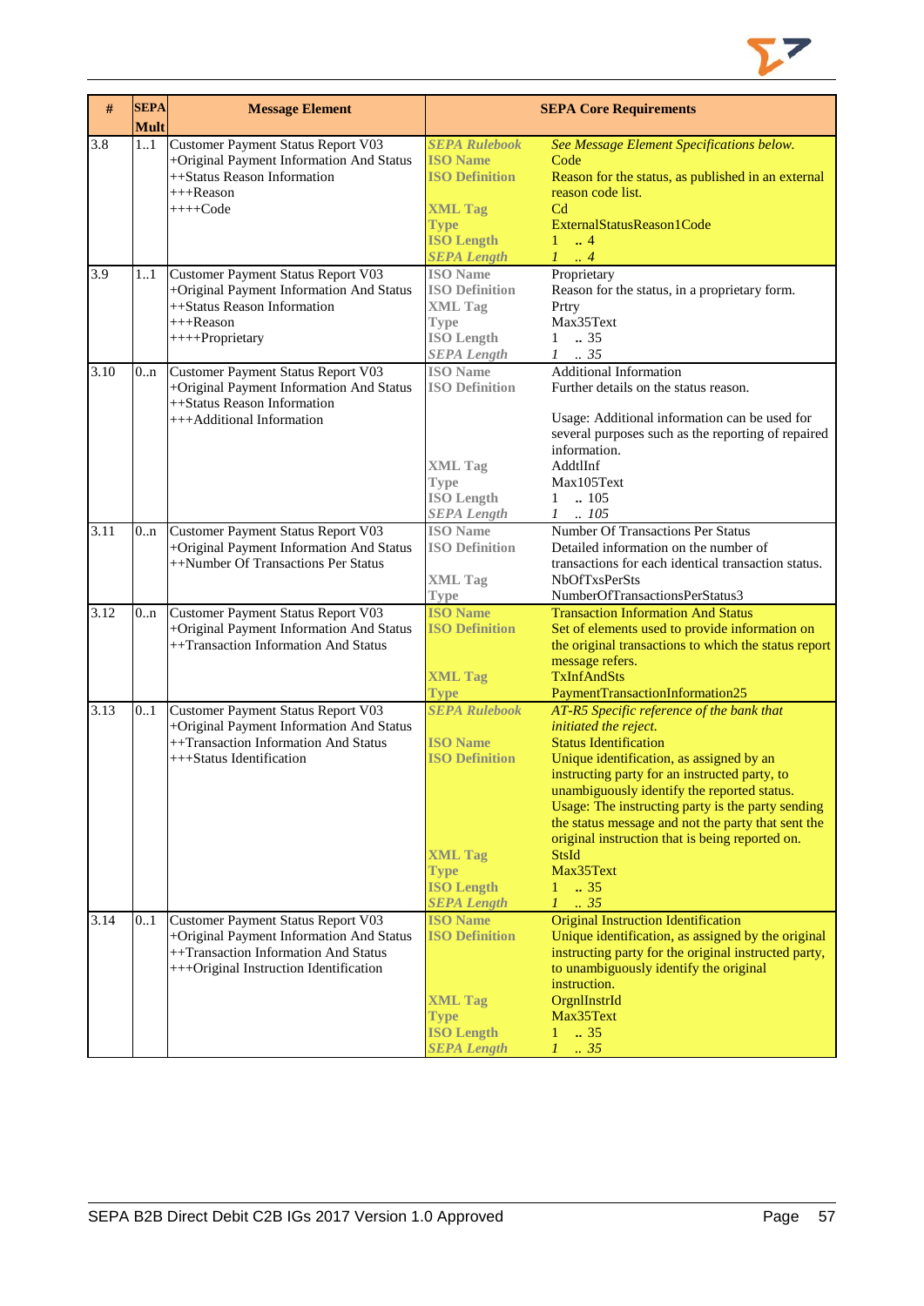| # | SEPA Mult | Message Element | SEPA Core Requirements | |
|---|---|---|---|---|
| 3.8 | 1..1 | Customer Payment Status Report V03<br>+Original Payment Information And Status<br>++Status Reason Information<br>+++Reason<br>++++Code | ***SEPA Rulebook***<br>**ISO Name**<br>**ISO Definition**<br><br>**XML Tag**<br>**Type**<br>**ISO Length**<br>***SEPA Length*** | *See Message Element Specifications below.*<br>Code<br>Reason for the status, as published in an external reason code list.<br>Cd<br>ExternalStatusReason1Code<br>1 .. 4<br>*1 .. 4* |
| 3.9 | 1..1 | Customer Payment Status Report V03<br>+Original Payment Information And Status<br>++Status Reason Information<br>+++Reason<br>++++Proprietary | **ISO Name**<br>**ISO Definition**<br>**XML Tag**<br>**Type**<br>**ISO Length**<br>***SEPA Length*** | Proprietary<br>Reason for the status, in a proprietary form.<br>Prtry<br>Max35Text<br>1 .. 35<br>*1 .. 35* |
| 3.10 | 0..n | Customer Payment Status Report V03<br>+Original Payment Information And Status<br>++Status Reason Information<br>+++Additional Information | **ISO Name**<br>**ISO Definition**<br><br><br><br><br>**XML Tag**<br>**Type**<br>**ISO Length**<br>***SEPA Length*** | Additional Information<br>Further details on the status reason.<br><br>Usage: Additional information can be used for several purposes such as the reporting of repaired information.<br>AddtlInf<br>Max105Text<br>1 .. 105<br>*1 .. 105* |
| 3.11 | 0..n | Customer Payment Status Report V03<br>+Original Payment Information And Status<br>++Number Of Transactions Per Status | **ISO Name**<br>**ISO Definition**<br><br>**XML Tag**<br>**Type** | Number Of Transactions Per Status<br>Detailed information on the number of transactions for each identical transaction status.<br>NbOfTxsPerSts<br>NumberOfTransactionsPerStatus3 |
| 3.12 | 0..n | Customer Payment Status Report V03<br>+Original Payment Information And Status<br>++Transaction Information And Status | **ISO Name**<br>**ISO Definition**<br><br><br>**XML Tag**<br>**Type** | Transaction Information And Status<br>Set of elements used to provide information on the original transactions to which the status report message refers.<br>TxInfAndSts<br>PaymentTransactionInformation25 |
| 3.13 | 0..1 | Customer Payment Status Report V03<br>+Original Payment Information And Status<br>++Transaction Information And Status<br>+++Status Identification | ***SEPA Rulebook***<br><br>**ISO Name**<br>**ISO Definition**<br><br><br><br><br><br><br>**XML Tag**<br>**Type**<br>**ISO Length**<br>***SEPA Length*** | *AT-R5 Specific reference of the bank that initiated the reject.*<br>Status Identification<br>Unique identification, as assigned by an instructing party for an instructed party, to unambiguously identify the reported status.<br>Usage: The instructing party is the party sending the status message and not the party that sent the original instruction that is being reported on.<br>StsId<br>Max35Text<br>1 .. 35<br>*1 .. 35* |
| 3.14 | 0..1 | Customer Payment Status Report V03<br>+Original Payment Information And Status<br>++Transaction Information And Status<br>+++Original Instruction Identification | **ISO Name**<br>**ISO Definition**<br><br><br><br><br>**XML Tag**<br>**Type**<br>**ISO Length**<br>***SEPA Length*** | Original Instruction Identification<br>Unique identification, as assigned by the original instructing party for the original instructed party, to unambiguously identify the original instruction.<br>OrgnlInstrId<br>Max35Text<br>1 .. 35<br>*1 .. 35* |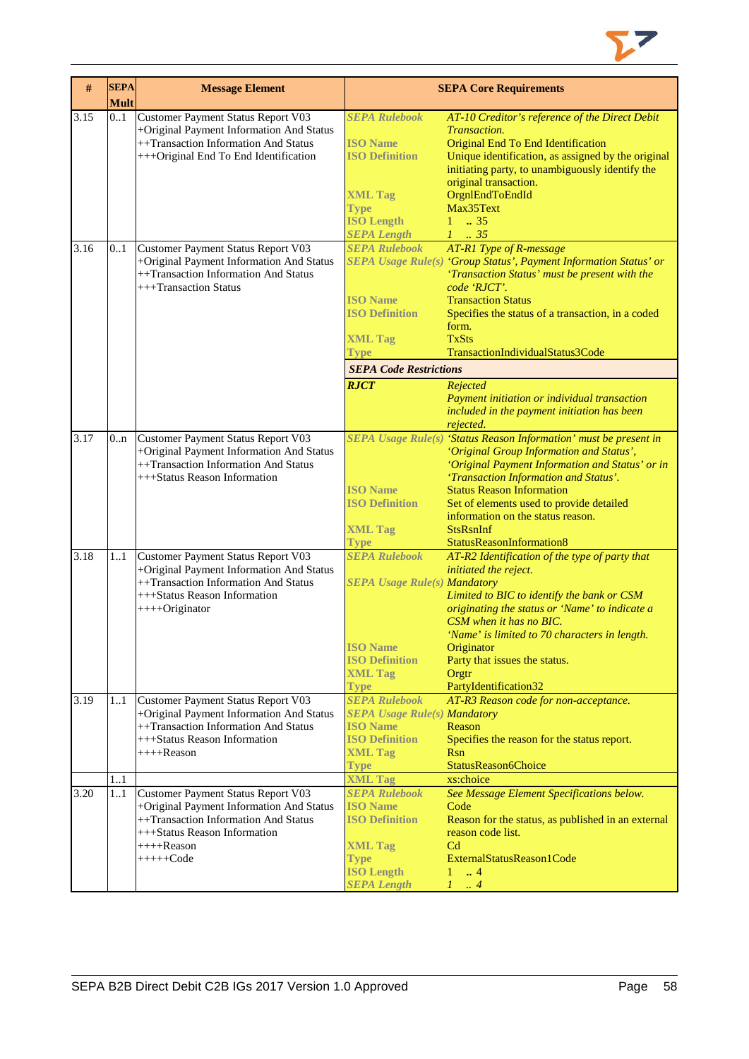| # | SEPA Mult | Message Element | SEPA Core Requirements | |
|---|---|---|---|---|
| 3.15 | 0..1 | Customer Payment Status Report V03<br>+Original Payment Information And Status<br>++Transaction Information And Status<br>+++Original End To End Identification | ***SEPA Rulebook***<br><br>**ISO Name**<br>**ISO Definition**<br><br><br>**XML Tag**<br>**Type**<br>**ISO Length**<br>***SEPA Length*** | *AT-10 Creditor's reference of the Direct Debit Transaction.*<br>Original End To End Identification<br>Unique identification, as assigned by the original initiating party, to unambiguously identify the original transaction.<br>OrgnlEndToEndId<br>Max35Text<br>1 .. 35<br>*1 .. 35* |
| 3.16 | 0..1 | Customer Payment Status Report V03<br>+Original Payment Information And Status<br>++Transaction Information And Status<br>+++Transaction Status | ***SEPA Rulebook***<br>***SEPA Usage Rule(s)***<br><br><br>**ISO Name**<br>**ISO Definition**<br><br>**XML Tag**<br>**Type** | *AT-R1 Type of R-message*<br>*'Group Status', Payment Information Status' or 'Transaction Status' must be present with the code 'RJCT'.*<br>Transaction Status<br>Specifies the status of a transaction, in a coded form.<br>TxSts<br>TransactionIndividualStatus3Code |
| | | | ***SEPA Code Restrictions*** | |
| | | | ***RJCT*** | *Rejected*<br>*Payment initiation or individual transaction included in the payment initiation has been rejected.* |
| 3.17 | 0..n | Customer Payment Status Report V03<br>+Original Payment Information And Status<br>++Transaction Information And Status<br>+++Status Reason Information | ***SEPA Usage Rule(s)***<br><br><br><br>**ISO Name**<br>**ISO Definition**<br><br>**XML Tag**<br>**Type** | *'Status Reason Information' must be present in 'Original Group Information and Status', 'Original Payment Information and Status' or in 'Transaction Information and Status'.*<br>Status Reason Information<br>Set of elements used to provide detailed information on the status reason.<br>StsRsnInf<br>StatusReasonInformation8 |
| 3.18 | 1..1 | Customer Payment Status Report V03<br>+Original Payment Information And Status<br>++Transaction Information And Status<br>+++Status Reason Information<br>++++Originator | ***SEPA Rulebook***<br><br>***SEPA Usage Rule(s)***<br><br><br><br><br>**ISO Name**<br>**ISO Definition**<br>**XML Tag**<br>**Type** | *AT-R2 Identification of the type of party that initiated the reject.*<br>*Mandatory*<br>*Limited to BIC to identify the bank or CSM originating the status or 'Name' to indicate a CSM when it has no BIC.*<br>*'Name' is limited to 70 characters in length.*<br>Originator<br>Party that issues the status.<br>Orgtr<br>PartyIdentification32 |
| 3.19 | 1..1 | Customer Payment Status Report V03<br>+Original Payment Information And Status<br>++Transaction Information And Status<br>+++Status Reason Information<br>++++Reason | ***SEPA Rulebook***<br>***SEPA Usage Rule(s)***<br>**ISO Name**<br>**ISO Definition**<br>**XML Tag**<br>**Type** | *AT-R3 Reason code for non-acceptance.*<br>*Mandatory*<br>Reason<br>Specifies the reason for the status report.<br>Rsn<br>StatusReason6Choice |
| | 1..1 | | **XML Tag** | xs:choice |
| 3.20 | 1..1 | Customer Payment Status Report V03<br>+Original Payment Information And Status<br>++Transaction Information And Status<br>+++Status Reason Information<br>++++Reason<br>+++++Code | ***SEPA Rulebook***<br>**ISO Name**<br>**ISO Definition**<br><br>**XML Tag**<br>**Type**<br>**ISO Length**<br>***SEPA Length*** | *See Message Element Specifications below.*<br>Code<br>Reason for the status, as published in an external reason code list.<br>Cd<br>ExternalStatusReason1Code<br>1 .. 4<br>*1 .. 4* |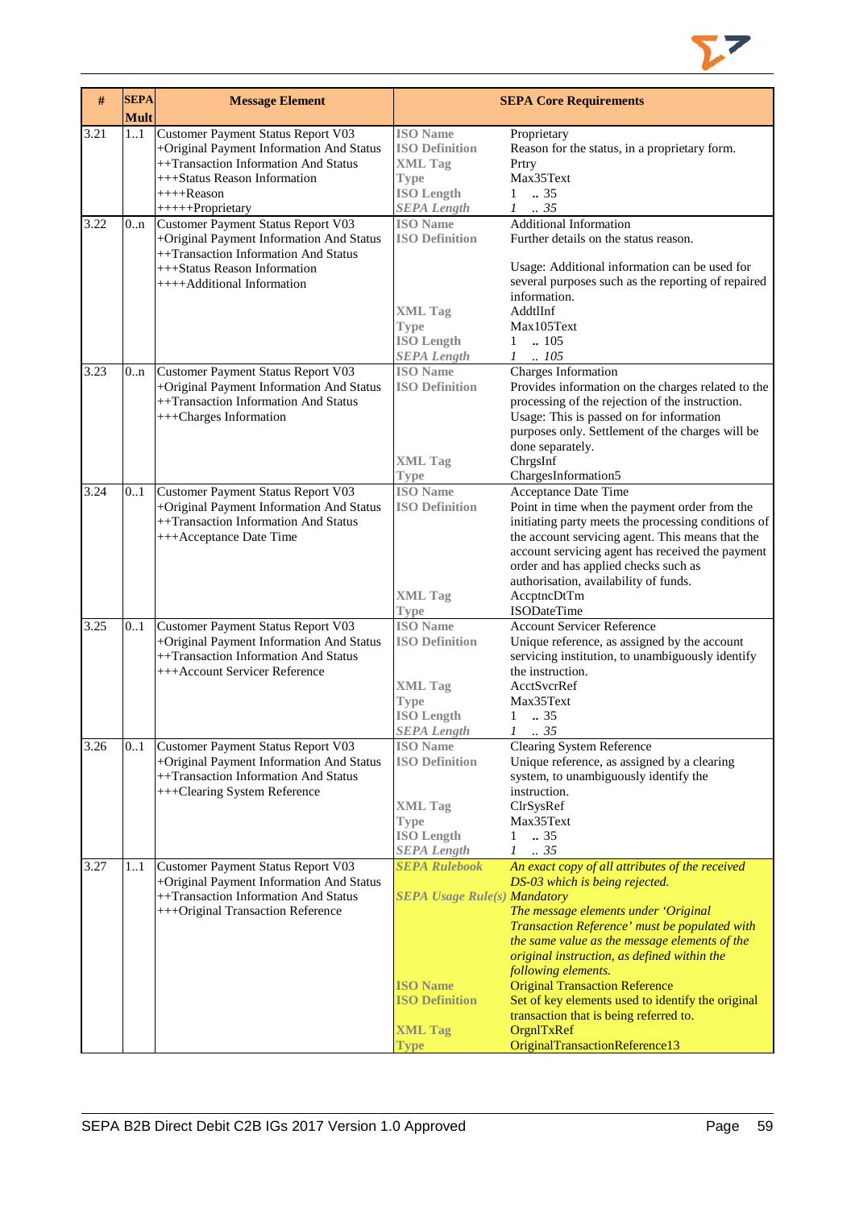| # | SEPA Mult | Message Element | SEPA Core Requirements | |
|---|---|---|---|---|
| 3.21 | 1..1 | Customer Payment Status Report V03<br>+Original Payment Information And Status<br>++Transaction Information And Status<br>+++Status Reason Information<br>++++Reason<br>+++++Proprietary | **ISO Name**<br>**ISO Definition**<br>**XML Tag**<br>**Type**<br>**ISO Length**<br>***SEPA Length*** | Proprietary<br>Reason for the status, in a proprietary form.<br>Prtry<br>Max35Text<br>1 .. 35<br>*1 .. 35* |
| 3.22 | 0..n | Customer Payment Status Report V03<br>+Original Payment Information And Status<br>++Transaction Information And Status<br>+++Status Reason Information<br>++++Additional Information | **ISO Name**<br>**ISO Definition**<br><br><br><br><br>**XML Tag**<br>**Type**<br>**ISO Length**<br>***SEPA Length*** | Additional Information<br>Further details on the status reason.<br><br>Usage: Additional information can be used for several purposes such as the reporting of repaired information.<br>AddtlInf<br>Max105Text<br>1 .. 105<br>*1 .. 105* |
| 3.23 | 0..n | Customer Payment Status Report V03<br>+Original Payment Information And Status<br>++Transaction Information And Status<br>+++Charges Information | **ISO Name**<br>**ISO Definition**<br><br><br><br><br>**XML Tag**<br>**Type** | Charges Information<br>Provides information on the charges related to the processing of the rejection of the instruction.<br>Usage: This is passed on for information purposes only. Settlement of the charges will be done separately.<br>ChrgsInf<br>ChargesInformation5 |
| 3.24 | 0..1 | Customer Payment Status Report V03<br>+Original Payment Information And Status<br>++Transaction Information And Status<br>+++Acceptance Date Time | **ISO Name**<br>**ISO Definition**<br><br><br><br><br><br>**XML Tag**<br>**Type** | Acceptance Date Time<br>Point in time when the payment order from the initiating party meets the processing conditions of the account servicing agent. This means that the account servicing agent has received the payment order and has applied checks such as authorisation, availability of funds.<br>AccptncDtTm<br>ISODateTime |
| 3.25 | 0..1 | Customer Payment Status Report V03<br>+Original Payment Information And Status<br>++Transaction Information And Status<br>+++Account Servicer Reference | **ISO Name**<br>**ISO Definition**<br><br><br>**XML Tag**<br>**Type**<br>**ISO Length**<br>***SEPA Length*** | Account Servicer Reference<br>Unique reference, as assigned by the account servicing institution, to unambiguously identify the instruction.<br>AcctSvcrRef<br>Max35Text<br>1 .. 35<br>*1 .. 35* |
| 3.26 | 0..1 | Customer Payment Status Report V03<br>+Original Payment Information And Status<br>++Transaction Information And Status<br>+++Clearing System Reference | **ISO Name**<br>**ISO Definition**<br><br><br>**XML Tag**<br>**Type**<br>**ISO Length**<br>***SEPA Length*** | Clearing System Reference<br>Unique reference, as assigned by a clearing system, to unambiguously identify the instruction.<br>ClrSysRef<br>Max35Text<br>1 .. 35<br>*1 .. 35* |
| 3.27 | 1..1 | Customer Payment Status Report V03<br>+Original Payment Information And Status<br>++Transaction Information And Status<br>+++Original Transaction Reference | ***SEPA Rulebook***<br><br>***SEPA Usage Rule(s)***<br><br><br><br><br><br>**ISO Name**<br>**ISO Definition**<br><br>**XML Tag**<br>**Type** | *An exact copy of all attributes of the received DS-03 which is being rejected.*<br>*Mandatory*<br>*The message elements under 'Original Transaction Reference' must be populated with the same value as the message elements of the original instruction, as defined within the following elements.*<br>Original Transaction Reference<br>Set of key elements used to identify the original transaction that is being referred to.<br>OrgnlTxRef<br>OriginalTransactionReference13 |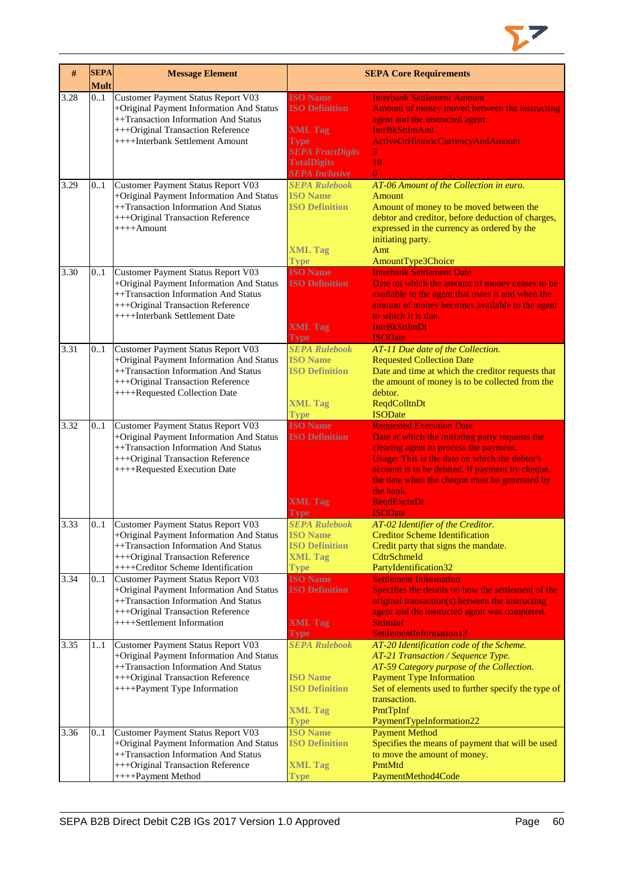| # | SEPA Mult | Message Element | SEPA Core Requirements | |
|---|---|---|---|---|
| 3.28 | 0..1 | Customer Payment Status Report V03<br>+Original Payment Information And Status<br>++Transaction Information And Status<br>+++Original Transaction Reference<br>++++Interbank Settlement Amount | **ISO Name**<br>**ISO Definition**<br><br>**XML Tag**<br>**Type**<br>***SEPA FractDigits***<br>**TotalDigits**<br>***SEPA Inclusive*** | Interbank Settlement Amount<br>Amount of money moved between the instructing agent and the instructed agent.<br>IntrBkSttlmAmt<br>ActiveOrHistoricCurrencyAndAmount<br>*5*<br>18<br>*0* |
| 3.29 | 0..1 | Customer Payment Status Report V03<br>+Original Payment Information And Status<br>++Transaction Information And Status<br>+++Original Transaction Reference<br>++++Amount | ***SEPA Rulebook***<br>**ISO Name**<br>**ISO Definition**<br><br>**XML Tag**<br>**Type** | *AT-06 Amount of the Collection in euro.*<br>Amount<br>Amount of money to be moved between the debtor and creditor, before deduction of charges, expressed in the currency as ordered by the initiating party.<br>Amt<br>AmountType3Choice |
| 3.30 | 0..1 | Customer Payment Status Report V03<br>+Original Payment Information And Status<br>++Transaction Information And Status<br>+++Original Transaction Reference<br>++++Interbank Settlement Date | **ISO Name**<br>**ISO Definition**<br><br>**XML Tag**<br>**Type** | Interbank Settlement Date<br>Date on which the amount of money ceases to be available to the agent that owes it and when the amount of money becomes available to the agent to which it is due.<br>IntrBkSttlmDt<br>ISODate |
| 3.31 | 0..1 | Customer Payment Status Report V03<br>+Original Payment Information And Status<br>++Transaction Information And Status<br>+++Original Transaction Reference<br>++++Requested Collection Date | ***SEPA Rulebook***<br>**ISO Name**<br>**ISO Definition**<br><br>**XML Tag**<br>**Type** | *AT-11 Due date of the Collection.*<br>Requested Collection Date<br>Date and time at which the creditor requests that the amount of money is to be collected from the debtor.<br>ReqdColltnDt<br>ISODate |
| 3.32 | 0..1 | Customer Payment Status Report V03<br>+Original Payment Information And Status<br>++Transaction Information And Status<br>+++Original Transaction Reference<br>++++Requested Execution Date | **ISO Name**<br>**ISO Definition**<br><br>**XML Tag**<br>**Type** | Requested Execution Date<br>Date at which the initiating party requests the clearing agent to process the payment.<br>Usage: This is the date on which the debtor's account is to be debited. If payment by cheque, the date when the cheque must be generated by the bank.<br>ReqdExctnDt<br>ISODate |
| 3.33 | 0..1 | Customer Payment Status Report V03<br>+Original Payment Information And Status<br>++Transaction Information And Status<br>+++Original Transaction Reference<br>++++Creditor Scheme Identification | ***SEPA Rulebook***<br>**ISO Name**<br>**ISO Definition**<br>**XML Tag**<br>**Type** | *AT-02 Identifier of the Creditor.*<br>Creditor Scheme Identification<br>Credit party that signs the mandate.<br>CdtrSchmeId<br>PartyIdentification32 |
| 3.34 | 0..1 | Customer Payment Status Report V03<br>+Original Payment Information And Status<br>++Transaction Information And Status<br>+++Original Transaction Reference<br>++++Settlement Information | **ISO Name**<br>**ISO Definition**<br><br>**XML Tag**<br>**Type** | Settlement Information<br>Specifies the details on how the settlement of the original transaction(s) between the instructing agent and the instructed agent was completed.<br>SttlmInf<br>SettlementInformation13 |
| 3.35 | 1..1 | Customer Payment Status Report V03<br>+Original Payment Information And Status<br>++Transaction Information And Status<br>+++Original Transaction Reference<br>++++Payment Type Information | ***SEPA Rulebook***<br><br><br>**ISO Name**<br>**ISO Definition**<br><br>**XML Tag**<br>**Type** | *AT-20 Identification code of the Scheme.*<br>*AT-21 Transaction / Sequence Type.*<br>*AT-59 Category purpose of the Collection.*<br>Payment Type Information<br>Set of elements used to further specify the type of transaction.<br>PmtTpInf<br>PaymentTypeInformation22 |
| 3.36 | 0..1 | Customer Payment Status Report V03<br>+Original Payment Information And Status<br>++Transaction Information And Status<br>+++Original Transaction Reference<br>++++Payment Method | **ISO Name**<br>**ISO Definition**<br><br>**XML Tag**<br>**Type** | Payment Method<br>Specifies the means of payment that will be used to move the amount of money.<br>PmtMtd<br>PaymentMethod4Code |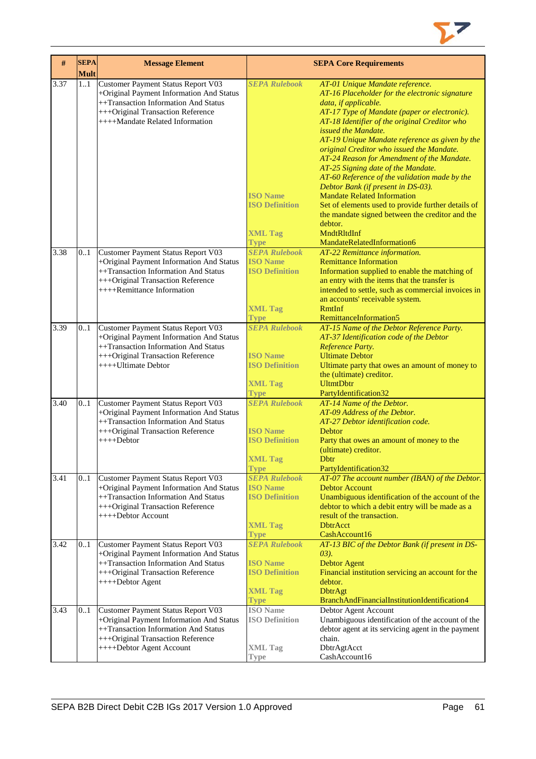| # | SEPA Mult | Message Element | SEPA Core Requirements | |
|---|---|---|---|---|
| 3.37 | 1..1 | Customer Payment Status Report V03<br>+Original Payment Information And Status<br>++Transaction Information And Status<br>+++Original Transaction Reference<br>++++Mandate Related Information | ***SEPA Rulebook***<br><br><br><br><br><br><br><br><br><br><br>**ISO Name**<br>**ISO Definition**<br><br><br>**XML Tag**<br>**Type** | *AT-01 Unique Mandate reference.*<br>*AT-16 Placeholder for the electronic signature data, if applicable.*<br>*AT-17 Type of Mandate (paper or electronic).*<br>*AT-18 Identifier of the original Creditor who issued the Mandate.*<br>*AT-19 Unique Mandate reference as given by the original Creditor who issued the Mandate.*<br>*AT-24 Reason for Amendment of the Mandate.*<br>*AT-25 Signing date of the Mandate.*<br>*AT-60 Reference of the validation made by the Debtor Bank (if present in DS-03).*<br>Mandate Related Information<br>Set of elements used to provide further details of the mandate signed between the creditor and the debtor.<br>MndtRltdInf<br>MandateRelatedInformation6 |
| 3.38 | 0..1 | Customer Payment Status Report V03<br>+Original Payment Information And Status<br>++Transaction Information And Status<br>+++Original Transaction Reference<br>++++Remittance Information | ***SEPA Rulebook***<br>**ISO Name**<br>**ISO Definition**<br><br><br><br><br>**XML Tag**<br>**Type** | *AT-22 Remittance information.*<br>Remittance Information<br>Information supplied to enable the matching of an entry with the items that the transfer is intended to settle, such as commercial invoices in an accounts' receivable system.<br>RmtInf<br>RemittanceInformation5 |
| 3.39 | 0..1 | Customer Payment Status Report V03<br>+Original Payment Information And Status<br>++Transaction Information And Status<br>+++Original Transaction Reference<br>++++Ultimate Debtor | ***SEPA Rulebook***<br><br><br>**ISO Name**<br>**ISO Definition**<br><br>**XML Tag**<br>**Type** | *AT-15 Name of the Debtor Reference Party.*<br>*AT-37 Identification code of the Debtor Reference Party.*<br>Ultimate Debtor<br>Ultimate party that owes an amount of money to the (ultimate) creditor.<br>UltmtDbtr<br>PartyIdentification32 |
| 3.40 | 0..1 | Customer Payment Status Report V03<br>+Original Payment Information And Status<br>++Transaction Information And Status<br>+++Original Transaction Reference<br>++++Debtor | ***SEPA Rulebook***<br><br><br>**ISO Name**<br>**ISO Definition**<br><br>**XML Tag**<br>**Type** | *AT-14 Name of the Debtor.*<br>*AT-09 Address of the Debtor.*<br>*AT-27 Debtor identification code.*<br>Debtor<br>Party that owes an amount of money to the (ultimate) creditor.<br>Dbtr<br>PartyIdentification32 |
| 3.41 | 0..1 | Customer Payment Status Report V03<br>+Original Payment Information And Status<br>++Transaction Information And Status<br>+++Original Transaction Reference<br>++++Debtor Account | ***SEPA Rulebook***<br>**ISO Name**<br>**ISO Definition**<br><br><br><br>**XML Tag**<br>**Type** | *AT-07 The account number (IBAN) of the Debtor.*<br>Debtor Account<br>Unambiguous identification of the account of the debtor to which a debit entry will be made as a result of the transaction.<br>DbtrAcct<br>CashAccount16 |
| 3.42 | 0..1 | Customer Payment Status Report V03<br>+Original Payment Information And Status<br>++Transaction Information And Status<br>+++Original Transaction Reference<br>++++Debtor Agent | ***SEPA Rulebook***<br><br>**ISO Name**<br>**ISO Definition**<br><br>**XML Tag**<br>**Type** | *AT-13 BIC of the Debtor Bank (if present in DS-03).*<br>Debtor Agent<br>Financial institution servicing an account for the debtor.<br>DbtrAgt<br>BranchAndFinancialInstitutionIdentification4 |
| 3.43 | 0..1 | Customer Payment Status Report V03<br>+Original Payment Information And Status<br>++Transaction Information And Status<br>+++Original Transaction Reference<br>++++Debtor Agent Account | **ISO Name**<br>**ISO Definition**<br><br><br>**XML Tag**<br>**Type** | Debtor Agent Account<br>Unambiguous identification of the account of the debtor agent at its servicing agent in the payment chain.<br>DbtrAgtAcct<br>CashAccount16 |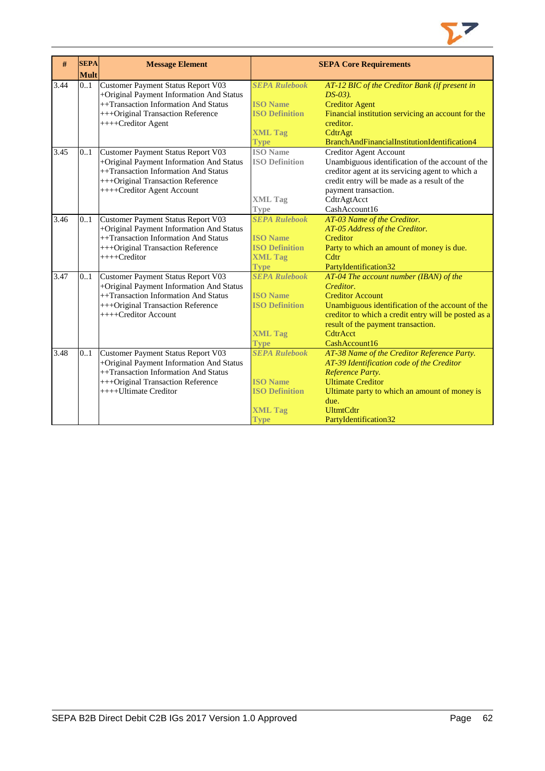| # | SEPA Mult | Message Element | SEPA Core Requirements | |
|---|---|---|---|---|
| 3.44 | 0..1 | Customer Payment Status Report V03<br>+Original Payment Information And Status<br>++Transaction Information And Status<br>+++Original Transaction Reference<br>++++Creditor Agent | *SEPA Rulebook*<br><br>ISO Name<br>ISO Definition<br><br>XML Tag<br>Type | *AT-12 BIC of the Creditor Bank (if present in DS-03).*<br>Creditor Agent<br>Financial institution servicing an account for the creditor.<br>CdtrAgt<br>BranchAndFinancialInstitutionIdentification4 |
| 3.45 | 0..1 | Customer Payment Status Report V03<br>+Original Payment Information And Status<br>++Transaction Information And Status<br>+++Original Transaction Reference<br>++++Creditor Agent Account | ISO Name<br>ISO Definition<br><br><br><br>XML Tag<br>Type | Creditor Agent Account<br>Unambiguous identification of the account of the creditor agent at its servicing agent to which a credit entry will be made as a result of the payment transaction.<br>CdtrAgtAcct<br>CashAccount16 |
| 3.46 | 0..1 | Customer Payment Status Report V03<br>+Original Payment Information And Status<br>++Transaction Information And Status<br>+++Original Transaction Reference<br>++++Creditor | *SEPA Rulebook*<br><br>ISO Name<br>ISO Definition<br>XML Tag<br>Type | *AT-03 Name of the Creditor.*<br>*AT-05 Address of the Creditor.*<br>Creditor<br>Party to which an amount of money is due.<br>Cdtr<br>PartyIdentification32 |
| 3.47 | 0..1 | Customer Payment Status Report V03<br>+Original Payment Information And Status<br>++Transaction Information And Status<br>+++Original Transaction Reference<br>++++Creditor Account | *SEPA Rulebook*<br><br>ISO Name<br>ISO Definition<br><br><br>XML Tag<br>Type | *AT-04 The account number (IBAN) of the Creditor.*<br>Creditor Account<br>Unambiguous identification of the account of the creditor to which a credit entry will be posted as a result of the payment transaction.<br>CdtrAcct<br>CashAccount16 |
| 3.48 | 0..1 | Customer Payment Status Report V03<br>+Original Payment Information And Status<br>++Transaction Information And Status<br>+++Original Transaction Reference<br>++++Ultimate Creditor | *SEPA Rulebook*<br><br><br>ISO Name<br>ISO Definition<br><br>XML Tag<br>Type | *AT-38 Name of the Creditor Reference Party.*<br>*AT-39 Identification code of the Creditor Reference Party.*<br>Ultimate Creditor<br>Ultimate party to which an amount of money is due.<br>UltmtCdtr<br>PartyIdentification32 |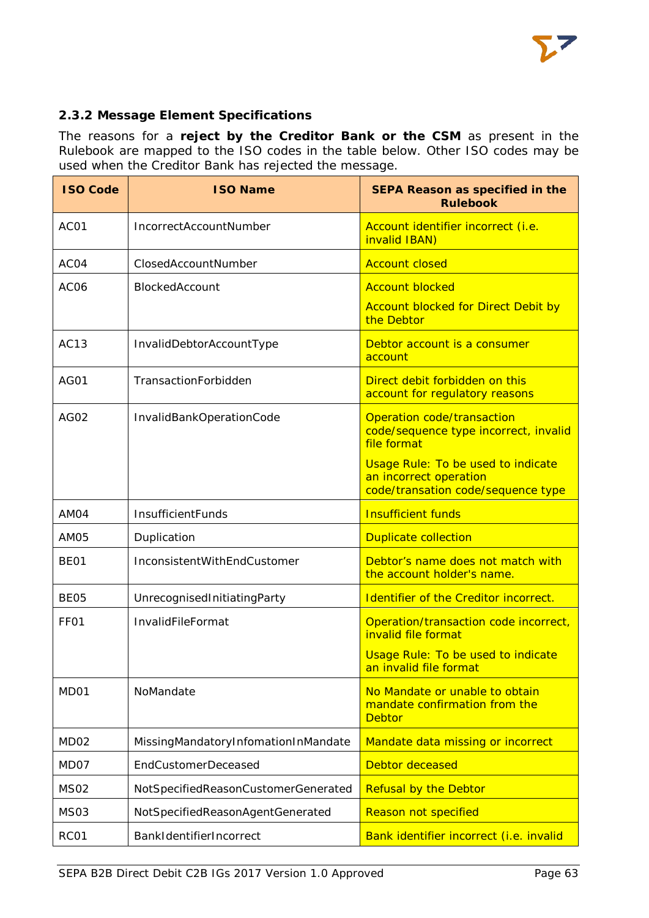### 2.3.2 Message Element Specifications

The reasons for a **reject by the Creditor Bank or the CSM** as present in the Rulebook are mapped to the ISO codes in the table below. Other ISO codes may be used when the Creditor Bank has rejected the message.

| ISO Code | ISO Name | SEPA Reason as specified in the Rulebook |
|---|---|---|
| AC01 | IncorrectAccountNumber | Account identifier incorrect (i.e. invalid IBAN) |
| AC04 | ClosedAccountNumber | Account closed |
| AC06 | BlockedAccount | Account blocked<br><br>Account blocked for Direct Debit by the Debtor |
| AC13 | InvalidDebtorAccountType | Debtor account is a consumer account |
| AG01 | TransactionForbidden | Direct debit forbidden on this account for regulatory reasons |
| AG02 | InvalidBankOperationCode | Operation code/transaction code/sequence type incorrect, invalid file format<br><br>Usage Rule: To be used to indicate an incorrect operation code/transation code/sequence type |
| AM04 | InsufficientFunds | Insufficient funds |
| AM05 | Duplication | Duplicate collection |
| BE01 | InconsistentWithEndCustomer | Debtor's name does not match with the account holder's name. |
| BE05 | UnrecognisedInitiatingParty | Identifier of the Creditor incorrect. |
| FF01 | InvalidFileFormat | Operation/transaction code incorrect, invalid file format<br><br>Usage Rule: To be used to indicate an invalid file format |
| MD01 | NoMandate | No Mandate or unable to obtain mandate confirmation from the Debtor |
| MD02 | MissingMandatoryInfomationInMandate | Mandate data missing or incorrect |
| MD07 | EndCustomerDeceased | Debtor deceased |
| MS02 | NotSpecifiedReasonCustomerGenerated | Refusal by the Debtor |
| MS03 | NotSpecifiedReasonAgentGenerated | Reason not specified |
| RC01 | BankIdentifierIncorrect | Bank identifier incorrect (i.e. invalid |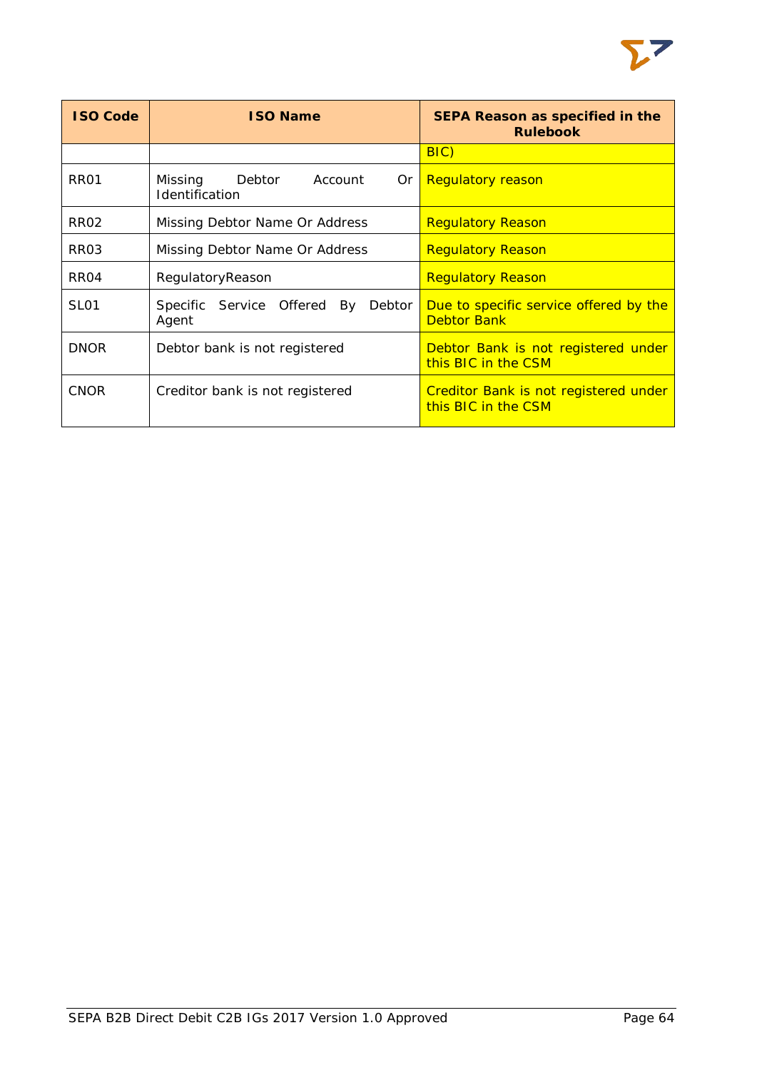| ISO Code | ISO Name | SEPA Reason as specified in the Rulebook |
|---|---|---|
| | | BIC) |
| RR01 | Missing Debtor Account Or Identification | Regulatory reason |
| RR02 | Missing Debtor Name Or Address | Regulatory Reason |
| RR03 | Missing Debtor Name Or Address | Regulatory Reason |
| RR04 | RegulatoryReason | Regulatory Reason |
| SL01 | Specific Service Offered By Debtor Agent | Due to specific service offered by the Debtor Bank |
| DNOR | Debtor bank is not registered | Debtor Bank is not registered under this BIC in the CSM |
| CNOR | Creditor bank is not registered | Creditor Bank is not registered under this BIC in the CSM |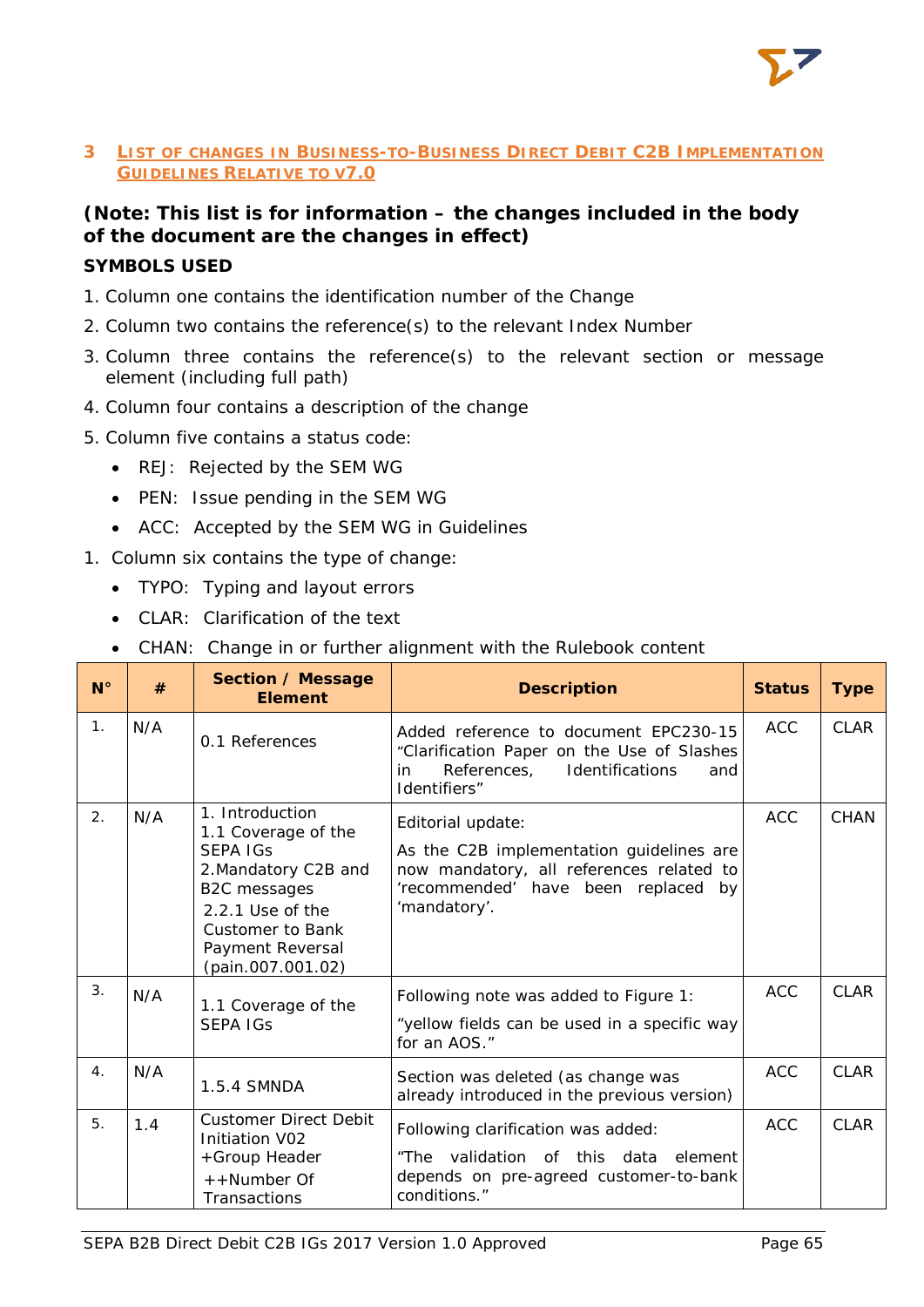# 3 LIST OF CHANGES IN BUSINESS-TO-BUSINESS DIRECT DEBIT C2B IMPLEMENTATION GUIDELINES RELATIVE TO V7.0

**(Note: This list is for information – the changes included in the body of the document are the changes in effect)**

**SYMBOLS USED**

1. Column one contains the identification number of the Change
2. Column two contains the reference(s) to the relevant Index Number
3. Column three contains the reference(s) to the relevant section or message element (including full path)
4. Column four contains a description of the change
5. Column five contains a status code:
   - REJ: Rejected by the SEM WG
   - PEN: Issue pending in the SEM WG
   - ACC: Accepted by the SEM WG in Guidelines

1. Column six contains the type of change:
   - TYPO: Typing and layout errors
   - CLAR: Clarification of the text
   - CHAN: Change in or further alignment with the Rulebook content

| N° | # | Section / Message Element | Description | Status | Type |
|---|---|---|---|---|---|
| 1. | N/A | 0.1 References | Added reference to document EPC230-15 "Clarification Paper on the Use of Slashes in References, Identifications and Identifiers" | ACC | CLAR |
| 2. | N/A | 1. Introduction<br>1.1 Coverage of the SEPA IGs<br>2.Mandatory C2B and B2C messages<br>2.2.1 Use of the Customer to Bank Payment Reversal (pain.007.001.02) | Editorial update:<br>As the C2B implementation guidelines are now mandatory, all references related to 'recommended' have been replaced by 'mandatory'. | ACC | CHAN |
| 3. | N/A | 1.1 Coverage of the SEPA IGs | Following note was added to Figure 1:<br>"yellow fields can be used in a specific way for an AOS." | ACC | CLAR |
| 4. | N/A | 1.5.4 SMNDA | Section was deleted (as change was already introduced in the previous version) | ACC | CLAR |
| 5. | 1.4 | Customer Direct Debit Initiation V02<br>+Group Header<br>++Number Of Transactions | Following clarification was added:<br>"The validation of this data element depends on pre-agreed customer-to-bank conditions." | ACC | CLAR |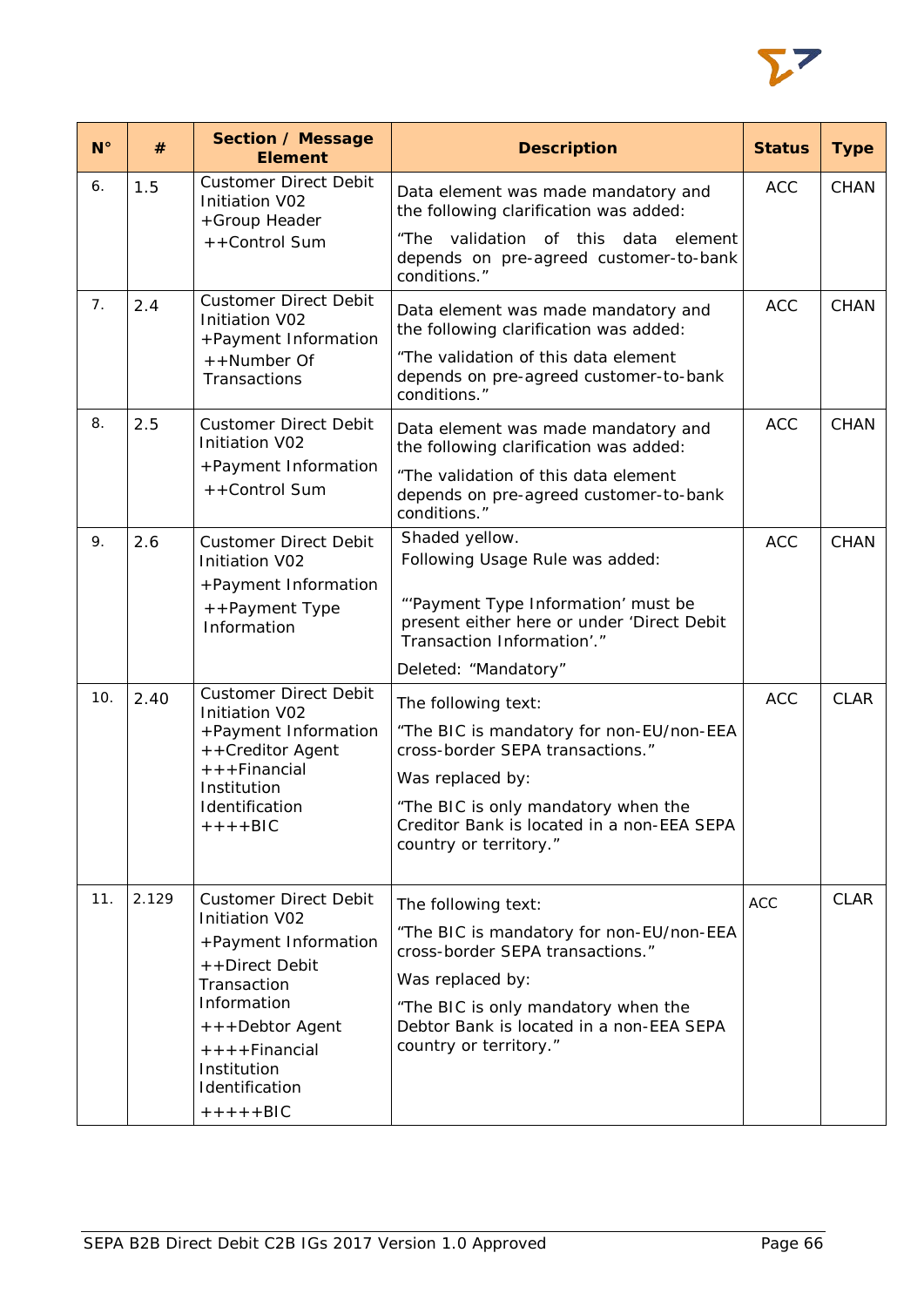| N° | # | Section / Message Element | Description | Status | Type |
|---|---|---|---|---|---|
| 6. | 1.5 | Customer Direct Debit Initiation V02<br>+Group Header<br>++Control Sum | Data element was made mandatory and the following clarification was added:<br>"The validation of this data element depends on pre-agreed customer-to-bank conditions." | ACC | CHAN |
| 7. | 2.4 | Customer Direct Debit Initiation V02<br>+Payment Information<br>++Number Of Transactions | Data element was made mandatory and the following clarification was added:<br>"The validation of this data element depends on pre-agreed customer-to-bank conditions." | ACC | CHAN |
| 8. | 2.5 | Customer Direct Debit Initiation V02<br>+Payment Information<br>++Control Sum | Data element was made mandatory and the following clarification was added:<br>"The validation of this data element depends on pre-agreed customer-to-bank conditions." | ACC | CHAN |
| 9. | 2.6 | Customer Direct Debit Initiation V02<br>+Payment Information<br>++Payment Type Information | Shaded yellow.<br>Following Usage Rule was added:<br>"'Payment Type Information' must be present either here or under 'Direct Debit Transaction Information'."<br>Deleted: "Mandatory" | ACC | CHAN |
| 10. | 2.40 | Customer Direct Debit Initiation V02<br>+Payment Information<br>++Creditor Agent<br>+++Financial Institution Identification<br>++++BIC | The following text:<br>"The BIC is mandatory for non-EU/non-EEA cross-border SEPA transactions."<br>Was replaced by:<br>"The BIC is only mandatory when the Creditor Bank is located in a non-EEA SEPA country or territory." | ACC | CLAR |
| 11. | 2.129 | Customer Direct Debit Initiation V02<br>+Payment Information<br>++Direct Debit Transaction Information<br>+++Debtor Agent<br>++++Financial Institution Identification<br>+++++BIC | The following text:<br>"The BIC is mandatory for non-EU/non-EEA cross-border SEPA transactions."<br>Was replaced by:<br>"The BIC is only mandatory when the Debtor Bank is located in a non-EEA SEPA country or territory." | ACC | CLAR |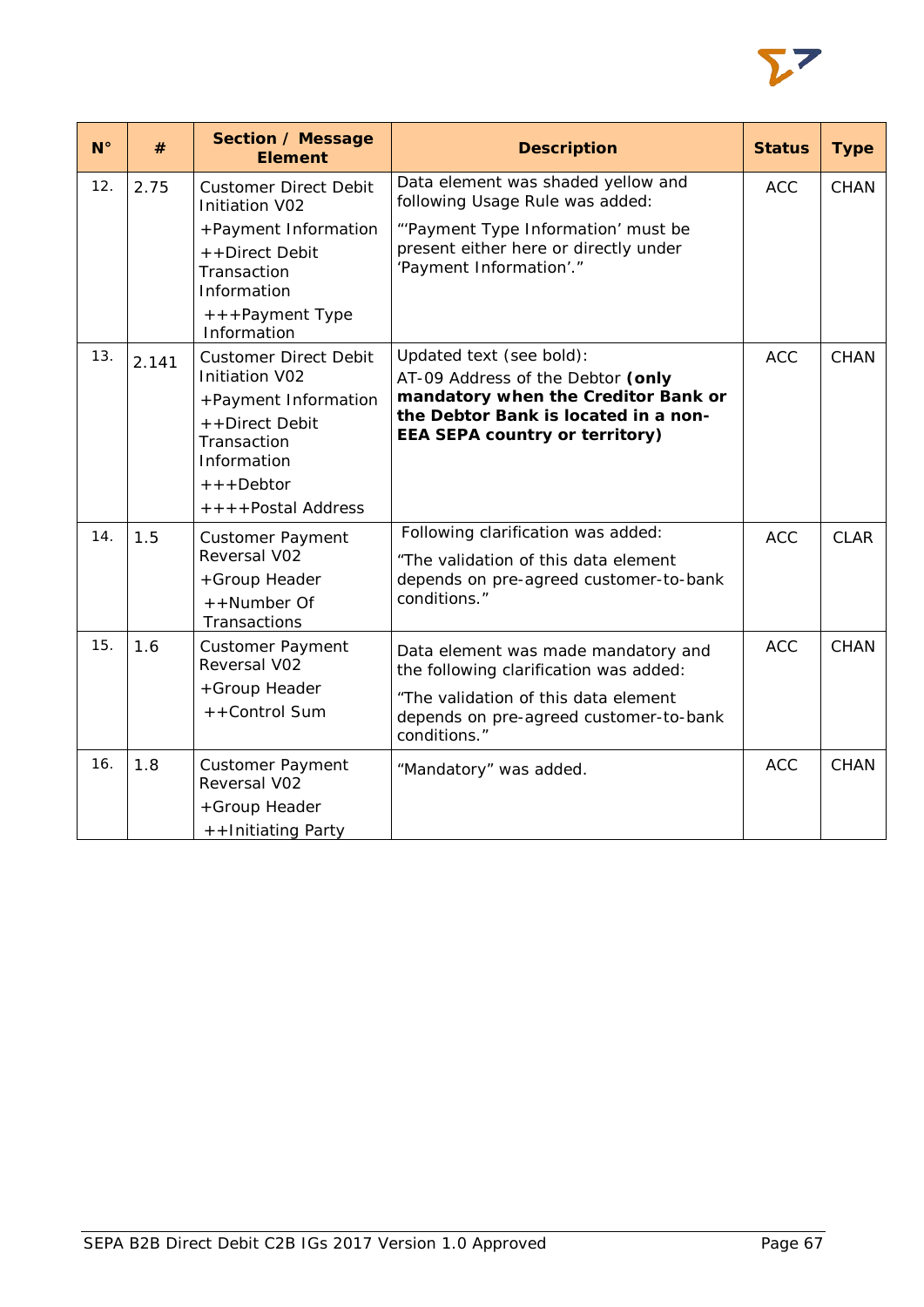| N° | # | Section / Message Element | Description | Status | Type |
|---|---|---|---|---|---|
| 12. | 2.75 | Customer Direct Debit Initiation V02<br>+Payment Information<br>++Direct Debit Transaction Information<br>+++Payment Type Information | Data element was shaded yellow and following Usage Rule was added:<br>"'Payment Type Information' must be present either here or directly under 'Payment Information'." | ACC | CHAN |
| 13. | 2.141 | Customer Direct Debit Initiation V02<br>+Payment Information<br>++Direct Debit Transaction Information<br>+++Debtor<br>++++Postal Address | Updated text (see bold):<br>AT-09 Address of the Debtor **(only mandatory when the Creditor Bank or the Debtor Bank is located in a non-EEA SEPA country or territory)** | ACC | CHAN |
| 14. | 1.5 | Customer Payment Reversal V02<br>+Group Header<br>++Number Of Transactions | Following clarification was added:<br>"The validation of this data element depends on pre-agreed customer-to-bank conditions." | ACC | CLAR |
| 15. | 1.6 | Customer Payment Reversal V02<br>+Group Header<br>++Control Sum | Data element was made mandatory and the following clarification was added:<br>"The validation of this data element depends on pre-agreed customer-to-bank conditions." | ACC | CHAN |
| 16. | 1.8 | Customer Payment Reversal V02<br>+Group Header<br>++Initiating Party | "Mandatory" was added. | ACC | CHAN |